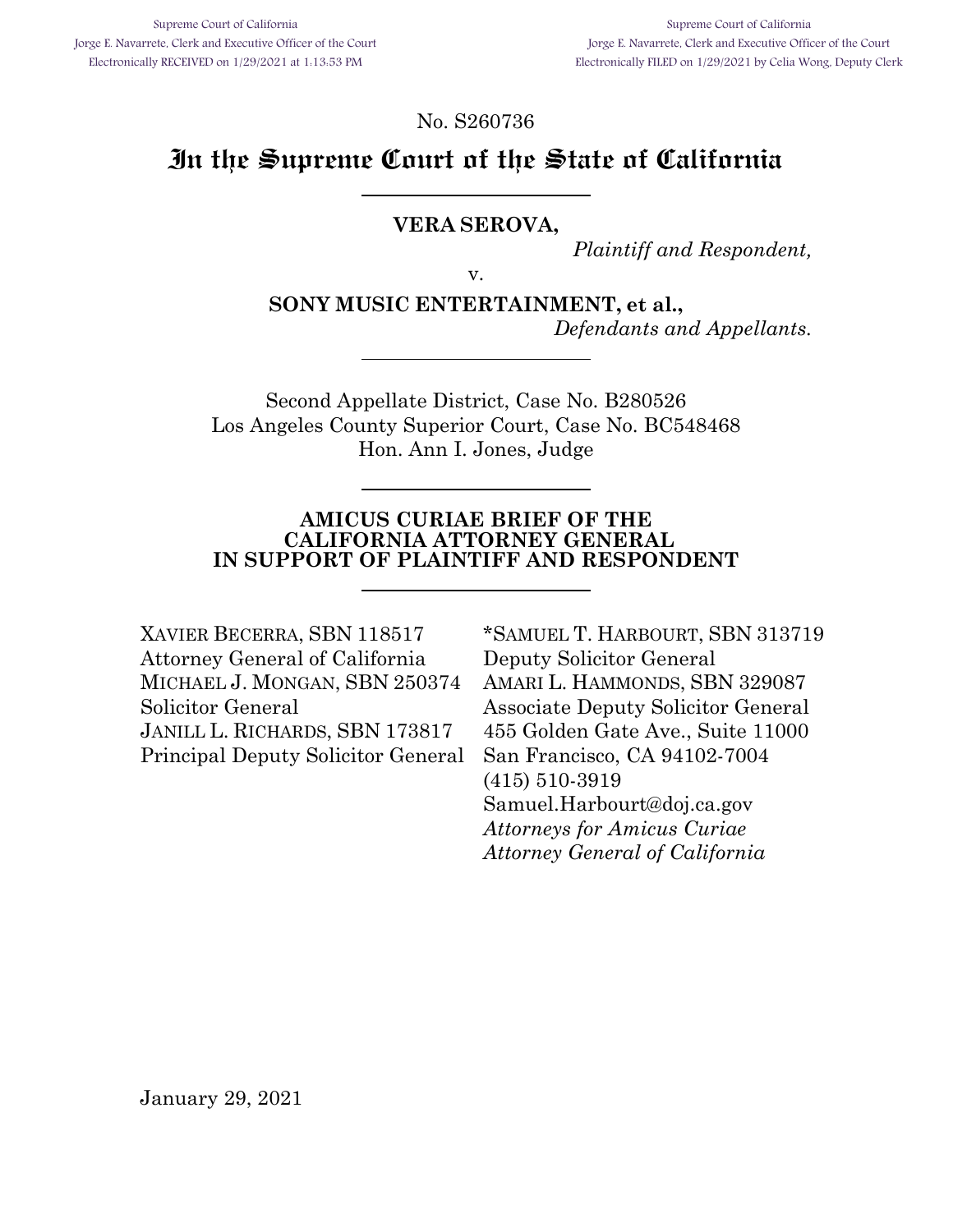Supreme Court of California
Jorge E. Navarrete, Clerk and Executive Officer of the Court
Electronically RECEIVED on 1/29/2021 at 1:13:53 PM

Supreme Court of California
Jorge E. Navarrete, Clerk and Executive Officer of the Court
Electronically FILED on 1/29/2021 by Celia Wong, Deputy Clerk

No. S260736

# In the Supreme Court of the State of California

**VERA SEROVA,**

*Plaintiff and Respondent,*

v.

**SONY MUSIC ENTERTAINMENT, et al.,**

*Defendants and Appellants.*

Second Appellate District, Case No. B280526
Los Angeles County Superior Court, Case No. BC548468
Hon. Ann I. Jones, Judge

## AMICUS CURIAE BRIEF OF THE CALIFORNIA ATTORNEY GENERAL IN SUPPORT OF PLAINTIFF AND RESPONDENT

XAVIER BECERRA, SBN 118517
Attorney General of California
MICHAEL J. MONGAN, SBN 250374
Solicitor General
JANILL L. RICHARDS, SBN 173817
Principal Deputy Solicitor General

*SAMUEL T. HARBOURT, SBN 313719
Deputy Solicitor General
AMARI L. HAMMONDS, SBN 329087
Associate Deputy Solicitor General
455 Golden Gate Ave., Suite 11000
San Francisco, CA 94102-7004
(415) 510-3919
Samuel.Harbourt@doj.ca.gov
*Attorneys for Amicus Curiae*
*Attorney General of California*

January 29, 2021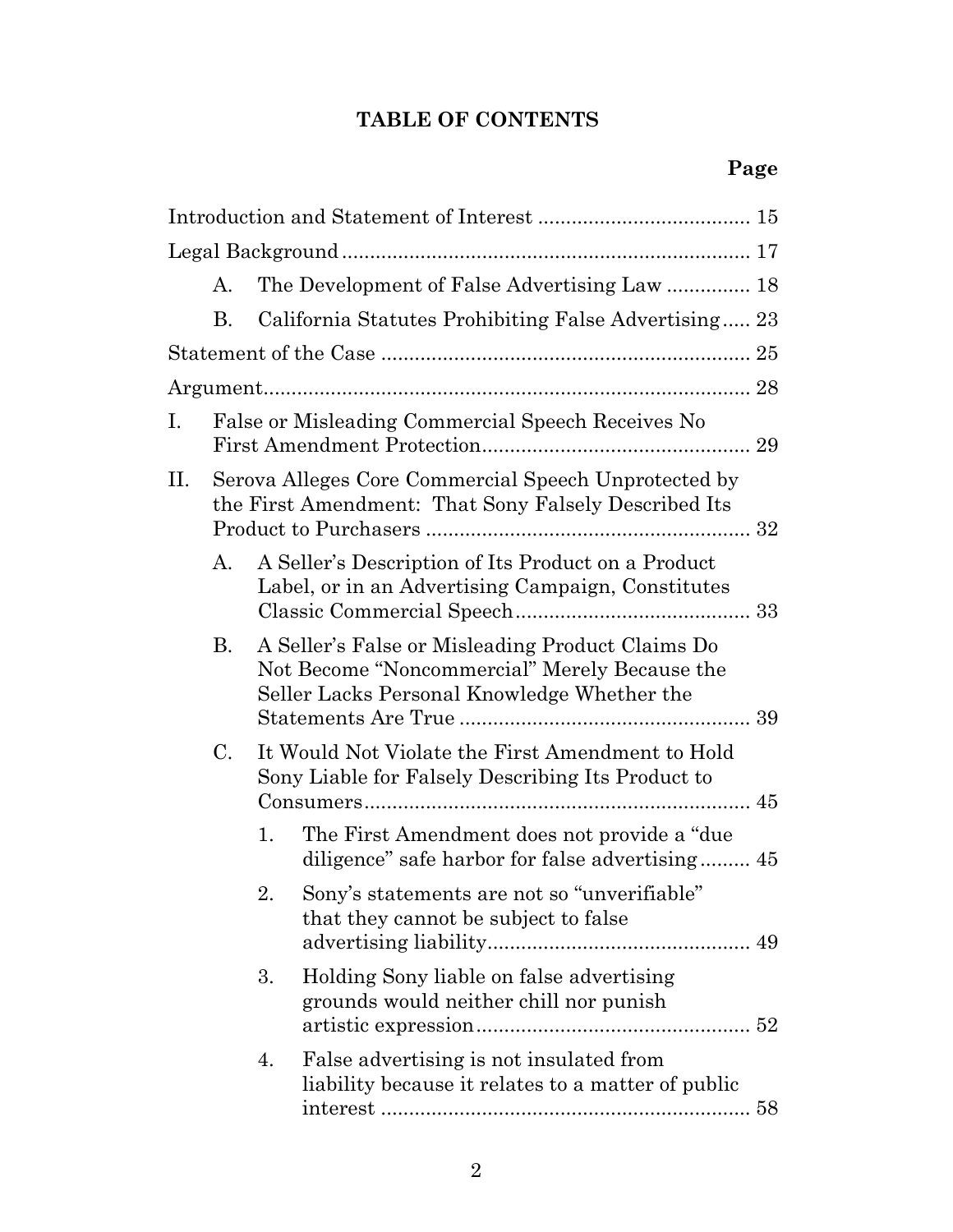# TABLE OF CONTENTS

**Page**

Introduction and Statement of Interest ...................................... 15

Legal Background ........................................................................ 17

A. The Development of False Advertising Law ............... 18

B. California Statutes Prohibiting False Advertising ..... 23

Statement of the Case ................................................................. 25

Argument ..................................................................................... 28

I. False or Misleading Commercial Speech Receives No First Amendment Protection ................................................ 29

II. Serova Alleges Core Commercial Speech Unprotected by the First Amendment: That Sony Falsely Described Its Product to Purchasers .......................................................... 32

A. A Seller's Description of Its Product on a Product Label, or in an Advertising Campaign, Constitutes Classic Commercial Speech .......................................... 33

B. A Seller's False or Misleading Product Claims Do Not Become "Noncommercial" Merely Because the Seller Lacks Personal Knowledge Whether the Statements Are True .................................................... 39

C. It Would Not Violate the First Amendment to Hold Sony Liable for Falsely Describing Its Product to Consumers ..................................................................... 45

1. The First Amendment does not provide a "due diligence" safe harbor for false advertising ......... 45

2. Sony's statements are not so "unverifiable" that they cannot be subject to false advertising liability ............................................... 49

3. Holding Sony liable on false advertising grounds would neither chill nor punish artistic expression ................................................. 52

4. False advertising is not insulated from liability because it relates to a matter of public interest .................................................................. 58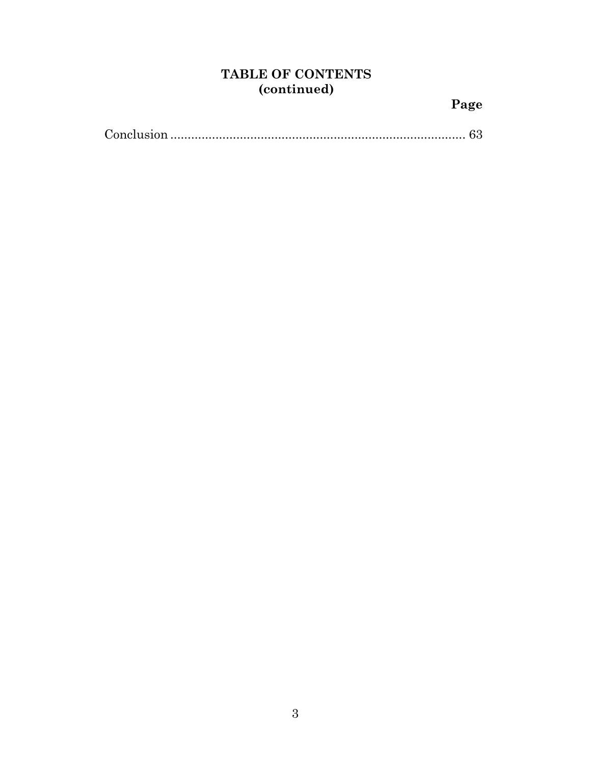**TABLE OF CONTENTS**
**(continued)**

| | |
|---|---|
| | **Page** |
| Conclusion | 63 |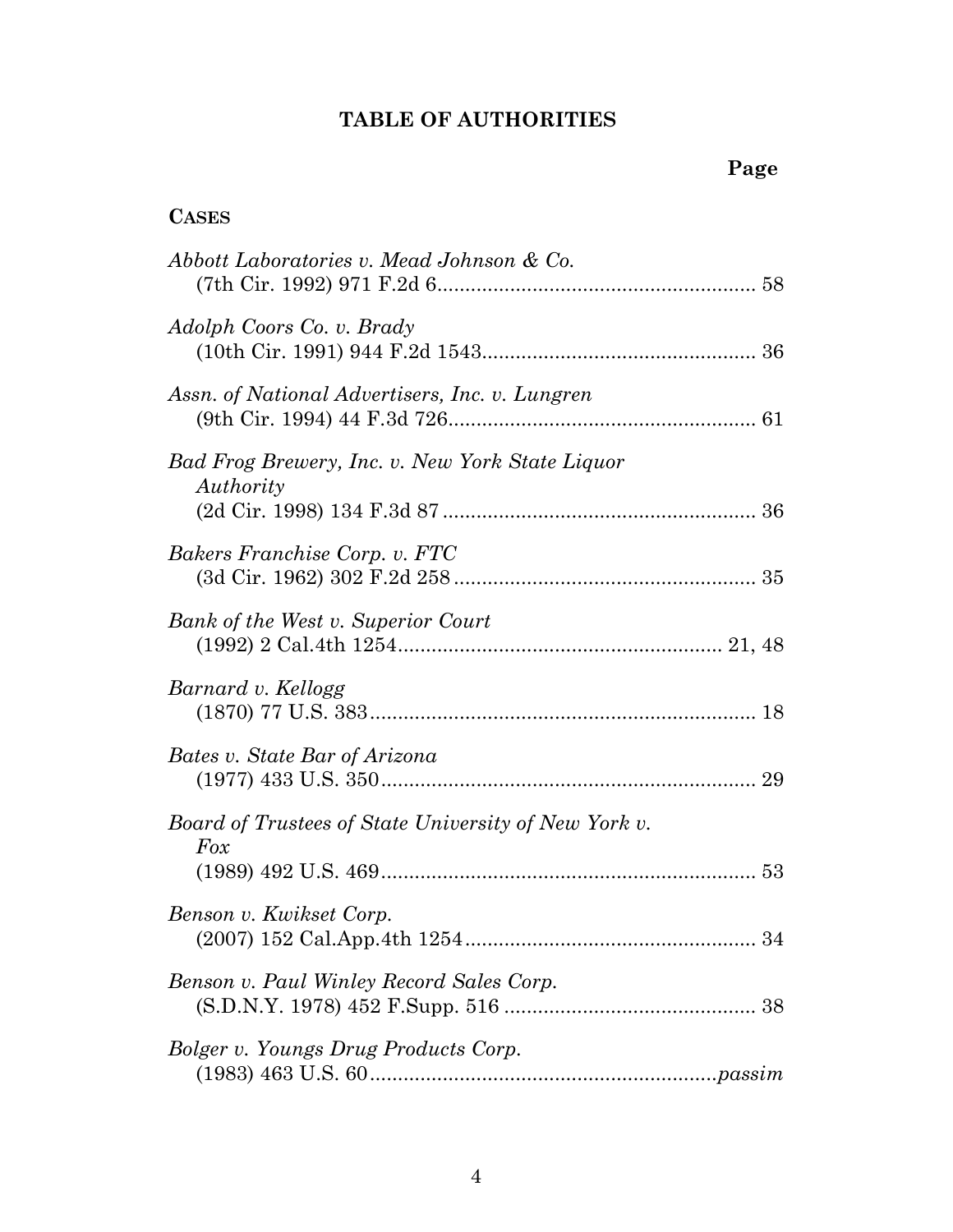# TABLE OF AUTHORITIES

**Page**

**CASES**

*Abbott Laboratories v. Mead Johnson & Co.*
(7th Cir. 1992) 971 F.2d 6........................................................ 58

*Adolph Coors Co. v. Brady*
(10th Cir. 1991) 944 F.2d 1543................................................ 36

*Assn. of National Advertisers, Inc. v. Lungren*
(9th Cir. 1994) 44 F.3d 726...................................................... 61

*Bad Frog Brewery, Inc. v. New York State Liquor Authority*
(2d Cir. 1998) 134 F.3d 87 ....................................................... 36

*Bakers Franchise Corp. v. FTC*
(3d Cir. 1962) 302 F.2d 258 ..................................................... 35

*Bank of the West v. Superior Court*
(1992) 2 Cal.4th 1254......................................................... 21, 48

*Barnard v. Kellogg*
(1870) 77 U.S. 383.................................................................... 18

*Bates v. State Bar of Arizona*
(1977) 433 U.S. 350.................................................................. 29

*Board of Trustees of State University of New York v. Fox*
(1989) 492 U.S. 469.................................................................. 53

*Benson v. Kwikset Corp.*
(2007) 152 Cal.App.4th 1254................................................... 34

*Benson v. Paul Winley Record Sales Corp.*
(S.D.N.Y. 1978) 452 F.Supp. 516 ............................................ 38

*Bolger v. Youngs Drug Products Corp.*
(1983) 463 U.S. 60..............................................................*passim*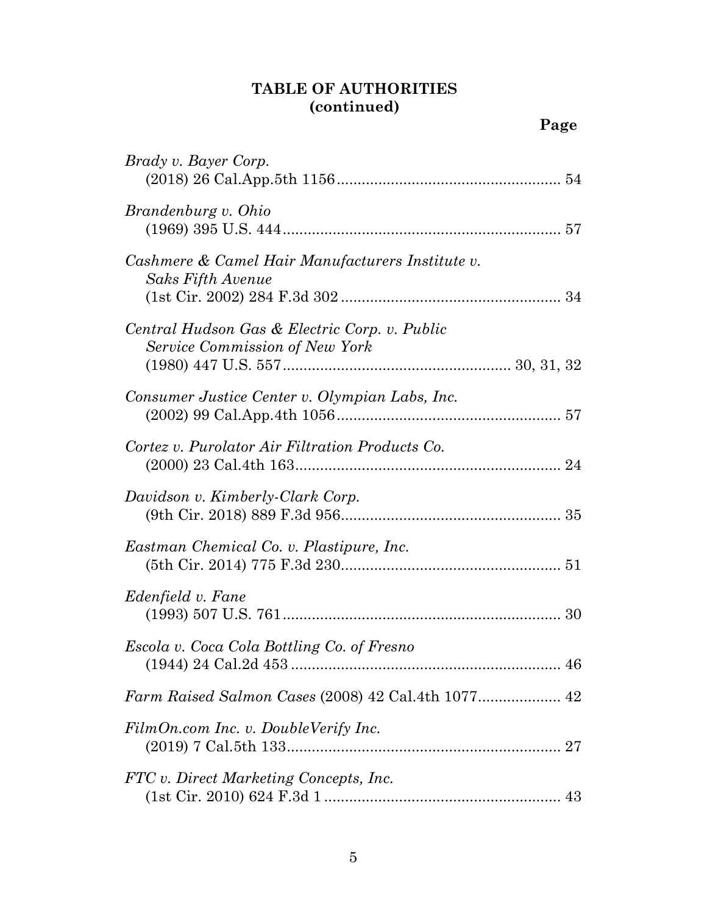**TABLE OF AUTHORITIES**
**(continued)**

**Page**

*Brady v. Bayer Corp.*
(2018) 26 Cal.App.5th 1156 ...................................................... 54

*Brandenburg v. Ohio*
(1969) 395 U.S. 444 ................................................................... 57

*Cashmere & Camel Hair Manufacturers Institute v. Saks Fifth Avenue*
(1st Cir. 2002) 284 F.3d 302 ..................................................... 34

*Central Hudson Gas & Electric Corp. v. Public Service Commission of New York*
(1980) 447 U.S. 557 ...................................................... 30, 31, 32

*Consumer Justice Center v. Olympian Labs, Inc.*
(2002) 99 Cal.App.4th 1056 ...................................................... 57

*Cortez v. Purolator Air Filtration Products Co.*
(2000) 23 Cal.4th 163 ................................................................ 24

*Davidson v. Kimberly-Clark Corp.*
(9th Cir. 2018) 889 F.3d 956 ..................................................... 35

*Eastman Chemical Co. v. Plastipure, Inc.*
(5th Cir. 2014) 775 F.3d 230 ..................................................... 51

*Edenfield v. Fane*
(1993) 507 U.S. 761 ................................................................... 30

*Escola v. Coca Cola Bottling Co. of Fresno*
(1944) 24 Cal.2d 453 .................................................................. 46

*Farm Raised Salmon Cases* (2008) 42 Cal.4th 1077 .................... 42

*FilmOn.com Inc. v. DoubleVerify Inc.*
(2019) 7 Cal.5th 133 .................................................................. 27

*FTC v. Direct Marketing Concepts, Inc.*
(1st Cir. 2010) 624 F.3d 1 ......................................................... 43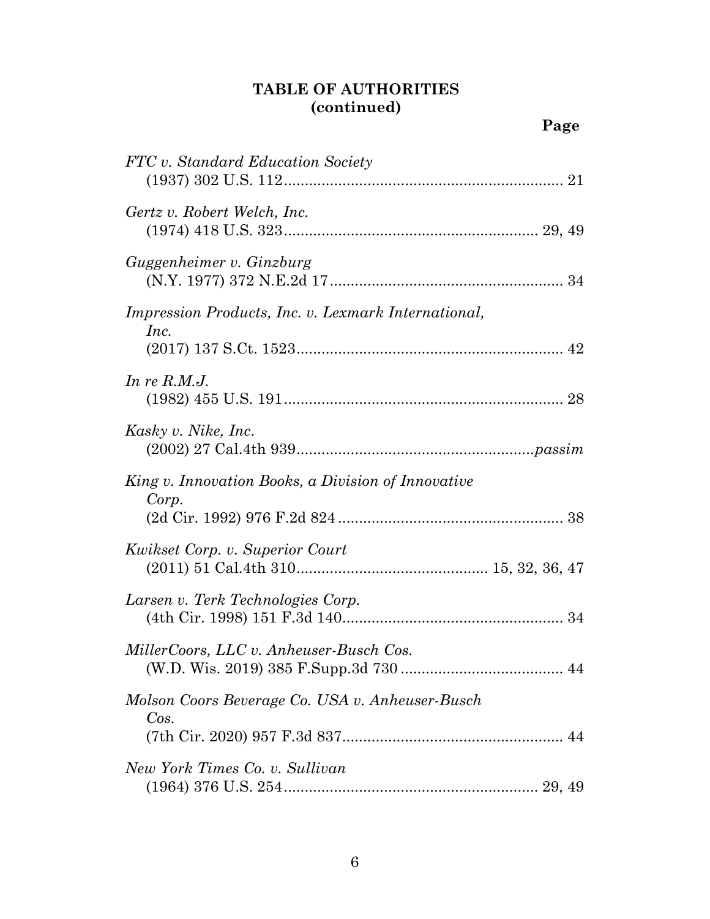**TABLE OF AUTHORITIES**
**(continued)**

**Page**

*FTC v. Standard Education Society*
(1937) 302 U.S. 112 .................................................................. 21

*Gertz v. Robert Welch, Inc.*
(1974) 418 U.S. 323 ............................................................ 29, 49

*Guggenheimer v. Ginzburg*
(N.Y. 1977) 372 N.E.2d 17 ....................................................... 34

*Impression Products, Inc. v. Lexmark International, Inc.*
(2017) 137 S.Ct. 1523 ................................................................ 42

*In re R.M.J.*
(1982) 455 U.S. 191 .................................................................. 28

*Kasky v. Nike, Inc.*
(2002) 27 Cal.4th 939 ......................................................... *passim*

*King v. Innovation Books, a Division of Innovative Corp.*
(2d Cir. 1992) 976 F.2d 824 ...................................................... 38

*Kwikset Corp. v. Superior Court*
(2011) 51 Cal.4th 310 .............................................. 15, 32, 36, 47

*Larsen v. Terk Technologies Corp.*
(4th Cir. 1998) 151 F.3d 140 ..................................................... 34

*MillerCoors, LLC v. Anheuser-Busch Cos.*
(W.D. Wis. 2019) 385 F.Supp.3d 730 ........................................ 44

*Molson Coors Beverage Co. USA v. Anheuser-Busch Cos.*
(7th Cir. 2020) 957 F.3d 837 ...................................................... 44

*New York Times Co. v. Sullivan*
(1964) 376 U.S. 254 ............................................................ 29, 49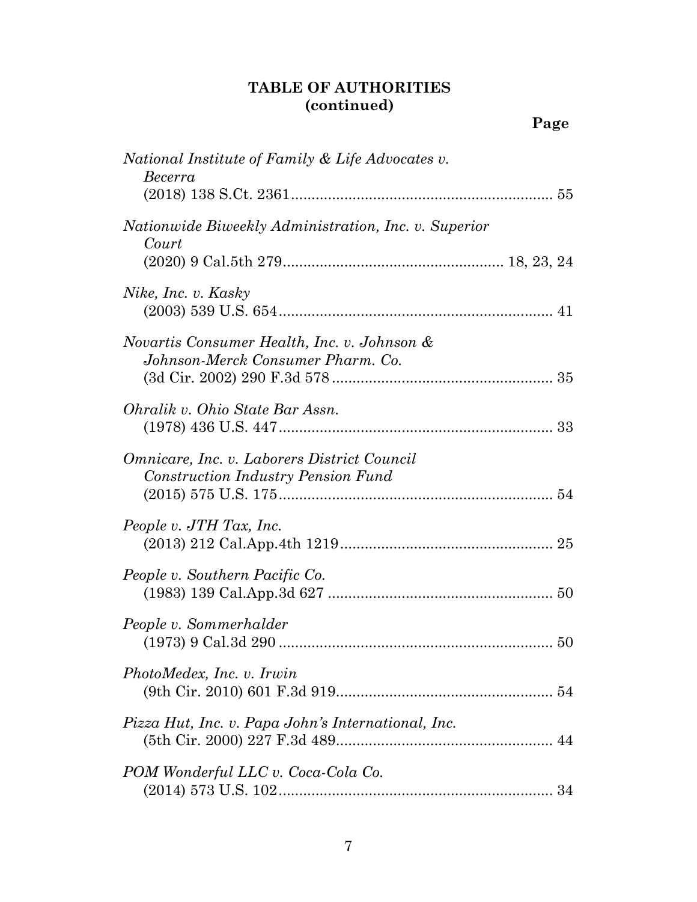## TABLE OF AUTHORITIES
## (continued)

**Page**

*National Institute of Family & Life Advocates v. Becerra*
(2018) 138 S.Ct. 2361 ............................................................... 55

*Nationwide Biweekly Administration, Inc. v. Superior Court*
(2020) 9 Cal.5th 279 .................................................... 18, 23, 24

*Nike, Inc. v. Kasky*
(2003) 539 U.S. 654 .................................................................. 41

*Novartis Consumer Health, Inc. v. Johnson & Johnson-Merck Consumer Pharm. Co.*
(3d Cir. 2002) 290 F.3d 578 ...................................................... 35

*Ohralik v. Ohio State Bar Assn.*
(1978) 436 U.S. 447 .................................................................. 33

*Omnicare, Inc. v. Laborers District Council Construction Industry Pension Fund*
(2015) 575 U.S. 175 .................................................................. 54

*People v. JTH Tax, Inc.*
(2013) 212 Cal.App.4th 1219 .................................................... 25

*People v. Southern Pacific Co.*
(1983) 139 Cal.App.3d 627 ....................................................... 50

*People v. Sommerhalder*
(1973) 9 Cal.3d 290 .................................................................. 50

*PhotoMedex, Inc. v. Irwin*
(9th Cir. 2010) 601 F.3d 919 ..................................................... 54

*Pizza Hut, Inc. v. Papa John's International, Inc.*
(5th Cir. 2000) 227 F.3d 489 ..................................................... 44

*POM Wonderful LLC v. Coca-Cola Co.*
(2014) 573 U.S. 102 .................................................................. 34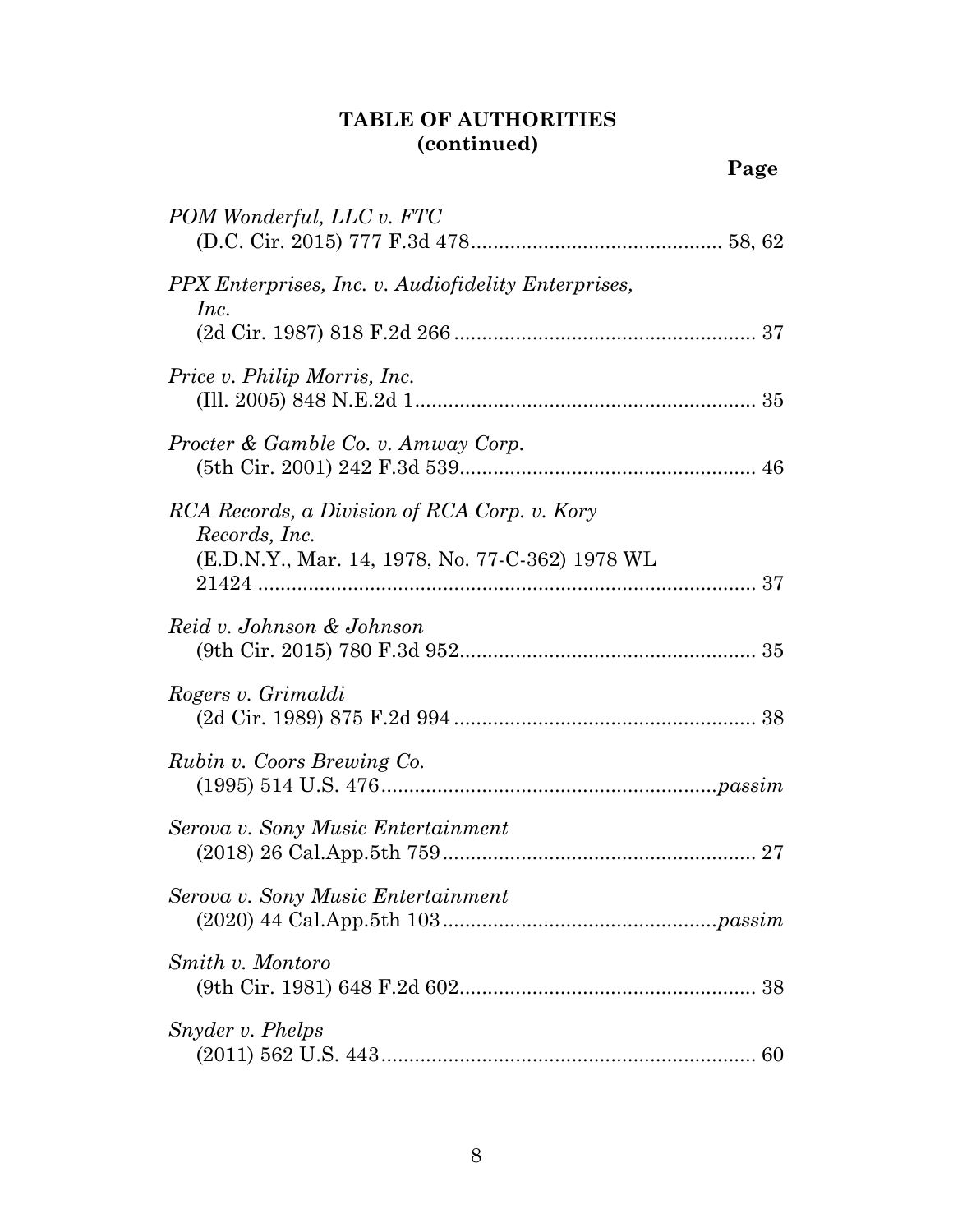**TABLE OF AUTHORITIES**
**(continued)**

**Page**

*POM Wonderful, LLC v. FTC*
(D.C. Cir. 2015) 777 F.3d 478............................................ 58, 62

*PPX Enterprises, Inc. v. Audiofidelity Enterprises, Inc.*
(2d Cir. 1987) 818 F.2d 266 ...................................................... 37

*Price v. Philip Morris, Inc.*
(Ill. 2005) 848 N.E.2d 1............................................................. 35

*Procter & Gamble Co. v. Amway Corp.*
(5th Cir. 2001) 242 F.3d 539..................................................... 46

*RCA Records, a Division of RCA Corp. v. Kory Records, Inc.*
(E.D.N.Y., Mar. 14, 1978, No. 77-C-362) 1978 WL 21424 ........................................................................................ 37

*Reid v. Johnson & Johnson*
(9th Cir. 2015) 780 F.3d 952..................................................... 35

*Rogers v. Grimaldi*
(2d Cir. 1989) 875 F.2d 994 ...................................................... 38

*Rubin v. Coors Brewing Co.*
(1995) 514 U.S. 476...........................................................*passim*

*Serova v. Sony Music Entertainment*
(2018) 26 Cal.App.5th 759........................................................ 27

*Serova v. Sony Music Entertainment*
(2020) 44 Cal.App.5th 103................................................*passim*

*Smith v. Montoro*
(9th Cir. 1981) 648 F.2d 602...................................................... 38

*Snyder v. Phelps*
(2011) 562 U.S. 443................................................................... 60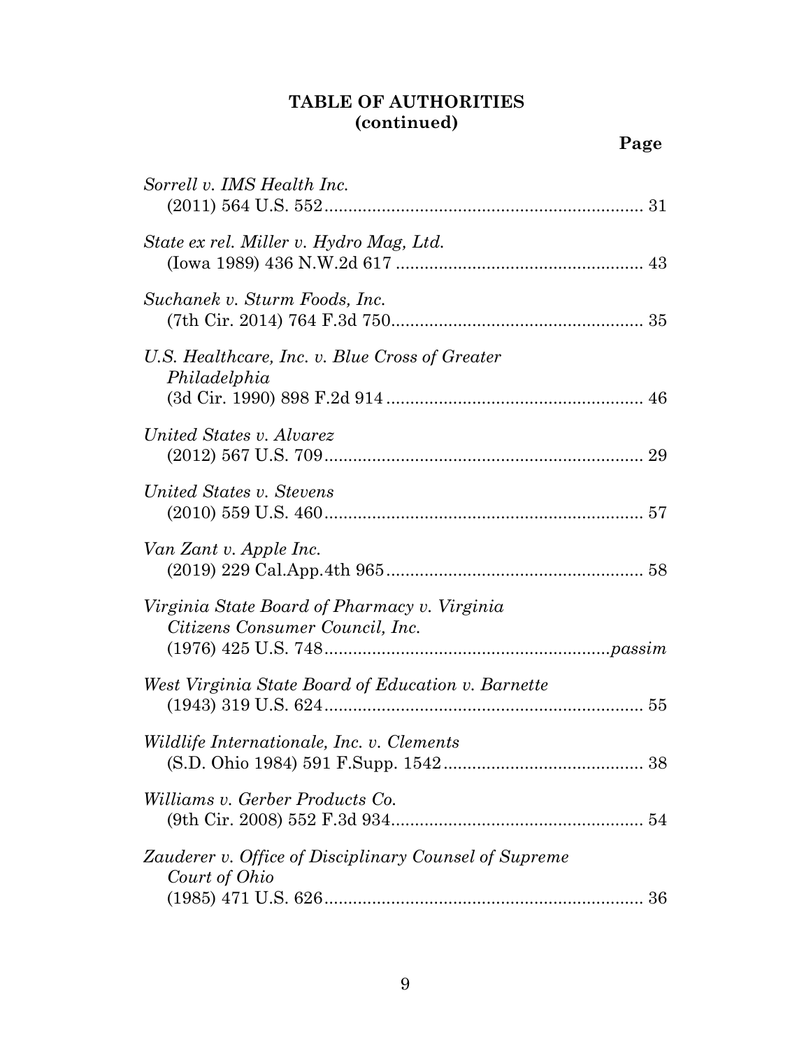**TABLE OF AUTHORITIES**
**(continued)**

**Page**

*Sorrell v. IMS Health Inc.*
(2011) 564 U.S. 552 .................................................................. 31

*State ex rel. Miller v. Hydro Mag, Ltd.*
(Iowa 1989) 436 N.W.2d 617 .................................................... 43

*Suchanek v. Sturm Foods, Inc.*
(7th Cir. 2014) 764 F.3d 750 ..................................................... 35

*U.S. Healthcare, Inc. v. Blue Cross of Greater Philadelphia*
(3d Cir. 1990) 898 F.2d 914 ...................................................... 46

*United States v. Alvarez*
(2012) 567 U.S. 709 .................................................................. 29

*United States v. Stevens*
(2010) 559 U.S. 460 .................................................................. 57

*Van Zant v. Apple Inc.*
(2019) 229 Cal.App.4th 965 ...................................................... 58

*Virginia State Board of Pharmacy v. Virginia Citizens Consumer Council, Inc.*
(1976) 425 U.S. 748 ........................................................... *passim*

*West Virginia State Board of Education v. Barnette*
(1943) 319 U.S. 624 .................................................................. 55

*Wildlife Internationale, Inc. v. Clements*
(S.D. Ohio 1984) 591 F.Supp. 1542 ........................................... 38

*Williams v. Gerber Products Co.*
(9th Cir. 2008) 552 F.3d 934 ..................................................... 54

*Zauderer v. Office of Disciplinary Counsel of Supreme Court of Ohio*
(1985) 471 U.S. 626 .................................................................. 36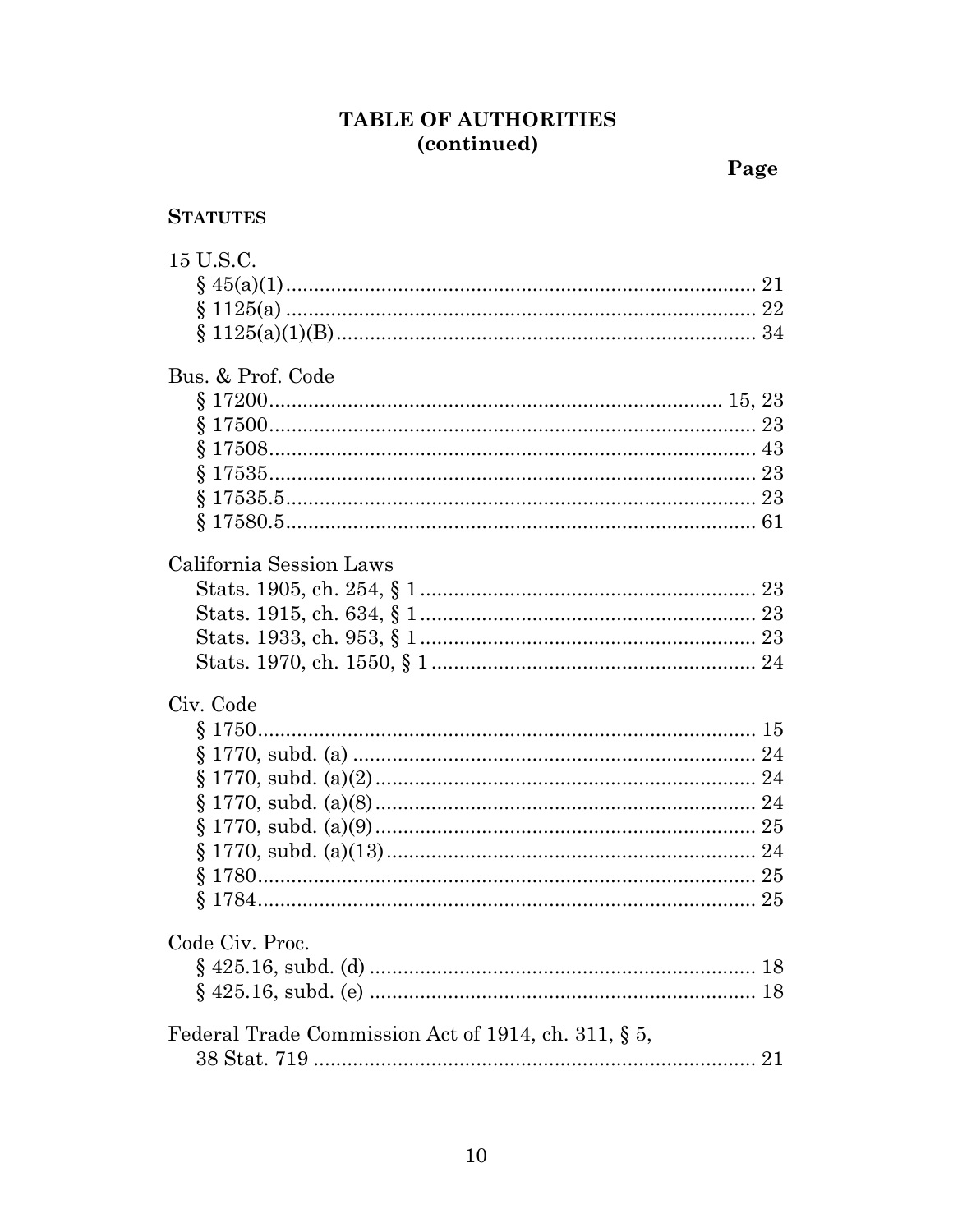# TABLE OF AUTHORITIES
# (continued)

**Page**

**STATUTES**

15 U.S.C.
- § 45(a)(1) ... 21
- § 1125(a) ... 22
- § 1125(a)(1)(B) ... 34

Bus. & Prof. Code
- § 17200 ... 15, 23
- § 17500 ... 23
- § 17508 ... 43
- § 17535 ... 23
- § 17535.5 ... 23
- § 17580.5 ... 61

California Session Laws
- Stats. 1905, ch. 254, § 1 ... 23
- Stats. 1915, ch. 634, § 1 ... 23
- Stats. 1933, ch. 953, § 1 ... 23
- Stats. 1970, ch. 1550, § 1 ... 24

Civ. Code
- § 1750 ... 15
- § 1770, subd. (a) ... 24
- § 1770, subd. (a)(2) ... 24
- § 1770, subd. (a)(8) ... 24
- § 1770, subd. (a)(9) ... 25
- § 1770, subd. (a)(13) ... 24
- § 1780 ... 25
- § 1784 ... 25

Code Civ. Proc.
- § 425.16, subd. (d) ... 18
- § 425.16, subd. (e) ... 18

Federal Trade Commission Act of 1914, ch. 311, § 5, 38 Stat. 719 ... 21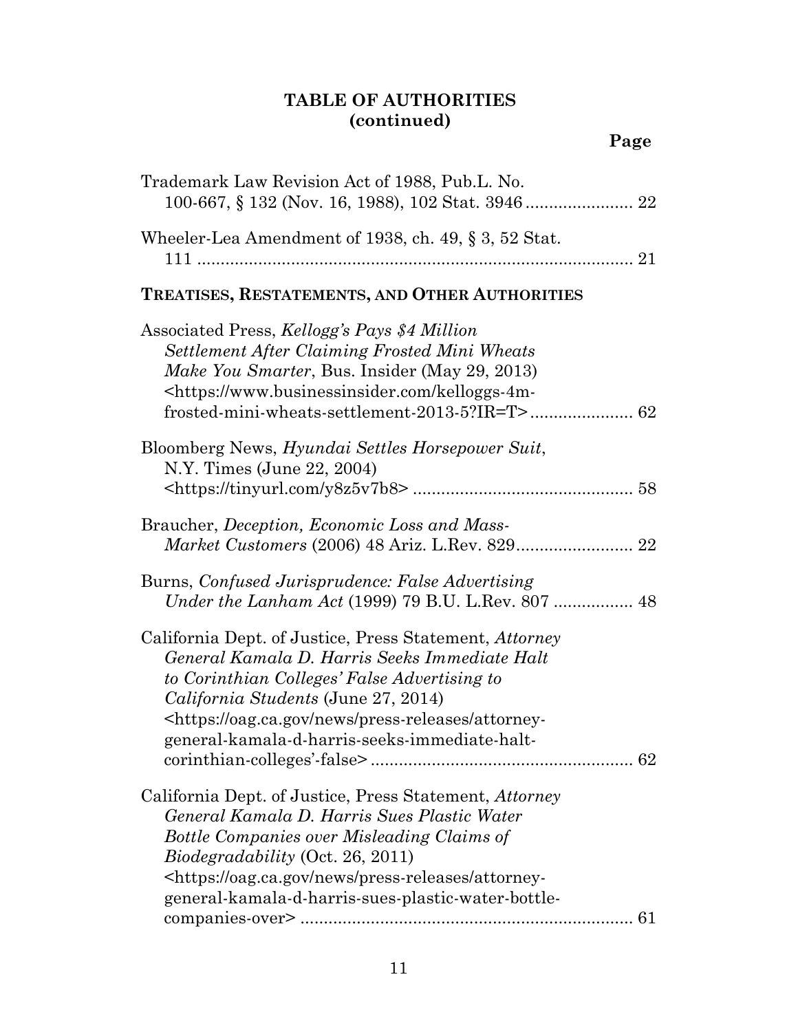## TABLE OF AUTHORITIES (continued)

**Page**

Trademark Law Revision Act of 1988, Pub.L. No. 100-667, § 132 (Nov. 16, 1988), 102 Stat. 3946 ....................... 22

Wheeler-Lea Amendment of 1938, ch. 49, § 3, 52 Stat. 111 ........................................................................................... 21

### TREATISES, RESTATEMENTS, AND OTHER AUTHORITIES

Associated Press, *Kellogg's Pays $4 Million Settlement After Claiming Frosted Mini Wheats Make You Smarter*, Bus. Insider (May 29, 2013) <https://www.businessinsider.com/kelloggs-4m-frosted-mini-wheats-settlement-2013-5?IR=T> ...................... 62

Bloomberg News, *Hyundai Settles Horsepower Suit*, N.Y. Times (June 22, 2004) <https://tinyurl.com/y8z5v7b8> ............................................... 58

Braucher, *Deception, Economic Loss and Mass-Market Customers* (2006) 48 Ariz. L.Rev. 829......................... 22

Burns, *Confused Jurisprudence: False Advertising Under the Lanham Act* (1999) 79 B.U. L.Rev. 807 ................. 48

California Dept. of Justice, Press Statement, *Attorney General Kamala D. Harris Seeks Immediate Halt to Corinthian Colleges' False Advertising to California Students* (June 27, 2014) <https://oag.ca.gov/news/press-releases/attorney-general-kamala-d-harris-seeks-immediate-halt-corinthian-colleges'-false> ........................................................ 62

California Dept. of Justice, Press Statement, *Attorney General Kamala D. Harris Sues Plastic Water Bottle Companies over Misleading Claims of Biodegradability* (Oct. 26, 2011) <https://oag.ca.gov/news/press-releases/attorney-general-kamala-d-harris-sues-plastic-water-bottle-companies-over> ....................................................................... 61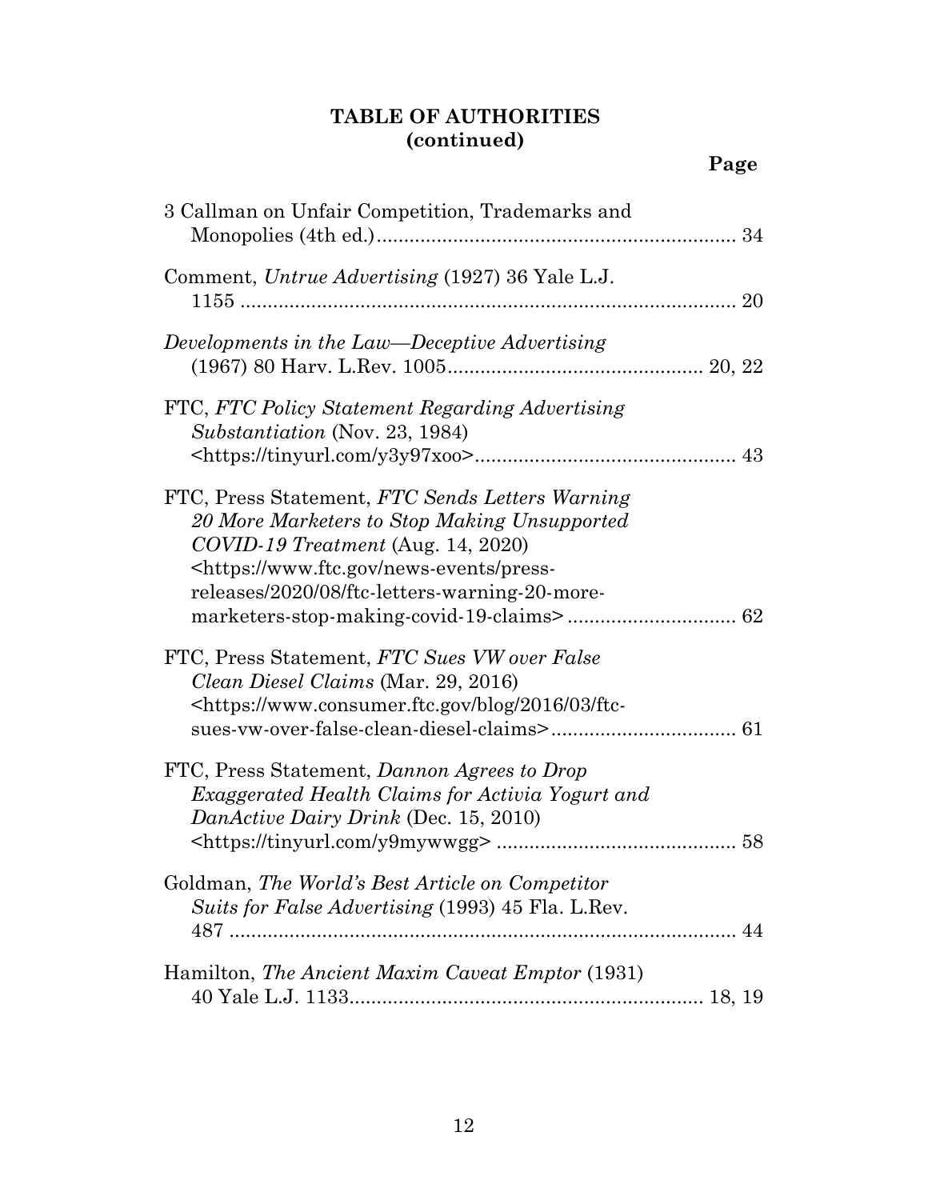**TABLE OF AUTHORITIES**
**(continued)**

**Page**

3 Callman on Unfair Competition, Trademarks and Monopolies (4th ed.) .................................................................. 34

Comment, *Untrue Advertising* (1927) 36 Yale L.J. 1155 ........................................................................... 20

*Developments in the Law—Deceptive Advertising* (1967) 80 Harv. L.Rev. 1005 .............................................. 20, 22

FTC, *FTC Policy Statement Regarding Advertising Substantiation* (Nov. 23, 1984) <https://tinyurl.com/y3y97xoo> ............................................... 43

FTC, Press Statement, *FTC Sends Letters Warning 20 More Marketers to Stop Making Unsupported COVID-19 Treatment* (Aug. 14, 2020) <https://www.ftc.gov/news-events/press-releases/2020/08/ftc-letters-warning-20-more-marketers-stop-making-covid-19-claims> ............................... 62

FTC, Press Statement, *FTC Sues VW over False Clean Diesel Claims* (Mar. 29, 2016) <https://www.consumer.ftc.gov/blog/2016/03/ftc-sues-vw-over-false-clean-diesel-claims> .................................. 61

FTC, Press Statement, *Dannon Agrees to Drop Exaggerated Health Claims for Activia Yogurt and DanActive Dairy Drink* (Dec. 15, 2010) <https://tinyurl.com/y9mywwgg> ........................................... 58

Goldman, *The World's Best Article on Competitor Suits for False Advertising* (1993) 45 Fla. L.Rev. 487 ............................................................................. 44

Hamilton, *The Ancient Maxim Caveat Emptor* (1931) 40 Yale L.J. 1133 ................................................................ 18, 19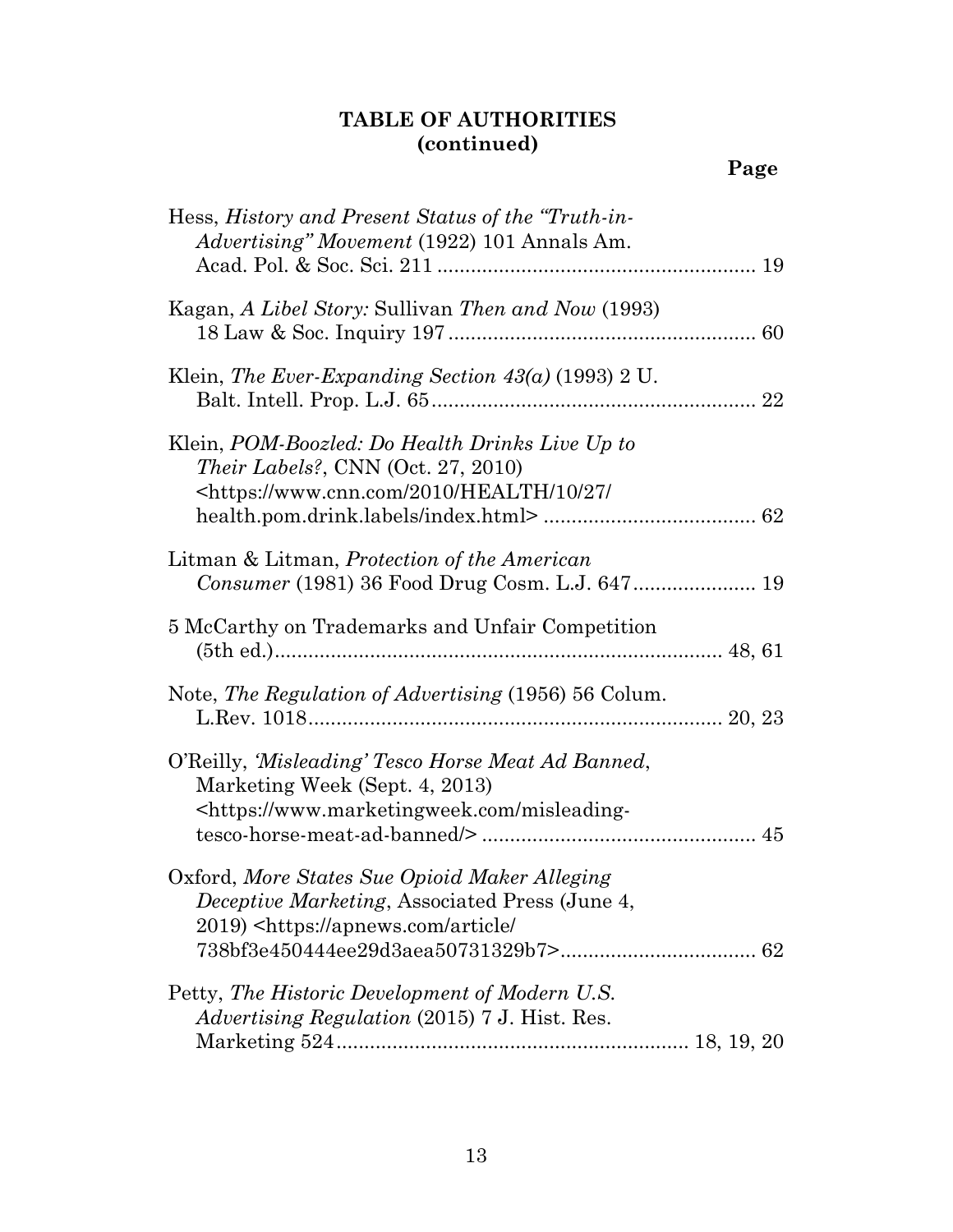**TABLE OF AUTHORITIES**
**(continued)**

**Page**

Hess, *History and Present Status of the "Truth-in-Advertising" Movement* (1922) 101 Annals Am. Acad. Pol. & Soc. Sci. 211 ........................................................ 19

Kagan, *A Libel Story:* Sullivan *Then and Now* (1993) 18 Law & Soc. Inquiry 197 ....................................................... 60

Klein, *The Ever-Expanding Section 43(a)* (1993) 2 U. Balt. Intell. Prop. L.J. 65 .......................................................... 22

Klein, *POM-Boozled: Do Health Drinks Live Up to Their Labels?*, CNN (Oct. 27, 2010) <https://www.cnn.com/2010/HEALTH/10/27/health.pom.drink.labels/index.html> ...................................... 62

Litman & Litman, *Protection of the American Consumer* (1981) 36 Food Drug Cosm. L.J. 647 ...................... 19

5 McCarthy on Trademarks and Unfair Competition (5th ed.) ................................................................................ 48, 61

Note, *The Regulation of Advertising* (1956) 56 Colum. L.Rev. 1018 .......................................................................... 20, 23

O'Reilly, *'Misleading' Tesco Horse Meat Ad Banned*, Marketing Week (Sept. 4, 2013) <https://www.marketingweek.com/misleading-tesco-horse-meat-ad-banned/> ................................................. 45

Oxford, *More States Sue Opioid Maker Alleging Deceptive Marketing*, Associated Press (June 4, 2019) <https://apnews.com/article/738bf3e450444ee29d3aea50731329b7> ................................... 62

Petty, *The Historic Development of Modern U.S. Advertising Regulation* (2015) 7 J. Hist. Res. Marketing 524 ............................................................... 18, 19, 20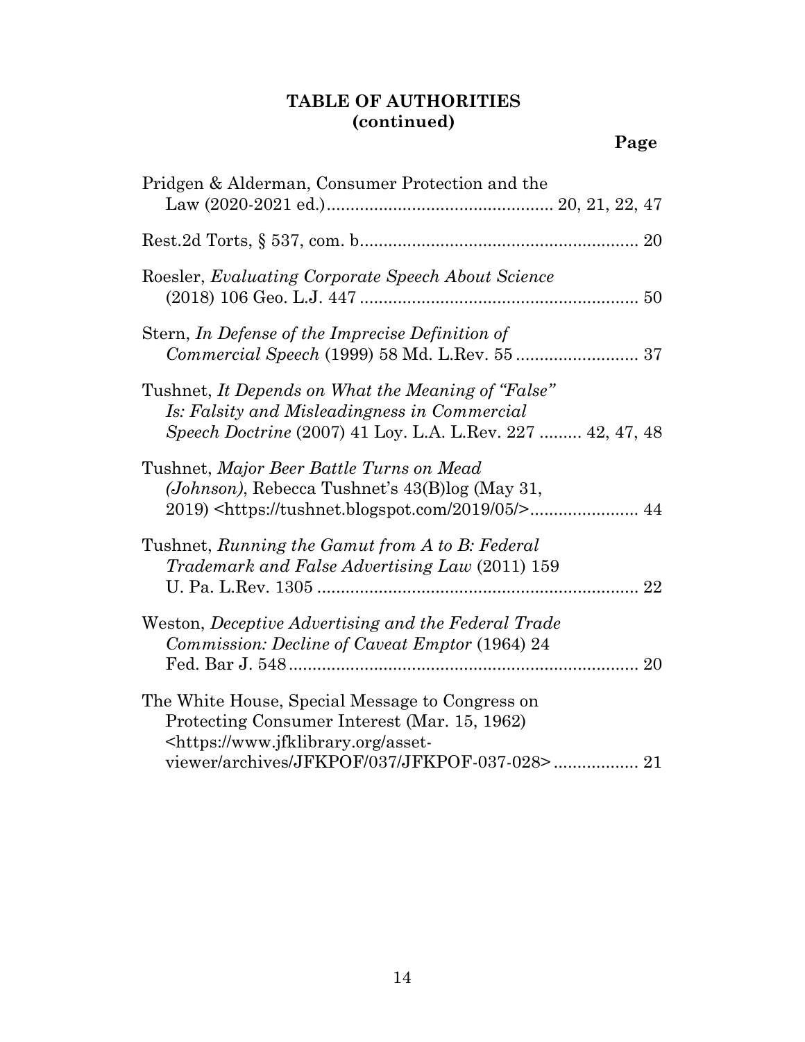**TABLE OF AUTHORITIES**
**(continued)**

**Page**

Pridgen & Alderman, Consumer Protection and the Law (2020-2021 ed.) ................................................ 20, 21, 22, 47

Rest.2d Torts, § 537, com. b .......................................................... 20

Roesler, *Evaluating Corporate Speech About Science* (2018) 106 Geo. L.J. 447 .......................................................... 50

Stern, *In Defense of the Imprecise Definition of Commercial Speech* (1999) 58 Md. L.Rev. 55 .......................... 37

Tushnet, *It Depends on What the Meaning of "False" Is: Falsity and Misleadingness in Commercial Speech Doctrine* (2007) 41 Loy. L.A. L.Rev. 227 ......... 42, 47, 48

Tushnet, *Major Beer Battle Turns on Mead (Johnson)*, Rebecca Tushnet's 43(B)log (May 31, 2019) <https://tushnet.blogspot.com/2019/05/> ....................... 44

Tushnet, *Running the Gamut from A to B: Federal Trademark and False Advertising Law* (2011) 159 U. Pa. L.Rev. 1305 .................................................................... 22

Weston, *Deceptive Advertising and the Federal Trade Commission: Decline of Caveat Emptor* (1964) 24 Fed. Bar J. 548 .......................................................................... 20

The White House, Special Message to Congress on Protecting Consumer Interest (Mar. 15, 1962) <https://www.jfklibrary.org/asset-viewer/archives/JFKPOF/037/JFKPOF-037-028> ................. 21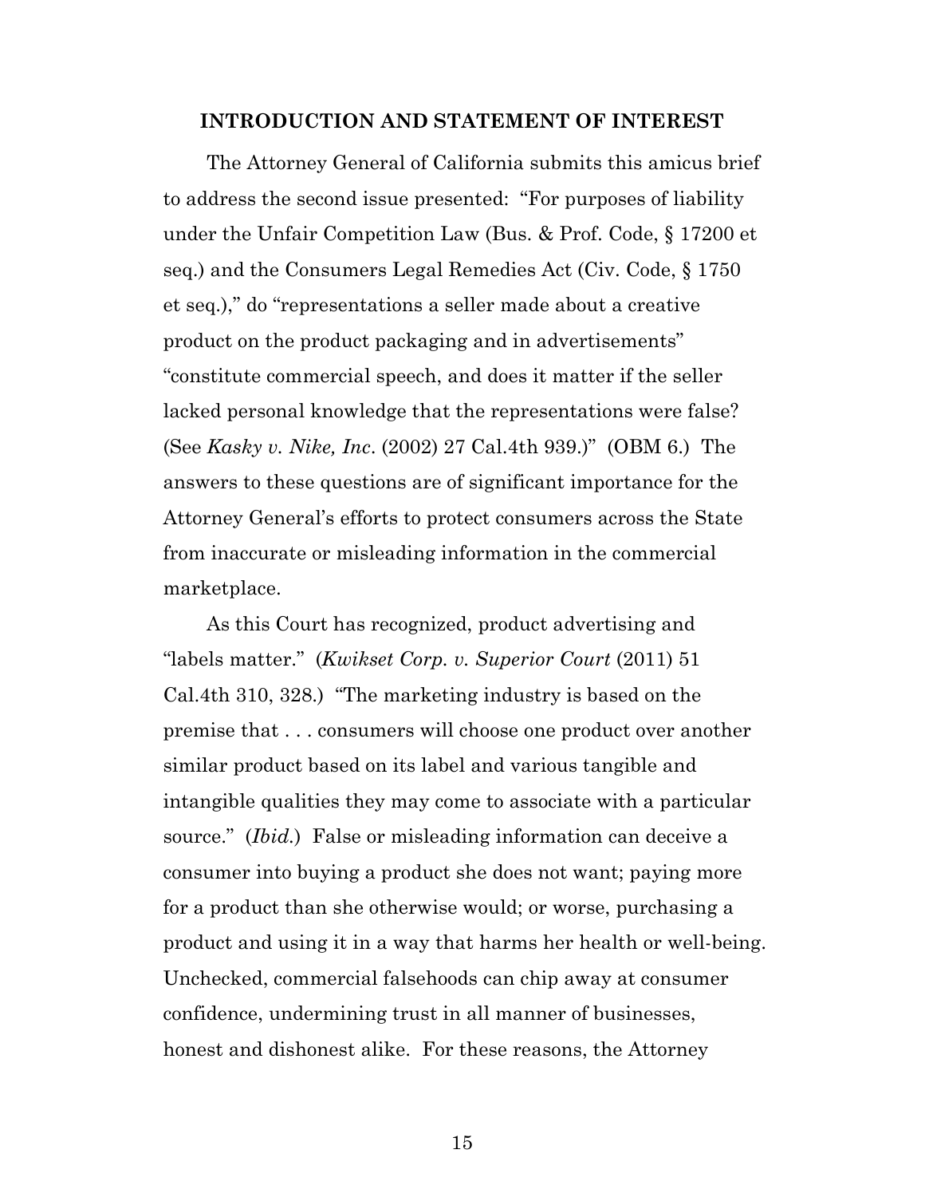## INTRODUCTION AND STATEMENT OF INTEREST

The Attorney General of California submits this amicus brief to address the second issue presented: "For purposes of liability under the Unfair Competition Law (Bus. & Prof. Code, § 17200 et seq.) and the Consumers Legal Remedies Act (Civ. Code, § 1750 et seq.)," do "representations a seller made about a creative product on the product packaging and in advertisements" "constitute commercial speech, and does it matter if the seller lacked personal knowledge that the representations were false? (See *Kasky v. Nike, Inc*. (2002) 27 Cal.4th 939.)" (OBM 6.) The answers to these questions are of significant importance for the Attorney General's efforts to protect consumers across the State from inaccurate or misleading information in the commercial marketplace.

As this Court has recognized, product advertising and "labels matter." (*Kwikset Corp. v. Superior Court* (2011) 51 Cal.4th 310, 328.) "The marketing industry is based on the premise that . . . consumers will choose one product over another similar product based on its label and various tangible and intangible qualities they may come to associate with a particular source." (*Ibid.*) False or misleading information can deceive a consumer into buying a product she does not want; paying more for a product than she otherwise would; or worse, purchasing a product and using it in a way that harms her health or well-being. Unchecked, commercial falsehoods can chip away at consumer confidence, undermining trust in all manner of businesses, honest and dishonest alike. For these reasons, the Attorney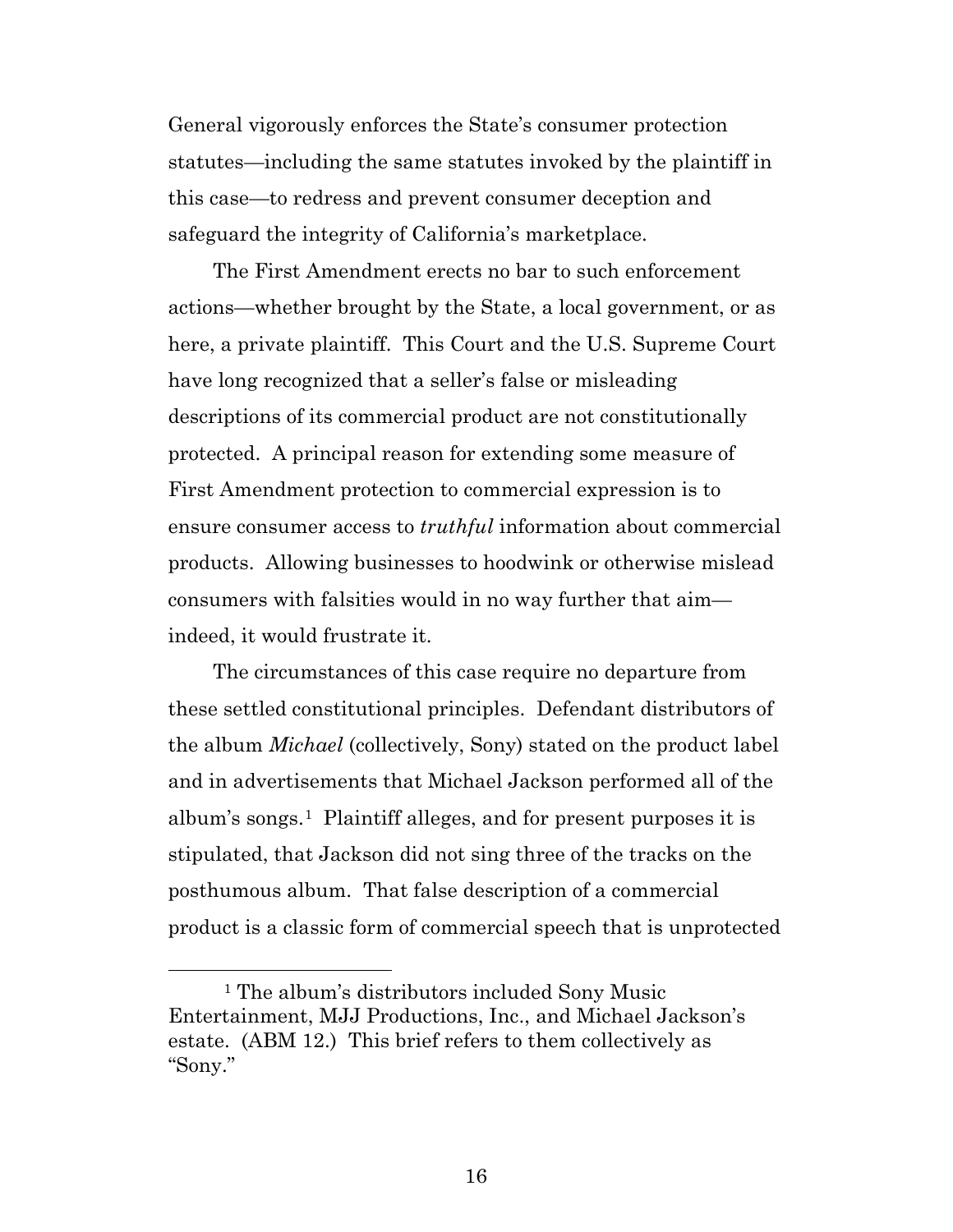General vigorously enforces the State's consumer protection statutes—including the same statutes invoked by the plaintiff in this case—to redress and prevent consumer deception and safeguard the integrity of California's marketplace.

The First Amendment erects no bar to such enforcement actions—whether brought by the State, a local government, or as here, a private plaintiff. This Court and the U.S. Supreme Court have long recognized that a seller's false or misleading descriptions of its commercial product are not constitutionally protected. A principal reason for extending some measure of First Amendment protection to commercial expression is to ensure consumer access to *truthful* information about commercial products. Allowing businesses to hoodwink or otherwise mislead consumers with falsities would in no way further that aim—indeed, it would frustrate it.

The circumstances of this case require no departure from these settled constitutional principles. Defendant distributors of the album *Michael* (collectively, Sony) stated on the product label and in advertisements that Michael Jackson performed all of the album's songs.[1] Plaintiff alleges, and for present purposes it is stipulated, that Jackson did not sing three of the tracks on the posthumous album. That false description of a commercial product is a classic form of commercial speech that is unprotected

[1] The album's distributors included Sony Music Entertainment, MJJ Productions, Inc., and Michael Jackson's estate. (ABM 12.) This brief refers to them collectively as "Sony."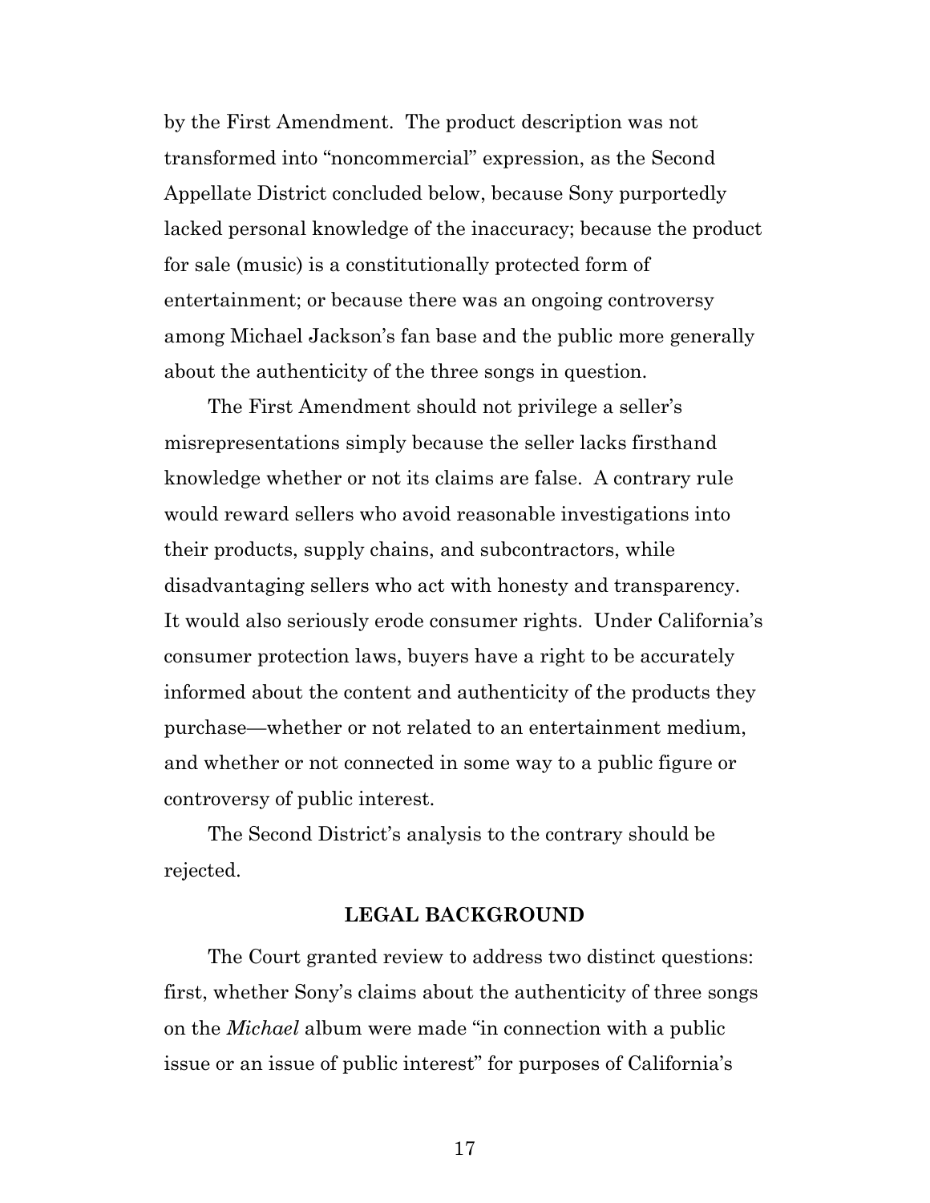by the First Amendment. The product description was not transformed into "noncommercial" expression, as the Second Appellate District concluded below, because Sony purportedly lacked personal knowledge of the inaccuracy; because the product for sale (music) is a constitutionally protected form of entertainment; or because there was an ongoing controversy among Michael Jackson's fan base and the public more generally about the authenticity of the three songs in question.

The First Amendment should not privilege a seller's misrepresentations simply because the seller lacks firsthand knowledge whether or not its claims are false. A contrary rule would reward sellers who avoid reasonable investigations into their products, supply chains, and subcontractors, while disadvantaging sellers who act with honesty and transparency. It would also seriously erode consumer rights. Under California's consumer protection laws, buyers have a right to be accurately informed about the content and authenticity of the products they purchase—whether or not related to an entertainment medium, and whether or not connected in some way to a public figure or controversy of public interest.

The Second District's analysis to the contrary should be rejected.

## LEGAL BACKGROUND

The Court granted review to address two distinct questions: first, whether Sony's claims about the authenticity of three songs on the *Michael* album were made "in connection with a public issue or an issue of public interest" for purposes of California's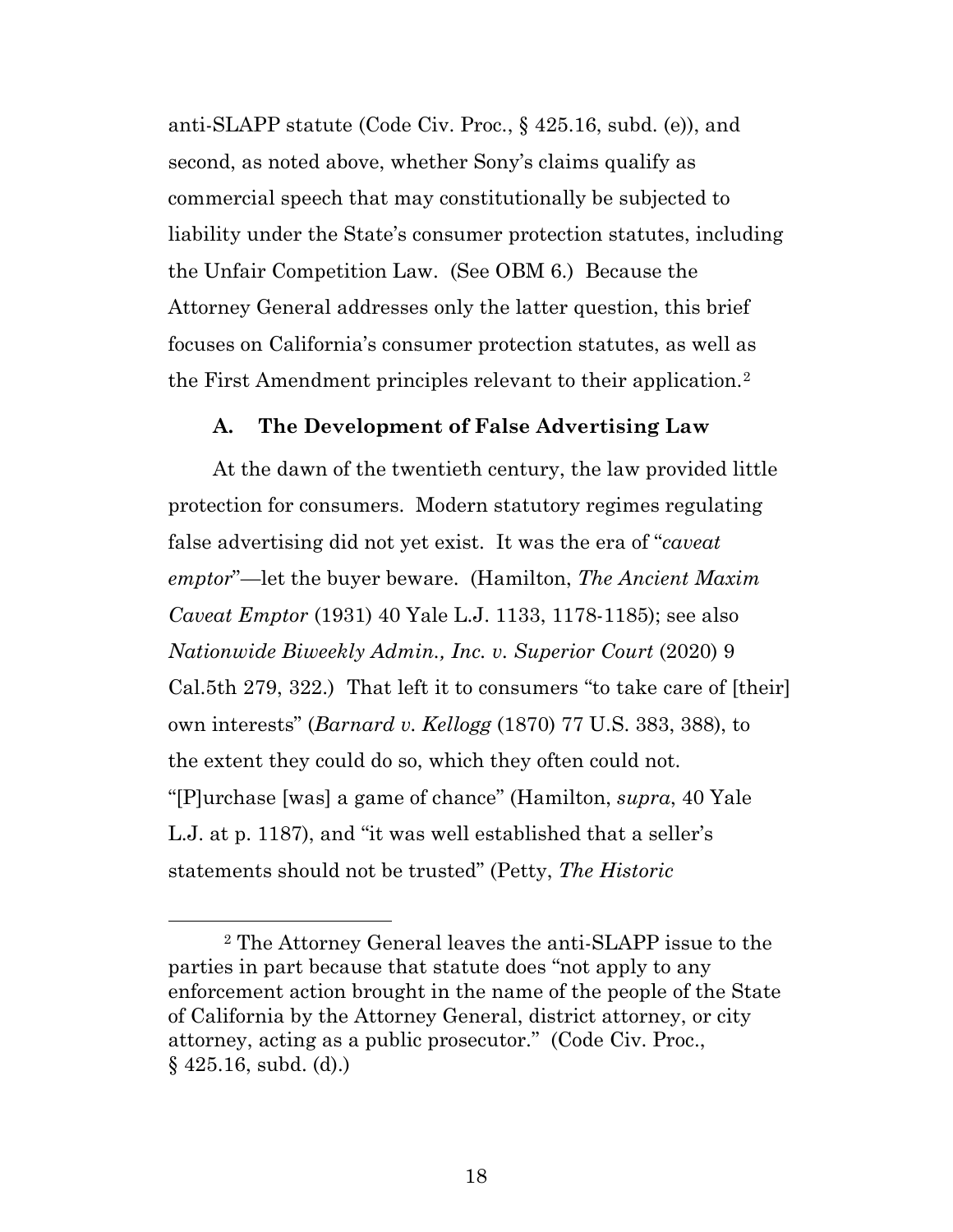anti-SLAPP statute (Code Civ. Proc., § 425.16, subd. (e)), and second, as noted above, whether Sony's claims qualify as commercial speech that may constitutionally be subjected to liability under the State's consumer protection statutes, including the Unfair Competition Law. (See OBM 6.) Because the Attorney General addresses only the latter question, this brief focuses on California's consumer protection statutes, as well as the First Amendment principles relevant to their application.[2]

### A. The Development of False Advertising Law

At the dawn of the twentieth century, the law provided little protection for consumers. Modern statutory regimes regulating false advertising did not yet exist. It was the era of "*caveat emptor*"—let the buyer beware. (Hamilton, *The Ancient Maxim Caveat Emptor* (1931) 40 Yale L.J. 1133, 1178-1185); see also *Nationwide Biweekly Admin., Inc. v. Superior Court* (2020) 9 Cal.5th 279, 322.) That left it to consumers "to take care of [their] own interests" (*Barnard v. Kellogg* (1870) 77 U.S. 383, 388), to the extent they could do so, which they often could not. "[P]urchase [was] a game of chance" (Hamilton, *supra*, 40 Yale L.J. at p. 1187), and "it was well established that a seller's statements should not be trusted" (Petty, *The Historic*

---

[2] The Attorney General leaves the anti-SLAPP issue to the parties in part because that statute does "not apply to any enforcement action brought in the name of the people of the State of California by the Attorney General, district attorney, or city attorney, acting as a public prosecutor." (Code Civ. Proc., § 425.16, subd. (d).)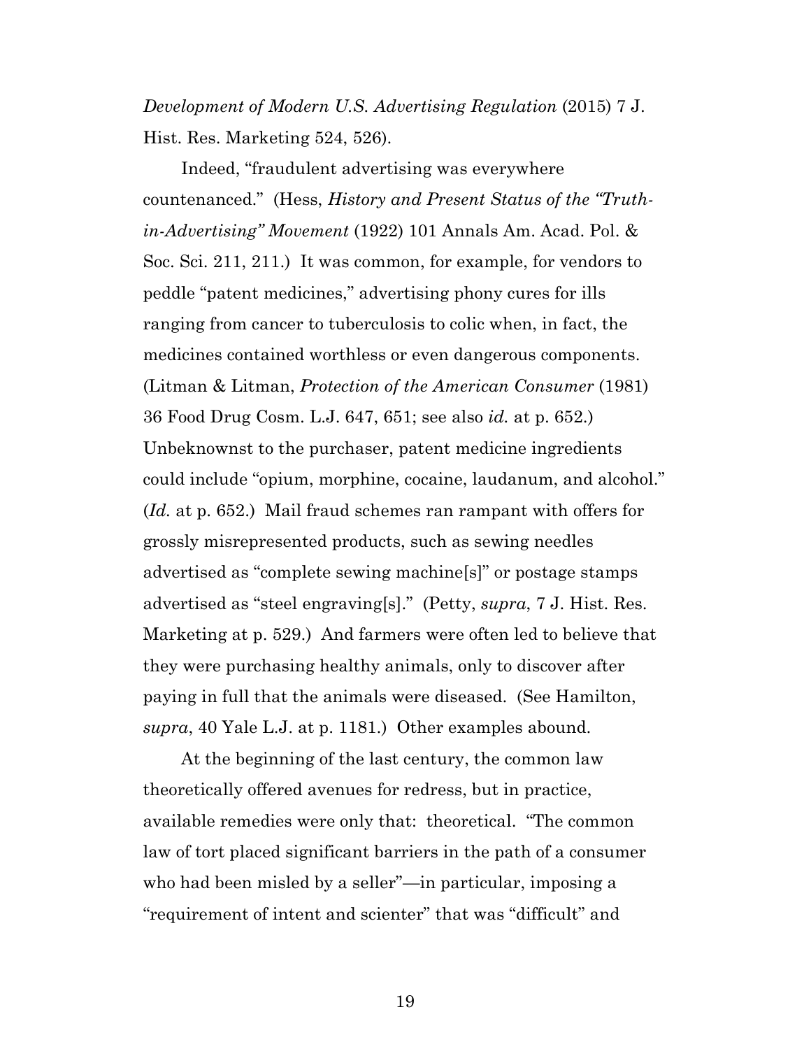*Development of Modern U.S. Advertising Regulation* (2015) 7 J. Hist. Res. Marketing 524, 526).

Indeed, "fraudulent advertising was everywhere countenanced." (Hess, *History and Present Status of the "Truth-in-Advertising" Movement* (1922) 101 Annals Am. Acad. Pol. & Soc. Sci. 211, 211.) It was common, for example, for vendors to peddle "patent medicines," advertising phony cures for ills ranging from cancer to tuberculosis to colic when, in fact, the medicines contained worthless or even dangerous components. (Litman & Litman, *Protection of the American Consumer* (1981) 36 Food Drug Cosm. L.J. 647, 651; see also *id.* at p. 652.) Unbeknownst to the purchaser, patent medicine ingredients could include "opium, morphine, cocaine, laudanum, and alcohol." (*Id.* at p. 652.) Mail fraud schemes ran rampant with offers for grossly misrepresented products, such as sewing needles advertised as "complete sewing machine[s]" or postage stamps advertised as "steel engraving[s]." (Petty, *supra*, 7 J. Hist. Res. Marketing at p. 529.) And farmers were often led to believe that they were purchasing healthy animals, only to discover after paying in full that the animals were diseased. (See Hamilton, *supra*, 40 Yale L.J. at p. 1181.) Other examples abound.

At the beginning of the last century, the common law theoretically offered avenues for redress, but in practice, available remedies were only that: theoretical. "The common law of tort placed significant barriers in the path of a consumer who had been misled by a seller"—in particular, imposing a "requirement of intent and scienter" that was "difficult" and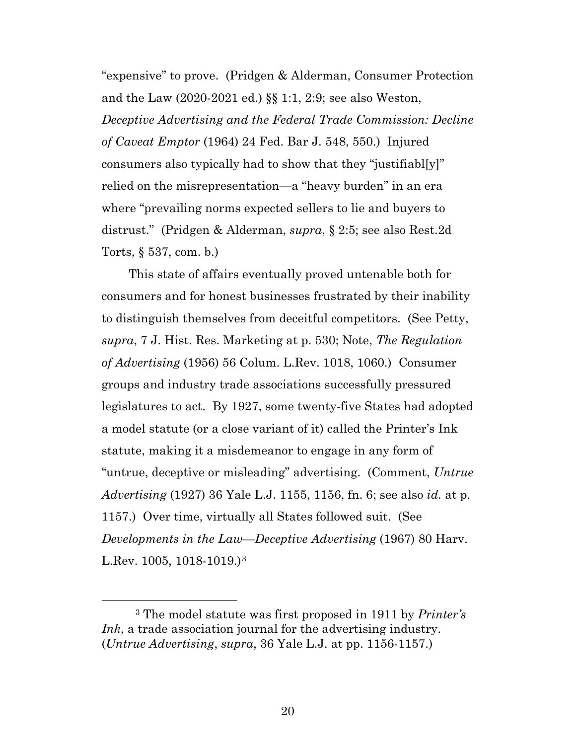"expensive" to prove. (Pridgen & Alderman, Consumer Protection and the Law (2020-2021 ed.) §§ 1:1, 2:9; see also Weston, *Deceptive Advertising and the Federal Trade Commission: Decline of Caveat Emptor* (1964) 24 Fed. Bar J. 548, 550.) Injured consumers also typically had to show that they "justifiabl[y]" relied on the misrepresentation—a "heavy burden" in an era where "prevailing norms expected sellers to lie and buyers to distrust." (Pridgen & Alderman, *supra*, § 2:5; see also Rest.2d Torts, § 537, com. b.)

This state of affairs eventually proved untenable both for consumers and for honest businesses frustrated by their inability to distinguish themselves from deceitful competitors. (See Petty, *supra*, 7 J. Hist. Res. Marketing at p. 530; Note, *The Regulation of Advertising* (1956) 56 Colum. L.Rev. 1018, 1060.) Consumer groups and industry trade associations successfully pressured legislatures to act. By 1927, some twenty-five States had adopted a model statute (or a close variant of it) called the Printer's Ink statute, making it a misdemeanor to engage in any form of "untrue, deceptive or misleading" advertising. (Comment, *Untrue Advertising* (1927) 36 Yale L.J. 1155, 1156, fn. 6; see also *id.* at p. 1157.) Over time, virtually all States followed suit. (See *Developments in the Law—Deceptive Advertising* (1967) 80 Harv. L.Rev. 1005, 1018-1019.)[3]

---

[3] The model statute was first proposed in 1911 by *Printer's Ink*, a trade association journal for the advertising industry. (*Untrue Advertising*, *supra*, 36 Yale L.J. at pp. 1156-1157.)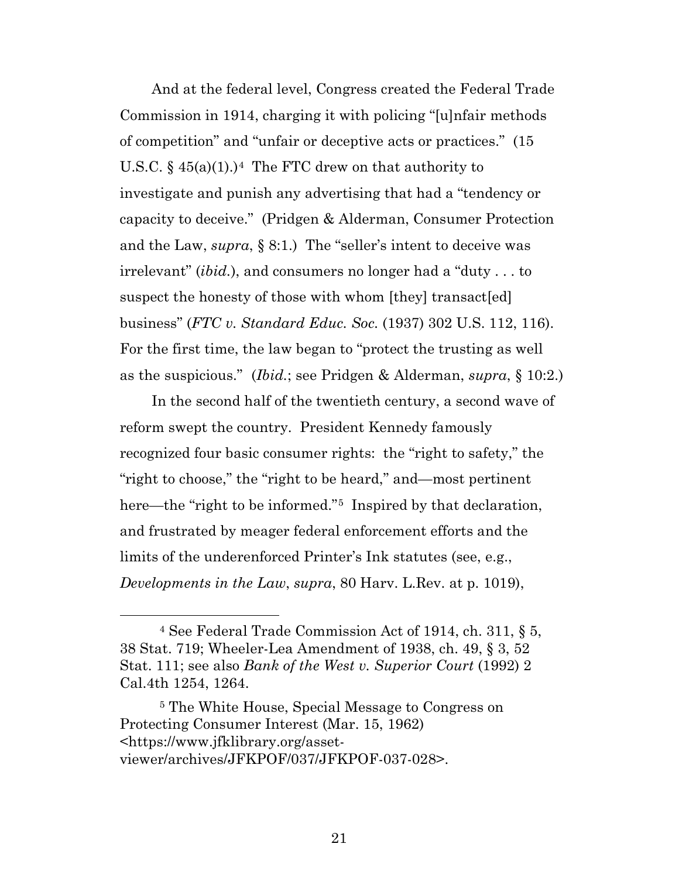And at the federal level, Congress created the Federal Trade Commission in 1914, charging it with policing "[u]nfair methods of competition" and "unfair or deceptive acts or practices." (15 U.S.C. § 45(a)(1).)[4] The FTC drew on that authority to investigate and punish any advertising that had a "tendency or capacity to deceive." (Pridgen & Alderman, Consumer Protection and the Law, *supra*, § 8:1.) The "seller's intent to deceive was irrelevant" (*ibid.*), and consumers no longer had a "duty . . . to suspect the honesty of those with whom [they] transact[ed] business" (*FTC v. Standard Educ. Soc.* (1937) 302 U.S. 112, 116). For the first time, the law began to "protect the trusting as well as the suspicious." (*Ibid.*; see Pridgen & Alderman, *supra*, § 10:2.)

In the second half of the twentieth century, a second wave of reform swept the country. President Kennedy famously recognized four basic consumer rights: the "right to safety," the "right to choose," the "right to be heard," and—most pertinent here—the "right to be informed."[5] Inspired by that declaration, and frustrated by meager federal enforcement efforts and the limits of the underenforced Printer's Ink statutes (see, e.g., *Developments in the Law*, *supra*, 80 Harv. L.Rev. at p. 1019),

[4] See Federal Trade Commission Act of 1914, ch. 311, § 5, 38 Stat. 719; Wheeler-Lea Amendment of 1938, ch. 49, § 3, 52 Stat. 111; see also *Bank of the West v. Superior Court* (1992) 2 Cal.4th 1254, 1264.

[5] The White House, Special Message to Congress on Protecting Consumer Interest (Mar. 15, 1962) <https://www.jfklibrary.org/asset-viewer/archives/JFKPOF/037/JFKPOF-037-028>.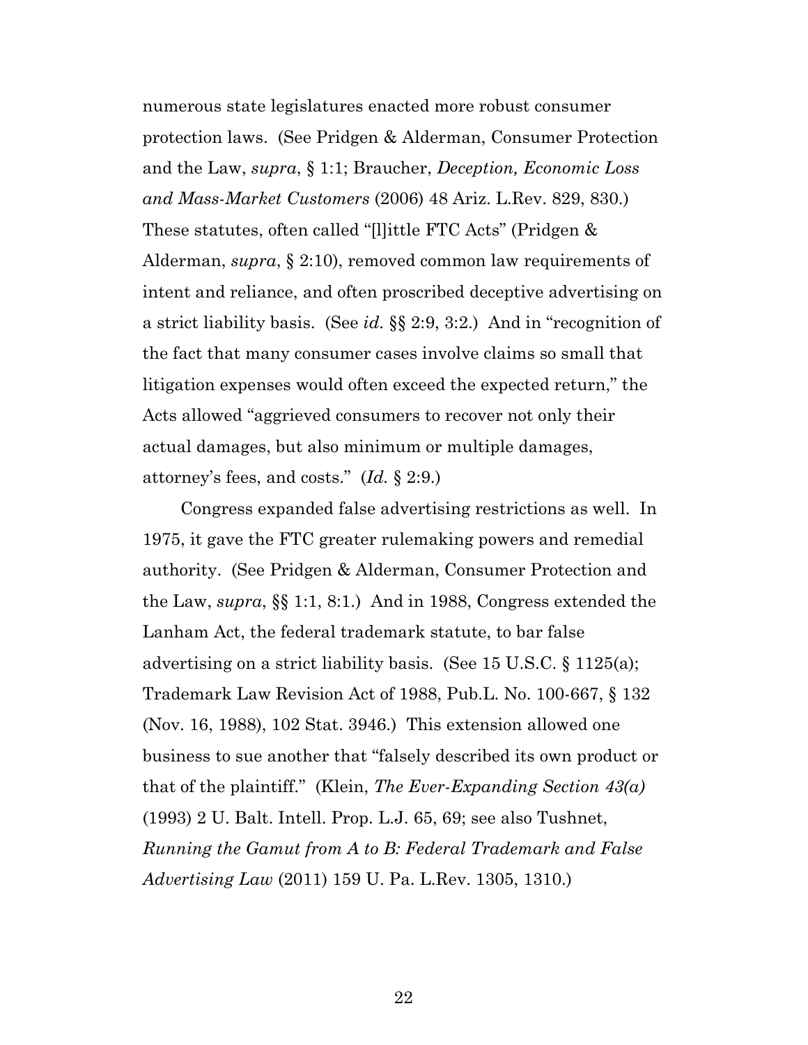numerous state legislatures enacted more robust consumer protection laws. (See Pridgen & Alderman, Consumer Protection and the Law, *supra*, § 1:1; Braucher, *Deception, Economic Loss and Mass-Market Customers* (2006) 48 Ariz. L.Rev. 829, 830.) These statutes, often called "[l]ittle FTC Acts" (Pridgen & Alderman, *supra*, § 2:10), removed common law requirements of intent and reliance, and often proscribed deceptive advertising on a strict liability basis. (See *id.* §§ 2:9, 3:2.) And in "recognition of the fact that many consumer cases involve claims so small that litigation expenses would often exceed the expected return," the Acts allowed "aggrieved consumers to recover not only their actual damages, but also minimum or multiple damages, attorney's fees, and costs." (*Id.* § 2:9.)

Congress expanded false advertising restrictions as well. In 1975, it gave the FTC greater rulemaking powers and remedial authority. (See Pridgen & Alderman, Consumer Protection and the Law, *supra*, §§ 1:1, 8:1.) And in 1988, Congress extended the Lanham Act, the federal trademark statute, to bar false advertising on a strict liability basis. (See 15 U.S.C. § 1125(a); Trademark Law Revision Act of 1988, Pub.L. No. 100-667, § 132 (Nov. 16, 1988), 102 Stat. 3946.) This extension allowed one business to sue another that "falsely described its own product or that of the plaintiff." (Klein, *The Ever-Expanding Section 43(a)* (1993) 2 U. Balt. Intell. Prop. L.J. 65, 69; see also Tushnet, *Running the Gamut from A to B: Federal Trademark and False Advertising Law* (2011) 159 U. Pa. L.Rev. 1305, 1310.)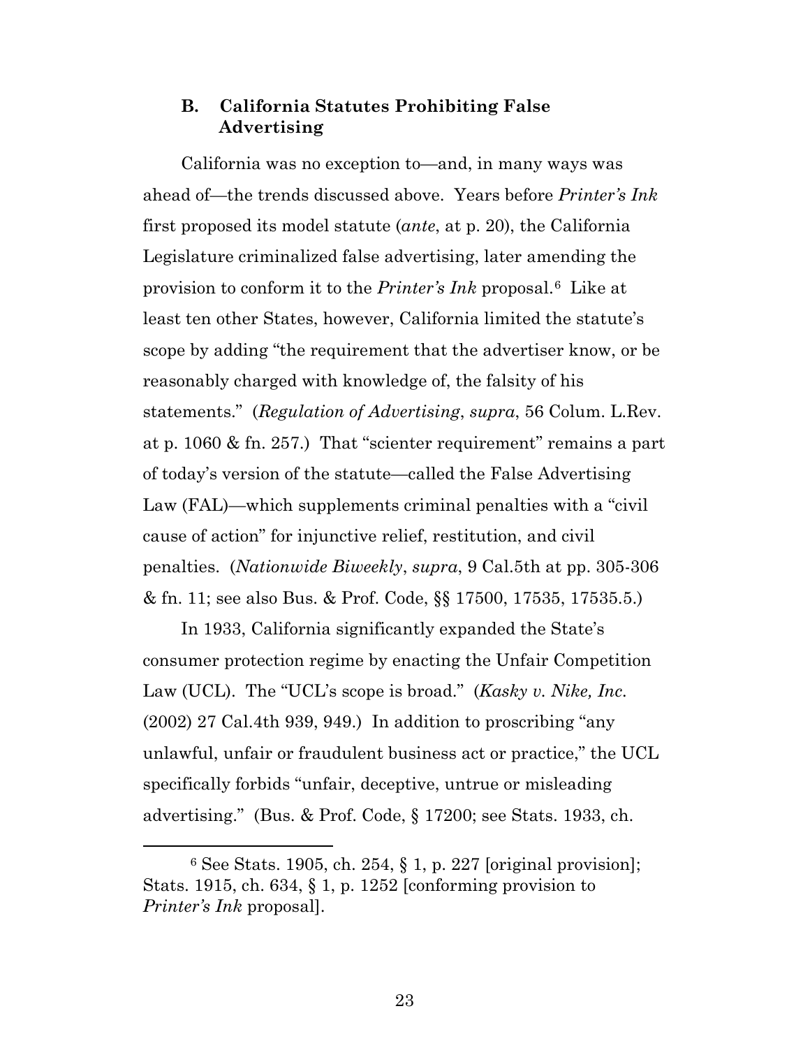### B. California Statutes Prohibiting False Advertising

California was no exception to—and, in many ways was ahead of—the trends discussed above. Years before *Printer's Ink* first proposed its model statute (*ante*, at p. 20), the California Legislature criminalized false advertising, later amending the provision to conform it to the *Printer's Ink* proposal.[6] Like at least ten other States, however, California limited the statute's scope by adding "the requirement that the advertiser know, or be reasonably charged with knowledge of, the falsity of his statements." (*Regulation of Advertising*, *supra*, 56 Colum. L.Rev. at p. 1060 & fn. 257.) That "scienter requirement" remains a part of today's version of the statute—called the False Advertising Law (FAL)—which supplements criminal penalties with a "civil cause of action" for injunctive relief, restitution, and civil penalties. (*Nationwide Biweekly*, *supra*, 9 Cal.5th at pp. 305-306 & fn. 11; see also Bus. & Prof. Code, §§ 17500, 17535, 17535.5.)

In 1933, California significantly expanded the State's consumer protection regime by enacting the Unfair Competition Law (UCL). The "UCL's scope is broad." (*Kasky v. Nike, Inc.* (2002) 27 Cal.4th 939, 949.) In addition to proscribing "any unlawful, unfair or fraudulent business act or practice," the UCL specifically forbids "unfair, deceptive, untrue or misleading advertising." (Bus. & Prof. Code, § 17200; see Stats. 1933, ch.

---

[6] See Stats. 1905, ch. 254, § 1, p. 227 [original provision]; Stats. 1915, ch. 634, § 1, p. 1252 [conforming provision to *Printer's Ink* proposal].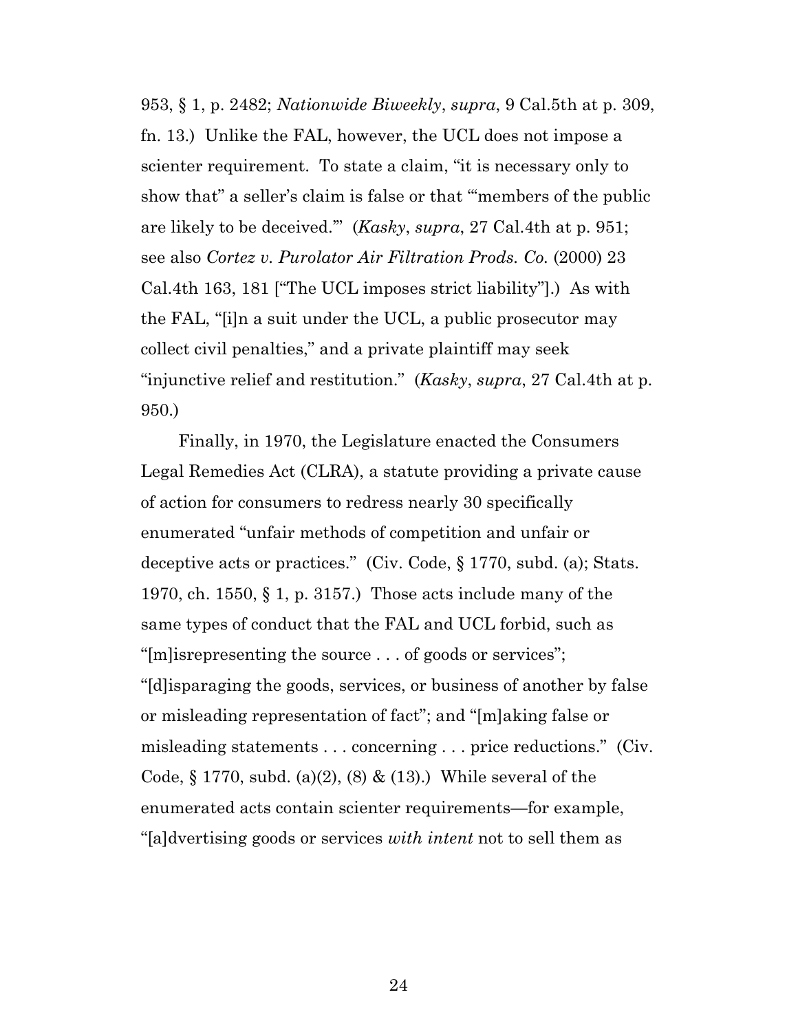953, § 1, p. 2482; *Nationwide Biweekly*, *supra*, 9 Cal.5th at p. 309, fn. 13.) Unlike the FAL, however, the UCL does not impose a scienter requirement. To state a claim, "it is necessary only to show that" a seller's claim is false or that "'members of the public are likely to be deceived.'" (*Kasky*, *supra*, 27 Cal.4th at p. 951; see also *Cortez v. Purolator Air Filtration Prods. Co.* (2000) 23 Cal.4th 163, 181 ["The UCL imposes strict liability"].) As with the FAL, "[i]n a suit under the UCL, a public prosecutor may collect civil penalties," and a private plaintiff may seek "injunctive relief and restitution." (*Kasky*, *supra*, 27 Cal.4th at p. 950.)

Finally, in 1970, the Legislature enacted the Consumers Legal Remedies Act (CLRA), a statute providing a private cause of action for consumers to redress nearly 30 specifically enumerated "unfair methods of competition and unfair or deceptive acts or practices." (Civ. Code, § 1770, subd. (a); Stats. 1970, ch. 1550, § 1, p. 3157.) Those acts include many of the same types of conduct that the FAL and UCL forbid, such as "[m]isrepresenting the source . . . of goods or services"; "[d]isparaging the goods, services, or business of another by false or misleading representation of fact"; and "[m]aking false or misleading statements . . . concerning . . . price reductions." (Civ. Code, § 1770, subd. (a)(2), (8) & (13).) While several of the enumerated acts contain scienter requirements—for example, "[a]dvertising goods or services *with intent* not to sell them as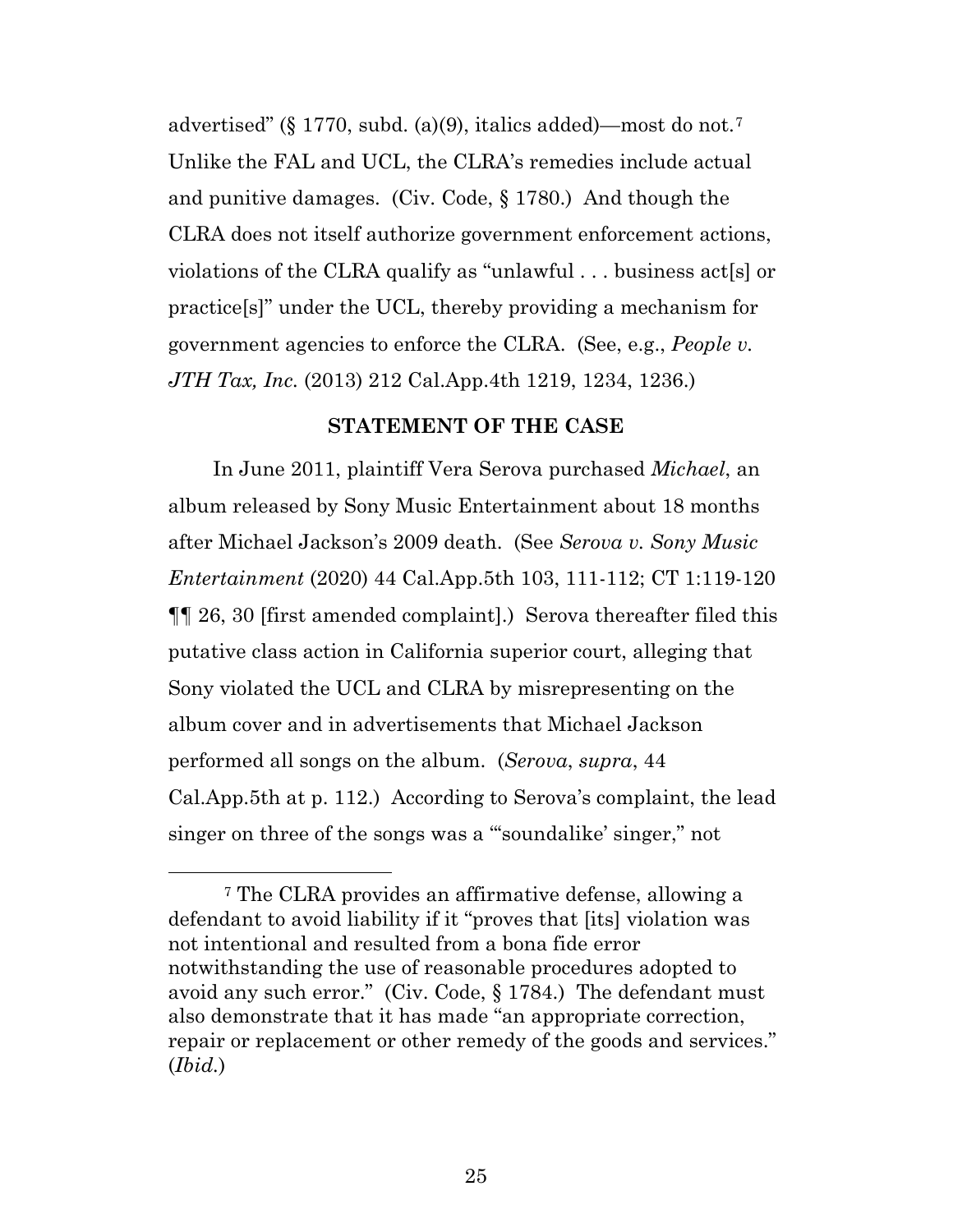advertised" (§ 1770, subd. (a)(9), italics added)—most do not.[7] Unlike the FAL and UCL, the CLRA's remedies include actual and punitive damages. (Civ. Code, § 1780.) And though the CLRA does not itself authorize government enforcement actions, violations of the CLRA qualify as "unlawful . . . business act[s] or practice[s]" under the UCL, thereby providing a mechanism for government agencies to enforce the CLRA. (See, e.g., *People v. JTH Tax, Inc.* (2013) 212 Cal.App.4th 1219, 1234, 1236.)

**STATEMENT OF THE CASE**

In June 2011, plaintiff Vera Serova purchased *Michael*, an album released by Sony Music Entertainment about 18 months after Michael Jackson's 2009 death. (See *Serova v. Sony Music Entertainment* (2020) 44 Cal.App.5th 103, 111-112; CT 1:119-120 ¶¶ 26, 30 [first amended complaint].) Serova thereafter filed this putative class action in California superior court, alleging that Sony violated the UCL and CLRA by misrepresenting on the album cover and in advertisements that Michael Jackson performed all songs on the album. (*Serova*, *supra*, 44 Cal.App.5th at p. 112.) According to Serova's complaint, the lead singer on three of the songs was a "'soundalike' singer," not

[7] The CLRA provides an affirmative defense, allowing a defendant to avoid liability if it "proves that [its] violation was not intentional and resulted from a bona fide error notwithstanding the use of reasonable procedures adopted to avoid any such error." (Civ. Code, § 1784.) The defendant must also demonstrate that it has made "an appropriate correction, repair or replacement or other remedy of the goods and services." (*Ibid.*)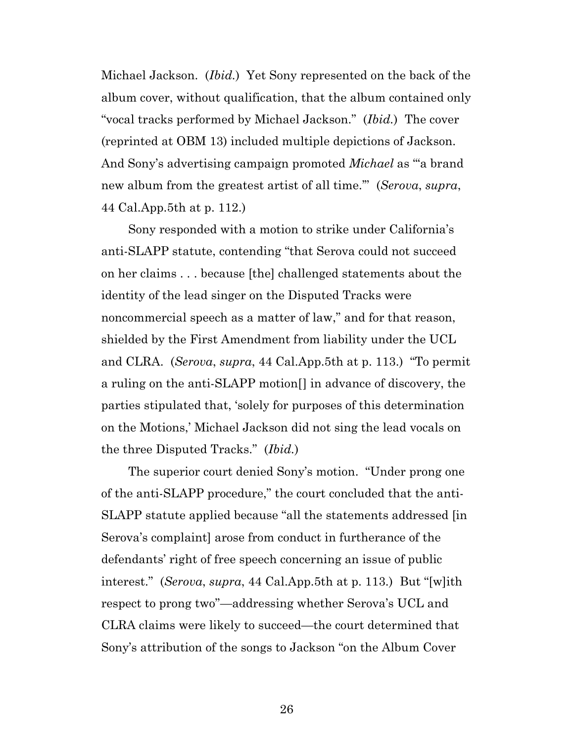Michael Jackson. (*Ibid.*) Yet Sony represented on the back of the album cover, without qualification, that the album contained only "vocal tracks performed by Michael Jackson." (*Ibid.*) The cover (reprinted at OBM 13) included multiple depictions of Jackson. And Sony's advertising campaign promoted *Michael* as "'a brand new album from the greatest artist of all time.'" (*Serova*, *supra*, 44 Cal.App.5th at p. 112.)

Sony responded with a motion to strike under California's anti-SLAPP statute, contending "that Serova could not succeed on her claims . . . because [the] challenged statements about the identity of the lead singer on the Disputed Tracks were noncommercial speech as a matter of law," and for that reason, shielded by the First Amendment from liability under the UCL and CLRA. (*Serova*, *supra*, 44 Cal.App.5th at p. 113.) "To permit a ruling on the anti-SLAPP motion[] in advance of discovery, the parties stipulated that, 'solely for purposes of this determination on the Motions,' Michael Jackson did not sing the lead vocals on the three Disputed Tracks." (*Ibid.*)

The superior court denied Sony's motion. "Under prong one of the anti-SLAPP procedure," the court concluded that the anti-SLAPP statute applied because "all the statements addressed [in Serova's complaint] arose from conduct in furtherance of the defendants' right of free speech concerning an issue of public interest." (*Serova*, *supra*, 44 Cal.App.5th at p. 113.) But "[w]ith respect to prong two"—addressing whether Serova's UCL and CLRA claims were likely to succeed—the court determined that Sony's attribution of the songs to Jackson "on the Album Cover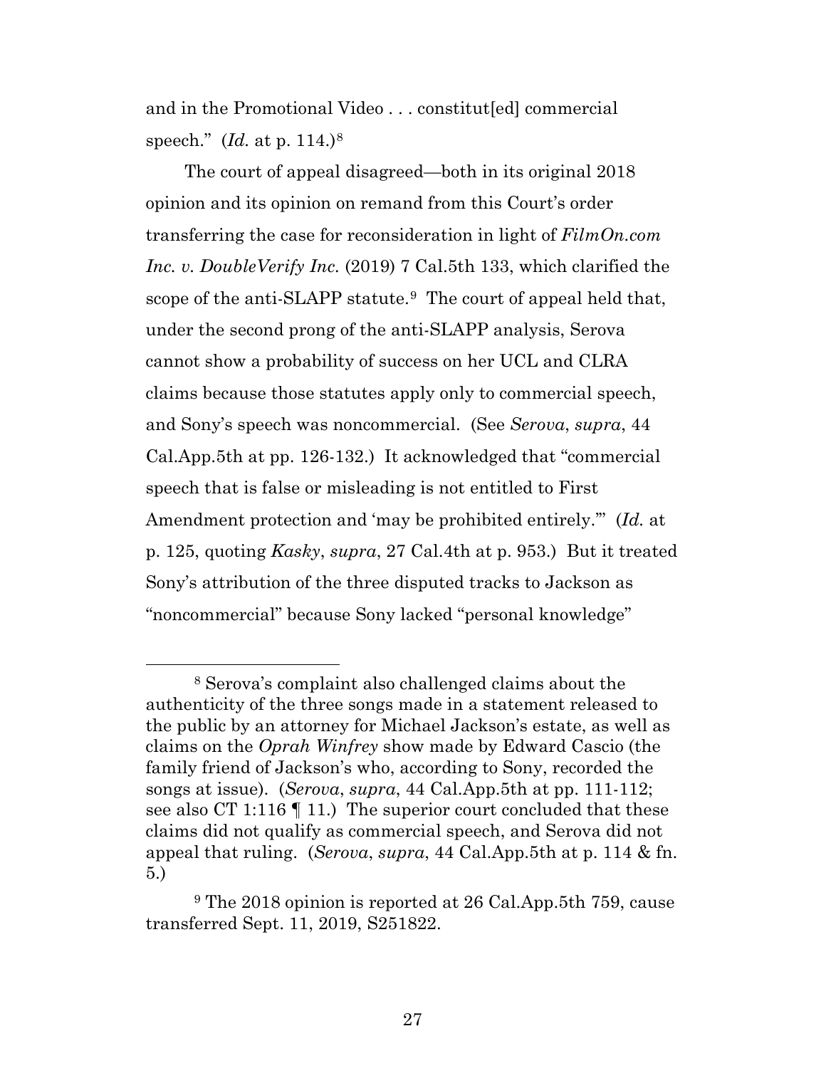and in the Promotional Video . . . constitut[ed] commercial speech." (*Id.* at p. 114.)[8]

The court of appeal disagreed—both in its original 2018 opinion and its opinion on remand from this Court's order transferring the case for reconsideration in light of *FilmOn.com Inc. v. DoubleVerify Inc.* (2019) 7 Cal.5th 133, which clarified the scope of the anti-SLAPP statute.[9] The court of appeal held that, under the second prong of the anti-SLAPP analysis, Serova cannot show a probability of success on her UCL and CLRA claims because those statutes apply only to commercial speech, and Sony's speech was noncommercial. (See *Serova*, *supra*, 44 Cal.App.5th at pp. 126-132.) It acknowledged that "commercial speech that is false or misleading is not entitled to First Amendment protection and 'may be prohibited entirely.'" (*Id.* at p. 125, quoting *Kasky*, *supra*, 27 Cal.4th at p. 953.) But it treated Sony's attribution of the three disputed tracks to Jackson as "noncommercial" because Sony lacked "personal knowledge"

---

[8] Serova's complaint also challenged claims about the authenticity of the three songs made in a statement released to the public by an attorney for Michael Jackson's estate, as well as claims on the *Oprah Winfrey* show made by Edward Cascio (the family friend of Jackson's who, according to Sony, recorded the songs at issue). (*Serova*, *supra*, 44 Cal.App.5th at pp. 111-112; see also CT 1:116 ¶ 11.) The superior court concluded that these claims did not qualify as commercial speech, and Serova did not appeal that ruling. (*Serova*, *supra*, 44 Cal.App.5th at p. 114 & fn. 5.)

[9] The 2018 opinion is reported at 26 Cal.App.5th 759, cause transferred Sept. 11, 2019, S251822.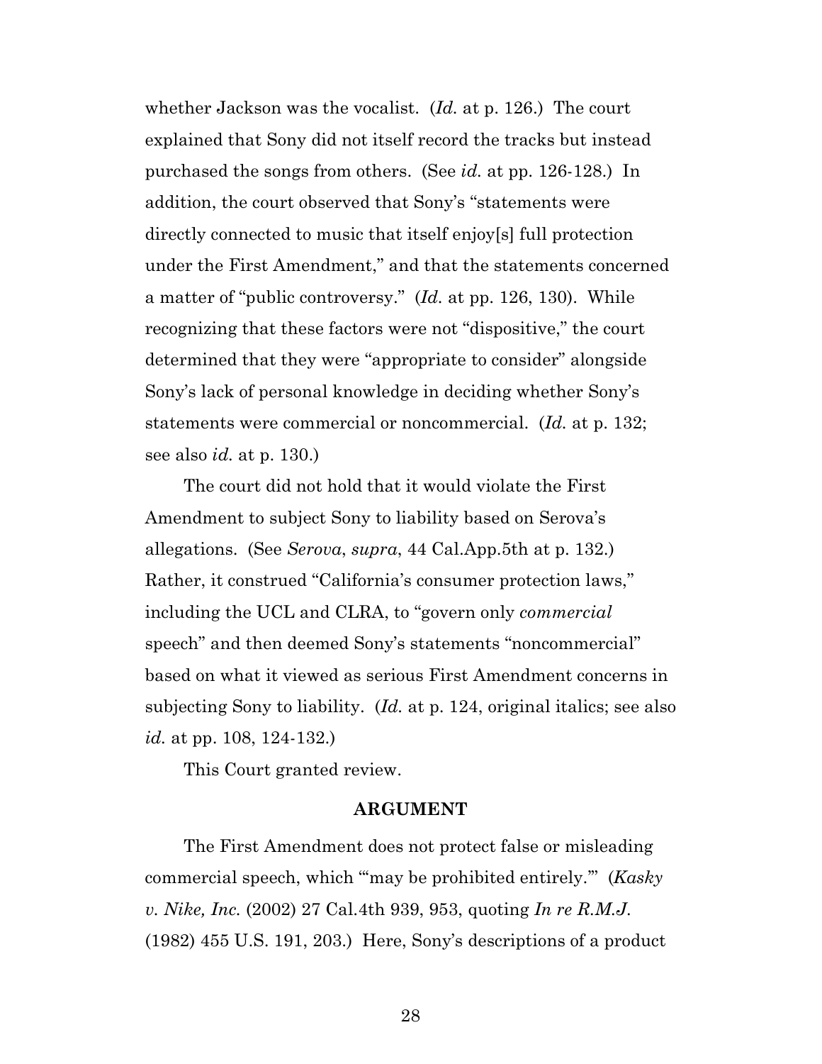whether Jackson was the vocalist. (*Id.* at p. 126.) The court explained that Sony did not itself record the tracks but instead purchased the songs from others. (See *id.* at pp. 126-128.) In addition, the court observed that Sony's "statements were directly connected to music that itself enjoy[s] full protection under the First Amendment," and that the statements concerned a matter of "public controversy." (*Id.* at pp. 126, 130). While recognizing that these factors were not "dispositive," the court determined that they were "appropriate to consider" alongside Sony's lack of personal knowledge in deciding whether Sony's statements were commercial or noncommercial. (*Id.* at p. 132; see also *id.* at p. 130.)

The court did not hold that it would violate the First Amendment to subject Sony to liability based on Serova's allegations. (See *Serova*, *supra*, 44 Cal.App.5th at p. 132.) Rather, it construed "California's consumer protection laws," including the UCL and CLRA, to "govern only *commercial* speech" and then deemed Sony's statements "noncommercial" based on what it viewed as serious First Amendment concerns in subjecting Sony to liability. (*Id.* at p. 124, original italics; see also *id.* at pp. 108, 124-132.)

This Court granted review.

## ARGUMENT

The First Amendment does not protect false or misleading commercial speech, which "'may be prohibited entirely.'" (*Kasky v. Nike, Inc.* (2002) 27 Cal.4th 939, 953, quoting *In re R.M.J.* (1982) 455 U.S. 191, 203.) Here, Sony's descriptions of a product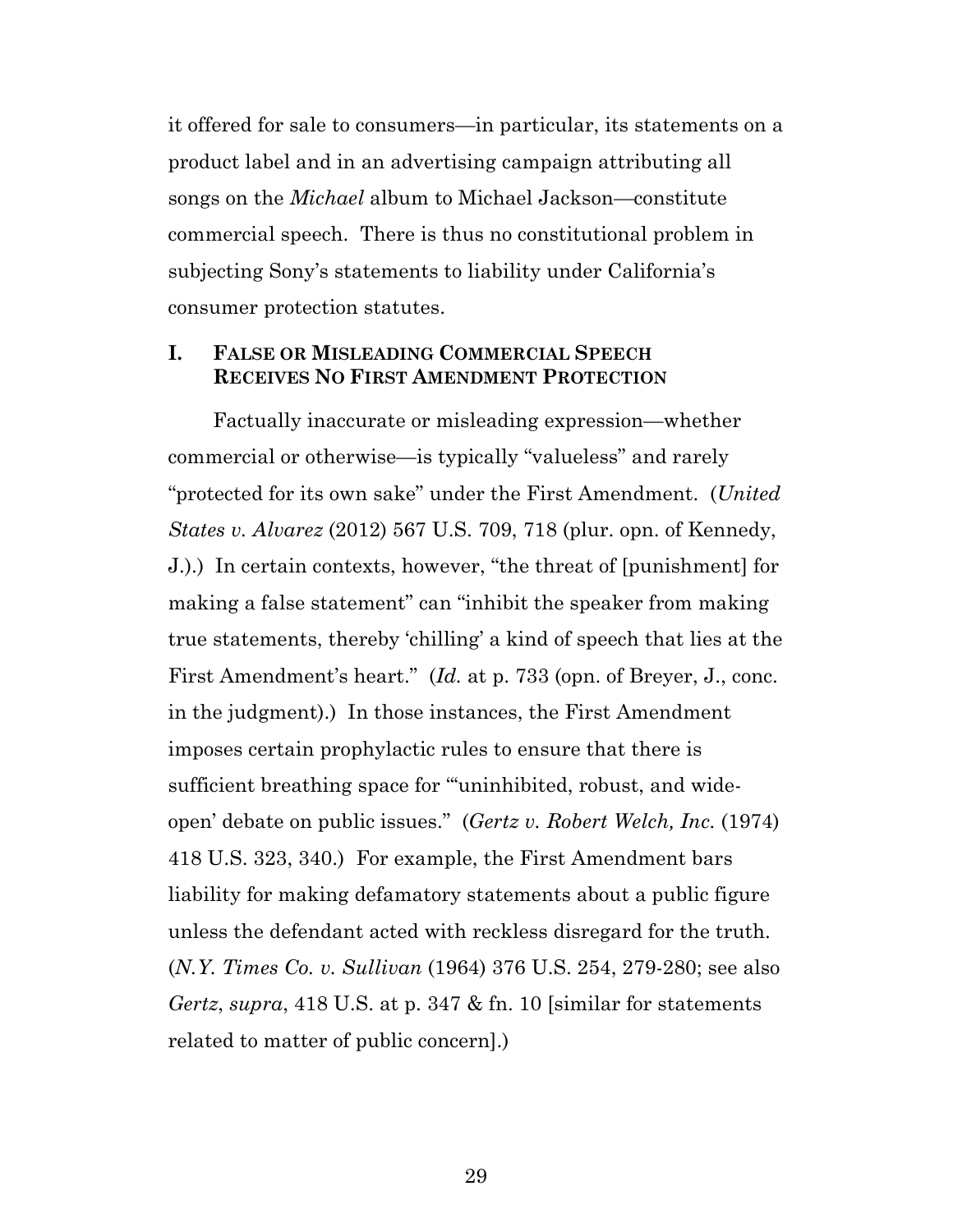it offered for sale to consumers—in particular, its statements on a product label and in an advertising campaign attributing all songs on the *Michael* album to Michael Jackson—constitute commercial speech. There is thus no constitutional problem in subjecting Sony's statements to liability under California's consumer protection statutes.

## I. False or Misleading Commercial Speech Receives No First Amendment Protection

Factually inaccurate or misleading expression—whether commercial or otherwise—is typically "valueless" and rarely "protected for its own sake" under the First Amendment. (*United States v. Alvarez* (2012) 567 U.S. 709, 718 (plur. opn. of Kennedy, J.).) In certain contexts, however, "the threat of [punishment] for making a false statement" can "inhibit the speaker from making true statements, thereby 'chilling' a kind of speech that lies at the First Amendment's heart." (*Id.* at p. 733 (opn. of Breyer, J., conc. in the judgment).) In those instances, the First Amendment imposes certain prophylactic rules to ensure that there is sufficient breathing space for "'uninhibited, robust, and wide-open' debate on public issues." (*Gertz v. Robert Welch, Inc.* (1974) 418 U.S. 323, 340.) For example, the First Amendment bars liability for making defamatory statements about a public figure unless the defendant acted with reckless disregard for the truth. (*N.Y. Times Co. v. Sullivan* (1964) 376 U.S. 254, 279-280; see also *Gertz*, *supra*, 418 U.S. at p. 347 & fn. 10 [similar for statements related to matter of public concern].)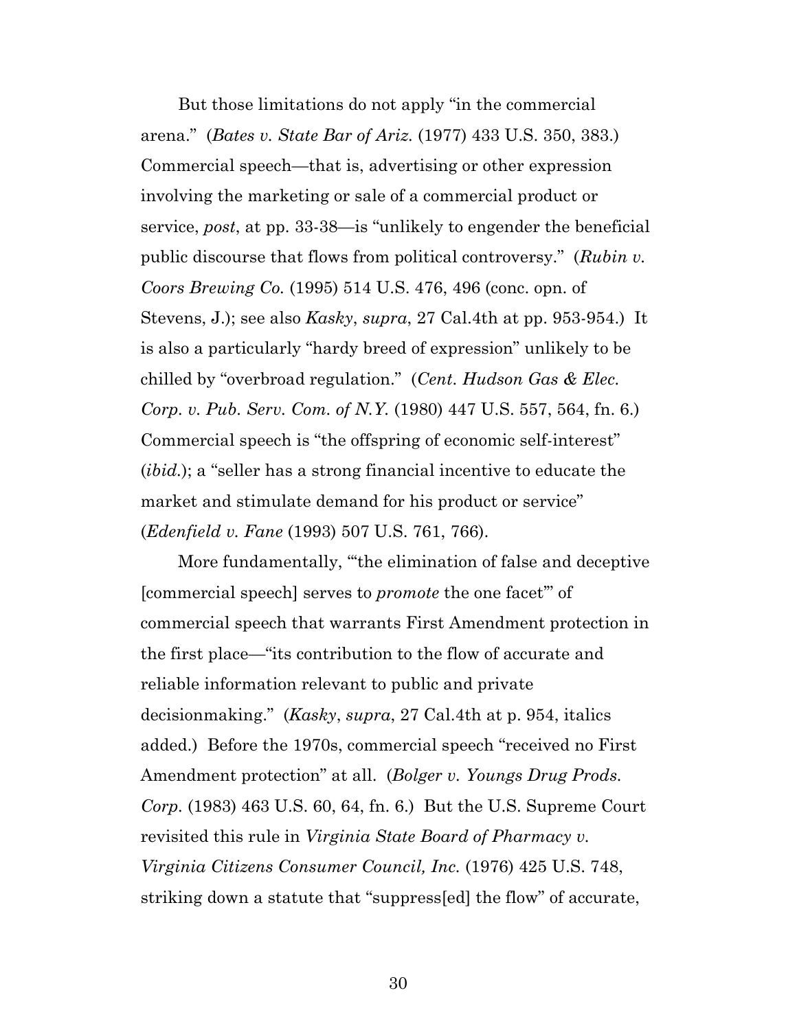But those limitations do not apply "in the commercial arena." (*Bates v. State Bar of Ariz.* (1977) 433 U.S. 350, 383.) Commercial speech—that is, advertising or other expression involving the marketing or sale of a commercial product or service, *post*, at pp. 33-38—is "unlikely to engender the beneficial public discourse that flows from political controversy." (*Rubin v. Coors Brewing Co.* (1995) 514 U.S. 476, 496 (conc. opn. of Stevens, J.); see also *Kasky*, *supra*, 27 Cal.4th at pp. 953-954.) It is also a particularly "hardy breed of expression" unlikely to be chilled by "overbroad regulation." (*Cent. Hudson Gas & Elec. Corp. v. Pub. Serv. Com. of N.Y.* (1980) 447 U.S. 557, 564, fn. 6.) Commercial speech is "the offspring of economic self-interest" (*ibid.*); a "seller has a strong financial incentive to educate the market and stimulate demand for his product or service" (*Edenfield v. Fane* (1993) 507 U.S. 761, 766).

More fundamentally, "'the elimination of false and deceptive [commercial speech] serves to *promote* the one facet'" of commercial speech that warrants First Amendment protection in the first place—"its contribution to the flow of accurate and reliable information relevant to public and private decisionmaking." (*Kasky*, *supra*, 27 Cal.4th at p. 954, italics added.) Before the 1970s, commercial speech "received no First Amendment protection" at all. (*Bolger v. Youngs Drug Prods. Corp.* (1983) 463 U.S. 60, 64, fn. 6.) But the U.S. Supreme Court revisited this rule in *Virginia State Board of Pharmacy v. Virginia Citizens Consumer Council, Inc.* (1976) 425 U.S. 748, striking down a statute that "suppress[ed] the flow" of accurate,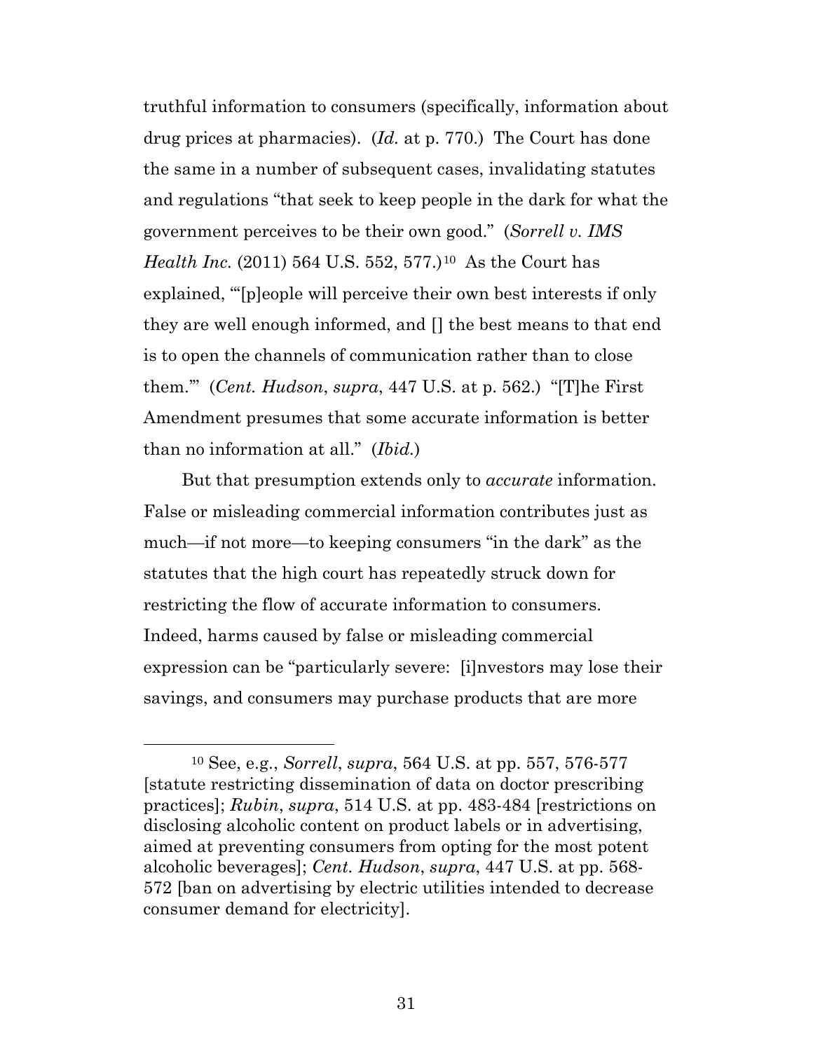truthful information to consumers (specifically, information about drug prices at pharmacies). (*Id.* at p. 770.) The Court has done the same in a number of subsequent cases, invalidating statutes and regulations "that seek to keep people in the dark for what the government perceives to be their own good." (*Sorrell v. IMS Health Inc.* (2011) 564 U.S. 552, 577.)[10] As the Court has explained, "'[p]eople will perceive their own best interests if only they are well enough informed, and [] the best means to that end is to open the channels of communication rather than to close them.'" (*Cent. Hudson*, *supra*, 447 U.S. at p. 562.) "[T]he First Amendment presumes that some accurate information is better than no information at all." (*Ibid.*)

But that presumption extends only to *accurate* information. False or misleading commercial information contributes just as much—if not more—to keeping consumers "in the dark" as the statutes that the high court has repeatedly struck down for restricting the flow of accurate information to consumers. Indeed, harms caused by false or misleading commercial expression can be "particularly severe: [i]nvestors may lose their savings, and consumers may purchase products that are more

---

[10] See, e.g., *Sorrell*, *supra*, 564 U.S. at pp. 557, 576-577 [statute restricting dissemination of data on doctor prescribing practices]; *Rubin*, *supra*, 514 U.S. at pp. 483-484 [restrictions on disclosing alcoholic content on product labels or in advertising, aimed at preventing consumers from opting for the most potent alcoholic beverages]; *Cent. Hudson*, *supra*, 447 U.S. at pp. 568-572 [ban on advertising by electric utilities intended to decrease consumer demand for electricity].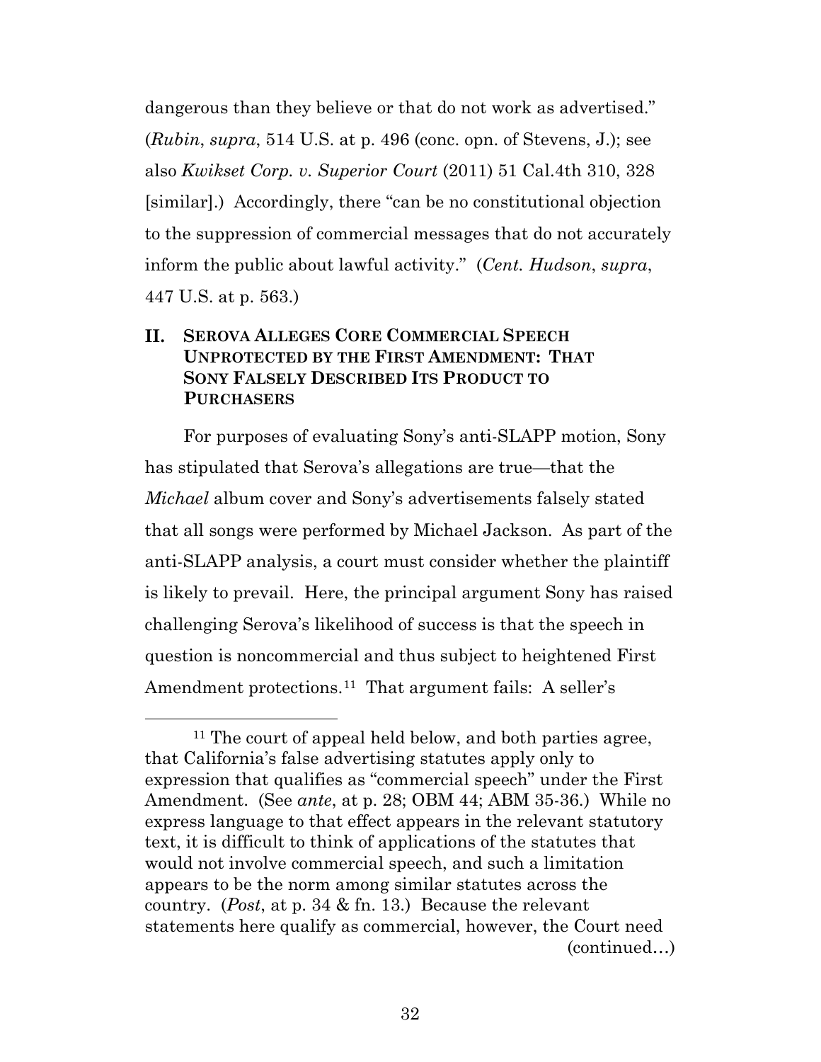dangerous than they believe or that do not work as advertised." (*Rubin*, *supra*, 514 U.S. at p. 496 (conc. opn. of Stevens, J.); see also *Kwikset Corp. v. Superior Court* (2011) 51 Cal.4th 310, 328 [similar].) Accordingly, there "can be no constitutional objection to the suppression of commercial messages that do not accurately inform the public about lawful activity." (*Cent. Hudson*, *supra*, 447 U.S. at p. 563.)

## II. SEROVA ALLEGES CORE COMMERCIAL SPEECH UNPROTECTED BY THE FIRST AMENDMENT: THAT SONY FALSELY DESCRIBED ITS PRODUCT TO PURCHASERS

For purposes of evaluating Sony's anti-SLAPP motion, Sony has stipulated that Serova's allegations are true—that the *Michael* album cover and Sony's advertisements falsely stated that all songs were performed by Michael Jackson. As part of the anti-SLAPP analysis, a court must consider whether the plaintiff is likely to prevail. Here, the principal argument Sony has raised challenging Serova's likelihood of success is that the speech in question is noncommercial and thus subject to heightened First Amendment protections.[11] That argument fails: A seller's

[11] The court of appeal held below, and both parties agree, that California's false advertising statutes apply only to expression that qualifies as "commercial speech" under the First Amendment. (See *ante*, at p. 28; OBM 44; ABM 35-36.) While no express language to that effect appears in the relevant statutory text, it is difficult to think of applications of the statutes that would not involve commercial speech, and such a limitation appears to be the norm among similar statutes across the country. (*Post*, at p. 34 & fn. 13.) Because the relevant statements here qualify as commercial, however, the Court need (continued…)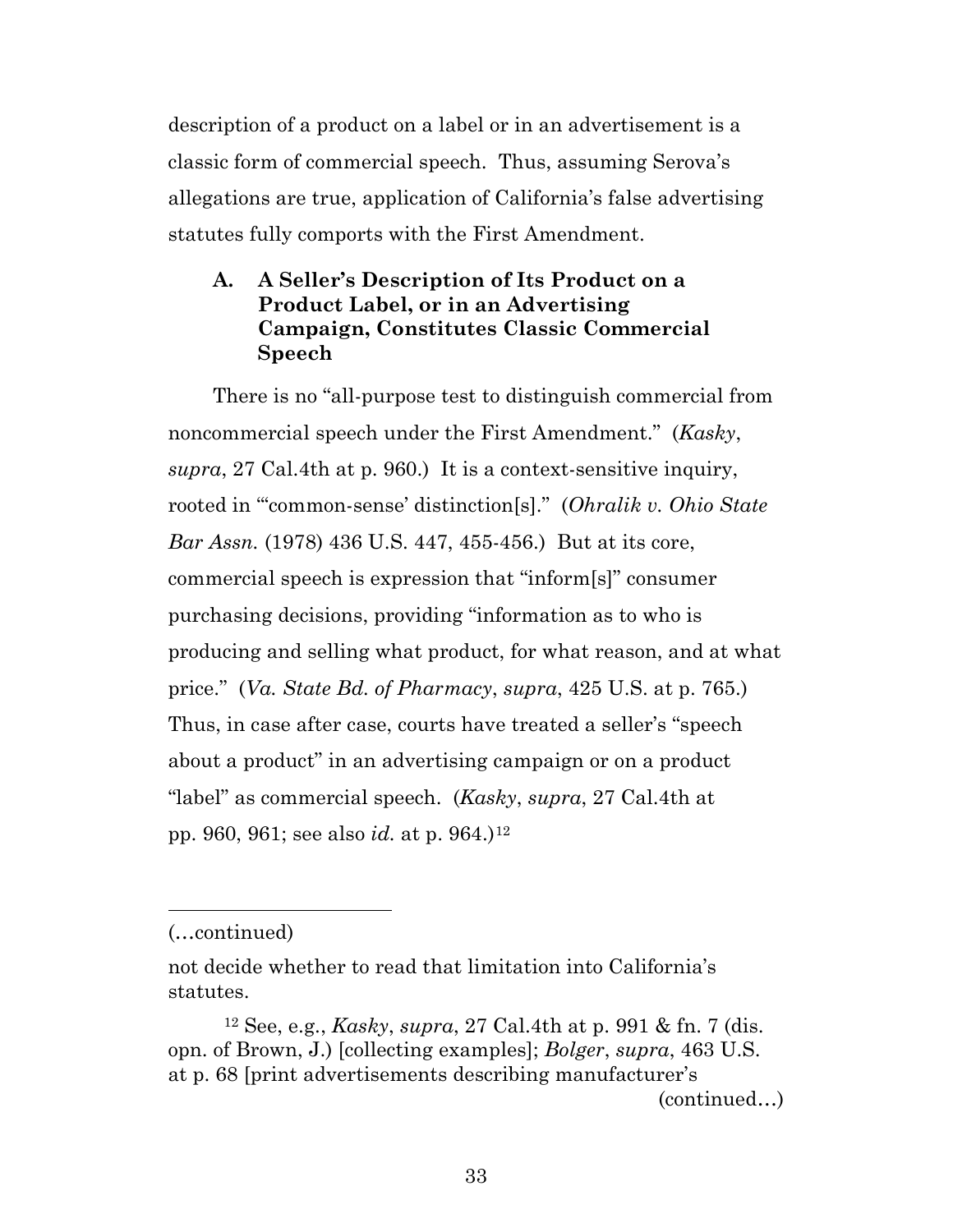description of a product on a label or in an advertisement is a classic form of commercial speech. Thus, assuming Serova's allegations are true, application of California's false advertising statutes fully comports with the First Amendment.

### A. A Seller's Description of Its Product on a Product Label, or in an Advertising Campaign, Constitutes Classic Commercial Speech

There is no "all-purpose test to distinguish commercial from noncommercial speech under the First Amendment." (*Kasky*, *supra*, 27 Cal.4th at p. 960.) It is a context-sensitive inquiry, rooted in "'common-sense' distinction[s]." (*Ohralik v. Ohio State Bar Assn.* (1978) 436 U.S. 447, 455-456.) But at its core, commercial speech is expression that "inform[s]" consumer purchasing decisions, providing "information as to who is producing and selling what product, for what reason, and at what price." (*Va. State Bd. of Pharmacy*, *supra*, 425 U.S. at p. 765.) Thus, in case after case, courts have treated a seller's "speech about a product" in an advertising campaign or on a product "label" as commercial speech. (*Kasky*, *supra*, 27 Cal.4th at pp. 960, 961; see also *id.* at p. 964.)[12]

---

(…continued)

not decide whether to read that limitation into California's statutes.

[12] See, e.g., *Kasky*, *supra*, 27 Cal.4th at p. 991 & fn. 7 (dis. opn. of Brown, J.) [collecting examples]; *Bolger*, *supra*, 463 U.S. at p. 68 [print advertisements describing manufacturer's

(continued…)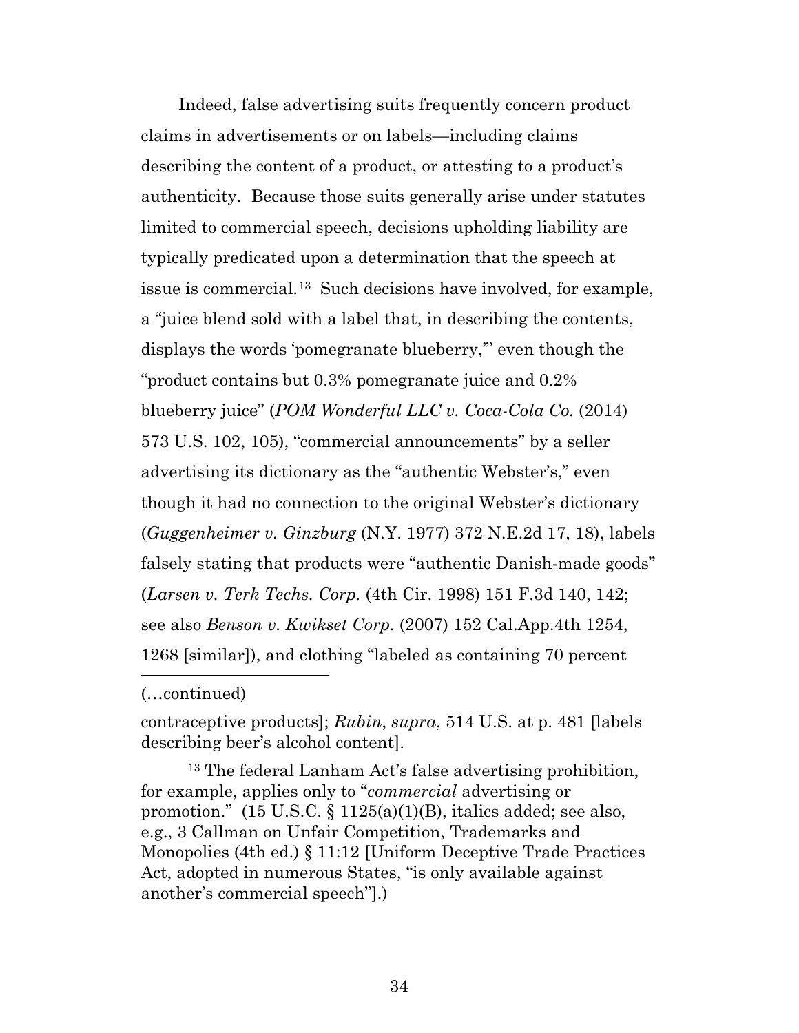Indeed, false advertising suits frequently concern product claims in advertisements or on labels—including claims describing the content of a product, or attesting to a product's authenticity. Because those suits generally arise under statutes limited to commercial speech, decisions upholding liability are typically predicated upon a determination that the speech at issue is commercial.[13] Such decisions have involved, for example, a "juice blend sold with a label that, in describing the contents, displays the words 'pomegranate blueberry,'" even though the "product contains but 0.3% pomegranate juice and 0.2% blueberry juice" (*POM Wonderful LLC v. Coca-Cola Co.* (2014) 573 U.S. 102, 105), "commercial announcements" by a seller advertising its dictionary as the "authentic Webster's," even though it had no connection to the original Webster's dictionary (*Guggenheimer v. Ginzburg* (N.Y. 1977) 372 N.E.2d 17, 18), labels falsely stating that products were "authentic Danish-made goods" (*Larsen v. Terk Techs. Corp.* (4th Cir. 1998) 151 F.3d 140, 142; see also *Benson v. Kwikset Corp.* (2007) 152 Cal.App.4th 1254, 1268 [similar]), and clothing "labeled as containing 70 percent

(…continued)

contraceptive products]; *Rubin*, *supra*, 514 U.S. at p. 481 [labels describing beer's alcohol content].

[13] The federal Lanham Act's false advertising prohibition, for example, applies only to "*commercial* advertising or promotion." (15 U.S.C. § 1125(a)(1)(B), italics added; see also, e.g., 3 Callman on Unfair Competition, Trademarks and Monopolies (4th ed.) § 11:12 [Uniform Deceptive Trade Practices Act, adopted in numerous States, "is only available against another's commercial speech"].)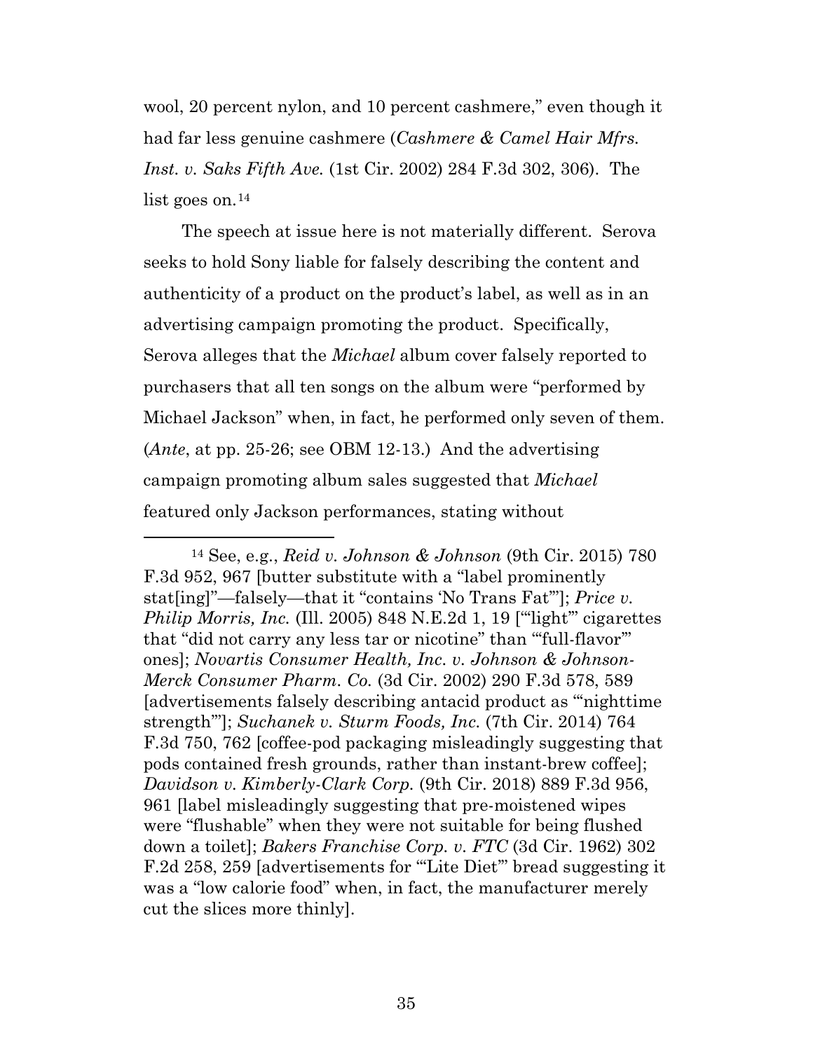wool, 20 percent nylon, and 10 percent cashmere," even though it had far less genuine cashmere (*Cashmere & Camel Hair Mfrs. Inst. v. Saks Fifth Ave.* (1st Cir. 2002) 284 F.3d 302, 306). The list goes on.[14]

The speech at issue here is not materially different. Serova seeks to hold Sony liable for falsely describing the content and authenticity of a product on the product's label, as well as in an advertising campaign promoting the product. Specifically, Serova alleges that the *Michael* album cover falsely reported to purchasers that all ten songs on the album were "performed by Michael Jackson" when, in fact, he performed only seven of them. (*Ante*, at pp. 25-26; see OBM 12-13.) And the advertising campaign promoting album sales suggested that *Michael* featured only Jackson performances, stating without

---

[14] See, e.g., *Reid v. Johnson & Johnson* (9th Cir. 2015) 780 F.3d 952, 967 [butter substitute with a "label prominently stat[ing]"—falsely—that it "contains 'No Trans Fat'"]; *Price v. Philip Morris, Inc.* (Ill. 2005) 848 N.E.2d 1, 19 ["'light'" cigarettes that "did not carry any less tar or nicotine" than "'full-flavor'" ones]; *Novartis Consumer Health, Inc. v. Johnson & Johnson-Merck Consumer Pharm. Co.* (3d Cir. 2002) 290 F.3d 578, 589 [advertisements falsely describing antacid product as "'nighttime strength'"]; *Suchanek v. Sturm Foods, Inc.* (7th Cir. 2014) 764 F.3d 750, 762 [coffee-pod packaging misleadingly suggesting that pods contained fresh grounds, rather than instant-brew coffee]; *Davidson v. Kimberly-Clark Corp.* (9th Cir. 2018) 889 F.3d 956, 961 [label misleadingly suggesting that pre-moistened wipes were "flushable" when they were not suitable for being flushed down a toilet]; *Bakers Franchise Corp. v. FTC* (3d Cir. 1962) 302 F.2d 258, 259 [advertisements for "'Lite Diet'" bread suggesting it was a "low calorie food" when, in fact, the manufacturer merely cut the slices more thinly].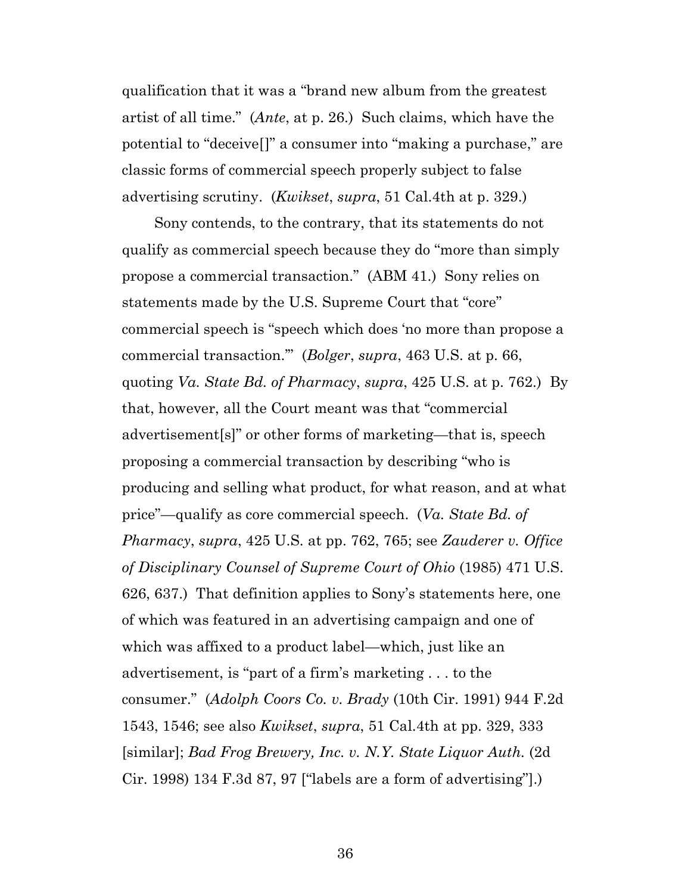qualification that it was a "brand new album from the greatest artist of all time." (*Ante*, at p. 26.) Such claims, which have the potential to "deceive[]" a consumer into "making a purchase," are classic forms of commercial speech properly subject to false advertising scrutiny. (*Kwikset*, *supra*, 51 Cal.4th at p. 329.)

Sony contends, to the contrary, that its statements do not qualify as commercial speech because they do "more than simply propose a commercial transaction." (ABM 41.) Sony relies on statements made by the U.S. Supreme Court that "core" commercial speech is "speech which does 'no more than propose a commercial transaction.'" (*Bolger*, *supra*, 463 U.S. at p. 66, quoting *Va. State Bd. of Pharmacy*, *supra*, 425 U.S. at p. 762.) By that, however, all the Court meant was that "commercial advertisement[s]" or other forms of marketing—that is, speech proposing a commercial transaction by describing "who is producing and selling what product, for what reason, and at what price"—qualify as core commercial speech. (*Va. State Bd. of Pharmacy*, *supra*, 425 U.S. at pp. 762, 765; see *Zauderer v. Office of Disciplinary Counsel of Supreme Court of Ohio* (1985) 471 U.S. 626, 637.) That definition applies to Sony's statements here, one of which was featured in an advertising campaign and one of which was affixed to a product label—which, just like an advertisement, is "part of a firm's marketing . . . to the consumer." (*Adolph Coors Co. v. Brady* (10th Cir. 1991) 944 F.2d 1543, 1546; see also *Kwikset*, *supra*, 51 Cal.4th at pp. 329, 333 [similar]; *Bad Frog Brewery, Inc. v. N.Y. State Liquor Auth.* (2d Cir. 1998) 134 F.3d 87, 97 ["labels are a form of advertising"].)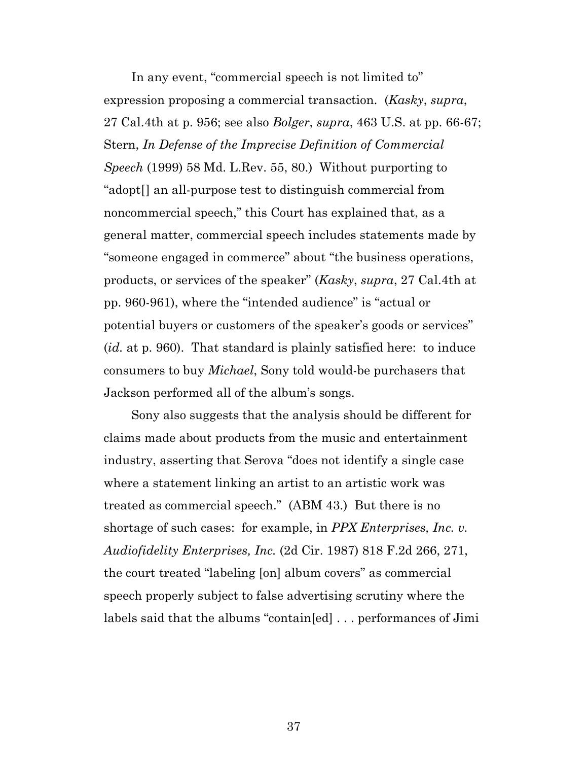In any event, "commercial speech is not limited to" expression proposing a commercial transaction. (*Kasky*, *supra*, 27 Cal.4th at p. 956; see also *Bolger*, *supra*, 463 U.S. at pp. 66-67; Stern, *In Defense of the Imprecise Definition of Commercial Speech* (1999) 58 Md. L.Rev. 55, 80.) Without purporting to "adopt[] an all-purpose test to distinguish commercial from noncommercial speech," this Court has explained that, as a general matter, commercial speech includes statements made by "someone engaged in commerce" about "the business operations, products, or services of the speaker" (*Kasky*, *supra*, 27 Cal.4th at pp. 960-961), where the "intended audience" is "actual or potential buyers or customers of the speaker's goods or services" (*id.* at p. 960). That standard is plainly satisfied here: to induce consumers to buy *Michael*, Sony told would-be purchasers that Jackson performed all of the album's songs.

Sony also suggests that the analysis should be different for claims made about products from the music and entertainment industry, asserting that Serova "does not identify a single case where a statement linking an artist to an artistic work was treated as commercial speech." (ABM 43.) But there is no shortage of such cases: for example, in *PPX Enterprises, Inc. v. Audiofidelity Enterprises, Inc.* (2d Cir. 1987) 818 F.2d 266, 271, the court treated "labeling [on] album covers" as commercial speech properly subject to false advertising scrutiny where the labels said that the albums "contain[ed] . . . performances of Jimi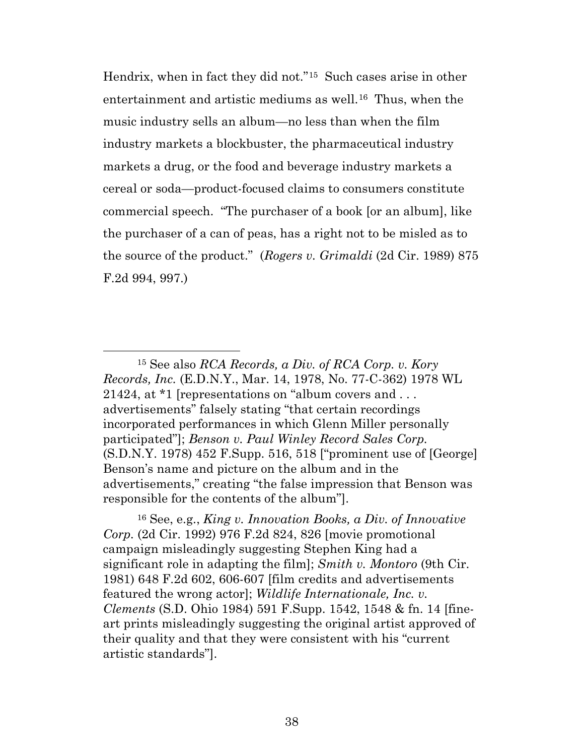Hendrix, when in fact they did not."[15] Such cases arise in other entertainment and artistic mediums as well.[16] Thus, when the music industry sells an album—no less than when the film industry markets a blockbuster, the pharmaceutical industry markets a drug, or the food and beverage industry markets a cereal or soda—product-focused claims to consumers constitute commercial speech. "The purchaser of a book [or an album], like the purchaser of a can of peas, has a right not to be misled as to the source of the product." (*Rogers v. Grimaldi* (2d Cir. 1989) 875 F.2d 994, 997.)

---

[15] See also *RCA Records, a Div. of RCA Corp. v. Kory Records, Inc.* (E.D.N.Y., Mar. 14, 1978, No. 77-C-362) 1978 WL 21424, at *1 [representations on "album covers and . . . advertisements" falsely stating "that certain recordings incorporated performances in which Glenn Miller personally participated"]; *Benson v. Paul Winley Record Sales Corp.* (S.D.N.Y. 1978) 452 F.Supp. 516, 518 ["prominent use of [George] Benson's name and picture on the album and in the advertisements," creating "the false impression that Benson was responsible for the contents of the album"].

[16] See, e.g., *King v. Innovation Books, a Div. of Innovative Corp.* (2d Cir. 1992) 976 F.2d 824, 826 [movie promotional campaign misleadingly suggesting Stephen King had a significant role in adapting the film]; *Smith v. Montoro* (9th Cir. 1981) 648 F.2d 602, 606-607 [film credits and advertisements featured the wrong actor]; *Wildlife Internationale, Inc. v. Clements* (S.D. Ohio 1984) 591 F.Supp. 1542, 1548 & fn. 14 [fine-art prints misleadingly suggesting the original artist approved of their quality and that they were consistent with his "current artistic standards"].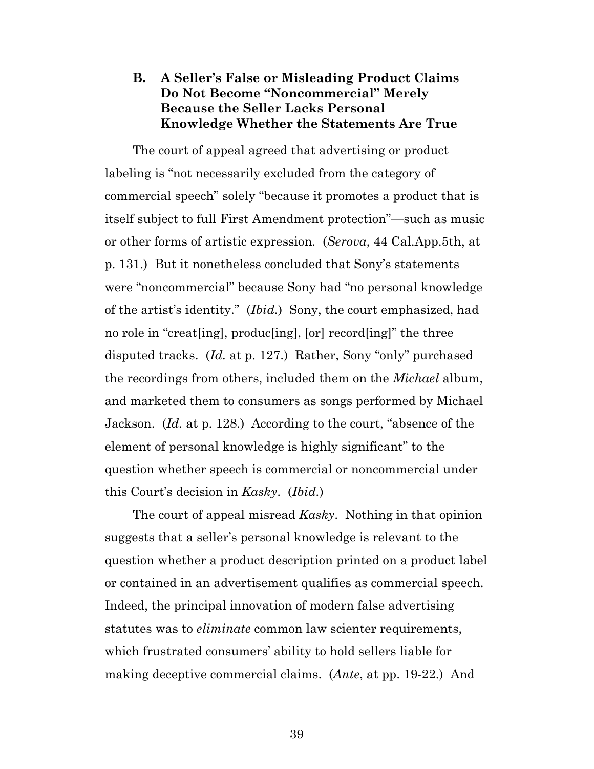### B. A Seller's False or Misleading Product Claims Do Not Become "Noncommercial" Merely Because the Seller Lacks Personal Knowledge Whether the Statements Are True

The court of appeal agreed that advertising or product labeling is "not necessarily excluded from the category of commercial speech" solely "because it promotes a product that is itself subject to full First Amendment protection"—such as music or other forms of artistic expression. (*Serova*, 44 Cal.App.5th, at p. 131.) But it nonetheless concluded that Sony's statements were "noncommercial" because Sony had "no personal knowledge of the artist's identity." (*Ibid.*) Sony, the court emphasized, had no role in "creat[ing], produc[ing], [or] record[ing]" the three disputed tracks. (*Id.* at p. 127.) Rather, Sony "only" purchased the recordings from others, included them on the *Michael* album, and marketed them to consumers as songs performed by Michael Jackson. (*Id.* at p. 128.) According to the court, "absence of the element of personal knowledge is highly significant" to the question whether speech is commercial or noncommercial under this Court's decision in *Kasky*. (*Ibid.*)

The court of appeal misread *Kasky*. Nothing in that opinion suggests that a seller's personal knowledge is relevant to the question whether a product description printed on a product label or contained in an advertisement qualifies as commercial speech. Indeed, the principal innovation of modern false advertising statutes was to *eliminate* common law scienter requirements, which frustrated consumers' ability to hold sellers liable for making deceptive commercial claims. (*Ante*, at pp. 19-22.) And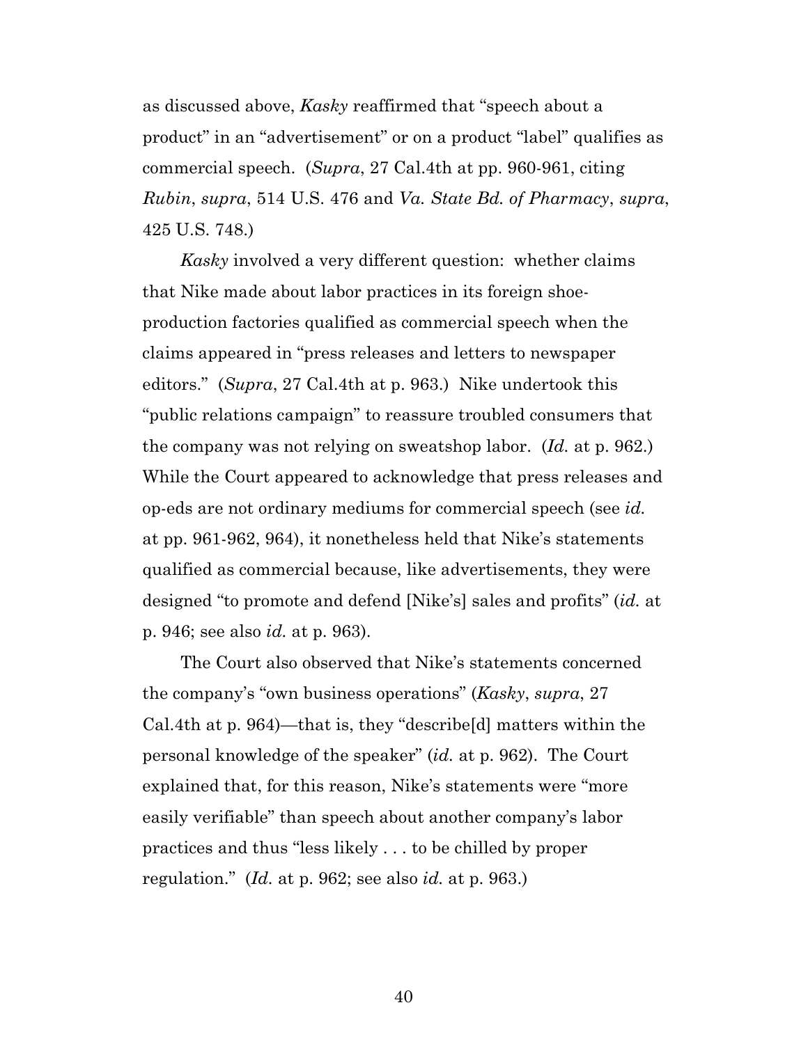as discussed above, *Kasky* reaffirmed that "speech about a product" in an "advertisement" or on a product "label" qualifies as commercial speech. (*Supra*, 27 Cal.4th at pp. 960-961, citing *Rubin*, *supra*, 514 U.S. 476 and *Va. State Bd. of Pharmacy*, *supra*, 425 U.S. 748.)

*Kasky* involved a very different question: whether claims that Nike made about labor practices in its foreign shoe-production factories qualified as commercial speech when the claims appeared in "press releases and letters to newspaper editors." (*Supra*, 27 Cal.4th at p. 963.) Nike undertook this "public relations campaign" to reassure troubled consumers that the company was not relying on sweatshop labor. (*Id.* at p. 962.) While the Court appeared to acknowledge that press releases and op-eds are not ordinary mediums for commercial speech (see *id.* at pp. 961-962, 964), it nonetheless held that Nike's statements qualified as commercial because, like advertisements, they were designed "to promote and defend [Nike's] sales and profits" (*id.* at p. 946; see also *id.* at p. 963).

The Court also observed that Nike's statements concerned the company's "own business operations" (*Kasky*, *supra*, 27 Cal.4th at p. 964)—that is, they "describe[d] matters within the personal knowledge of the speaker" (*id.* at p. 962). The Court explained that, for this reason, Nike's statements were "more easily verifiable" than speech about another company's labor practices and thus "less likely . . . to be chilled by proper regulation." (*Id.* at p. 962; see also *id.* at p. 963.)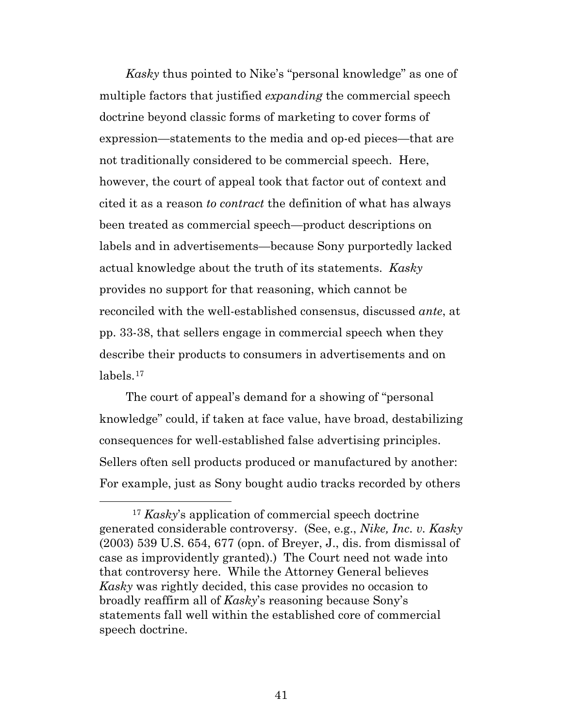*Kasky* thus pointed to Nike's "personal knowledge" as one of multiple factors that justified *expanding* the commercial speech doctrine beyond classic forms of marketing to cover forms of expression—statements to the media and op-ed pieces—that are not traditionally considered to be commercial speech. Here, however, the court of appeal took that factor out of context and cited it as a reason *to contract* the definition of what has always been treated as commercial speech—product descriptions on labels and in advertisements—because Sony purportedly lacked actual knowledge about the truth of its statements. *Kasky* provides no support for that reasoning, which cannot be reconciled with the well-established consensus, discussed *ante*, at pp. 33-38, that sellers engage in commercial speech when they describe their products to consumers in advertisements and on labels.[17]

The court of appeal's demand for a showing of "personal knowledge" could, if taken at face value, have broad, destabilizing consequences for well-established false advertising principles. Sellers often sell products produced or manufactured by another: For example, just as Sony bought audio tracks recorded by others

[17] *Kasky*'s application of commercial speech doctrine generated considerable controversy. (See, e.g., *Nike, Inc. v. Kasky* (2003) 539 U.S. 654, 677 (opn. of Breyer, J., dis. from dismissal of case as improvidently granted).) The Court need not wade into that controversy here. While the Attorney General believes *Kasky* was rightly decided, this case provides no occasion to broadly reaffirm all of *Kasky*'s reasoning because Sony's statements fall well within the established core of commercial speech doctrine.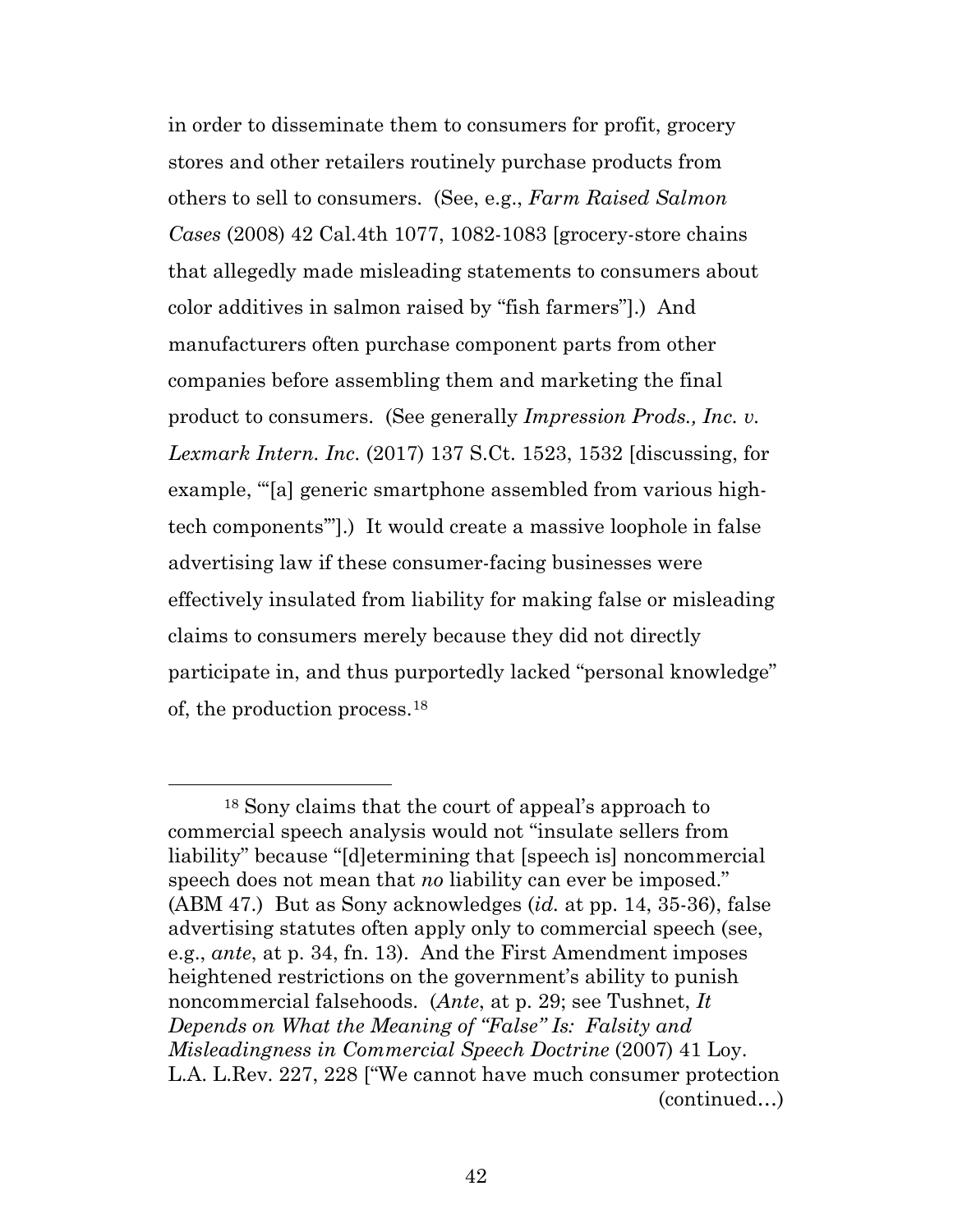in order to disseminate them to consumers for profit, grocery stores and other retailers routinely purchase products from others to sell to consumers. (See, e.g., *Farm Raised Salmon Cases* (2008) 42 Cal.4th 1077, 1082-1083 [grocery-store chains that allegedly made misleading statements to consumers about color additives in salmon raised by "fish farmers"].) And manufacturers often purchase component parts from other companies before assembling them and marketing the final product to consumers. (See generally *Impression Prods., Inc. v. Lexmark Intern. Inc.* (2017) 137 S.Ct. 1523, 1532 [discussing, for example, "'[a] generic smartphone assembled from various high-tech components'"].) It would create a massive loophole in false advertising law if these consumer-facing businesses were effectively insulated from liability for making false or misleading claims to consumers merely because they did not directly participate in, and thus purportedly lacked "personal knowledge" of, the production process.[18]

---

[18] Sony claims that the court of appeal's approach to commercial speech analysis would not "insulate sellers from liability" because "[d]etermining that [speech is] noncommercial speech does not mean that *no* liability can ever be imposed." (ABM 47.) But as Sony acknowledges (*id.* at pp. 14, 35-36), false advertising statutes often apply only to commercial speech (see, e.g., *ante*, at p. 34, fn. 13). And the First Amendment imposes heightened restrictions on the government's ability to punish noncommercial falsehoods. (*Ante*, at p. 29; see Tushnet, *It Depends on What the Meaning of "False" Is: Falsity and Misleadingness in Commercial Speech Doctrine* (2007) 41 Loy. L.A. L.Rev. 227, 228 ["We cannot have much consumer protection (continued…)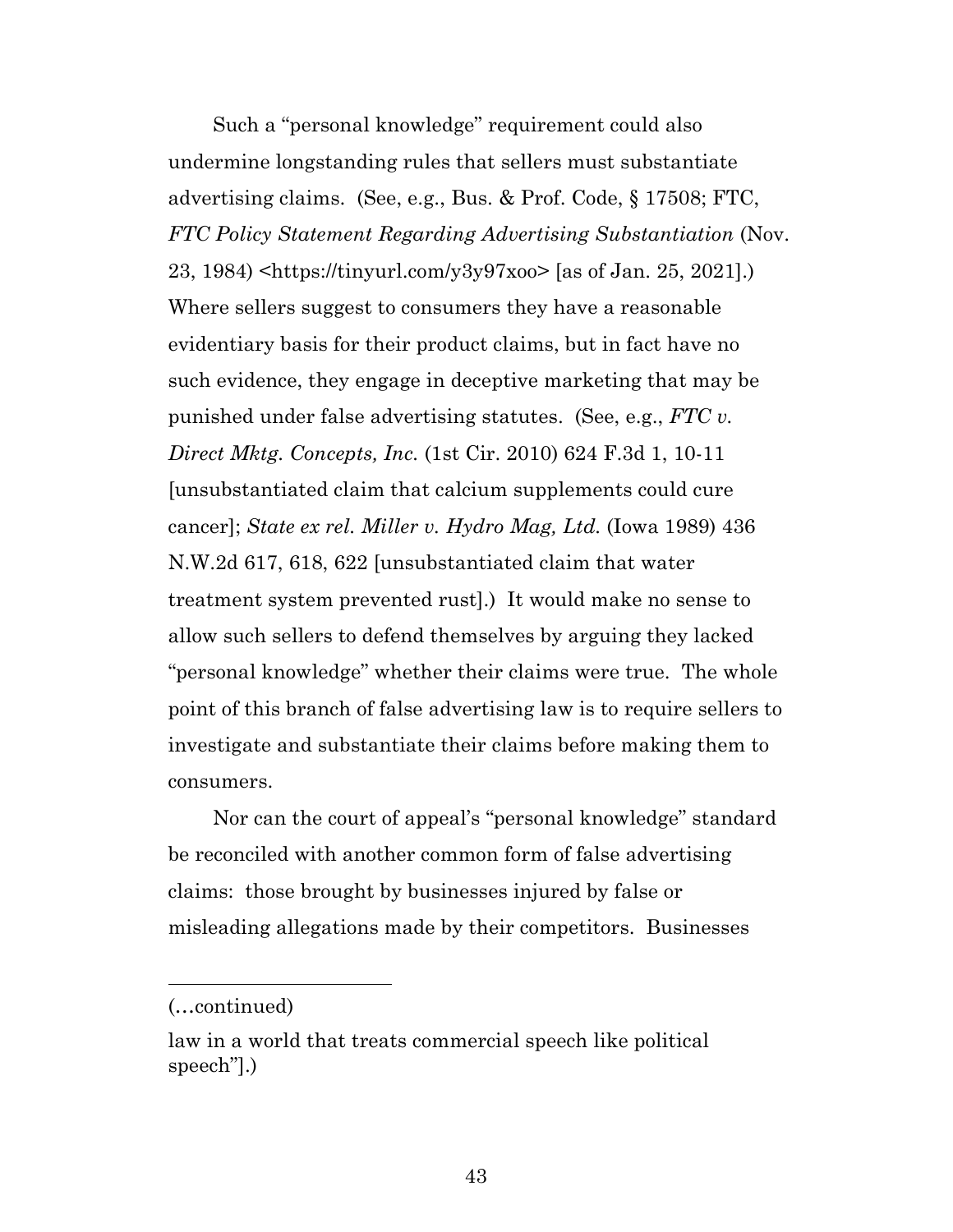Such a "personal knowledge" requirement could also undermine longstanding rules that sellers must substantiate advertising claims. (See, e.g., Bus. & Prof. Code, § 17508; FTC, *FTC Policy Statement Regarding Advertising Substantiation* (Nov. 23, 1984) <https://tinyurl.com/y3y97xoo> [as of Jan. 25, 2021].) Where sellers suggest to consumers they have a reasonable evidentiary basis for their product claims, but in fact have no such evidence, they engage in deceptive marketing that may be punished under false advertising statutes. (See, e.g., *FTC v. Direct Mktg. Concepts, Inc.* (1st Cir. 2010) 624 F.3d 1, 10-11 [unsubstantiated claim that calcium supplements could cure cancer]; *State ex rel. Miller v. Hydro Mag, Ltd.* (Iowa 1989) 436 N.W.2d 617, 618, 622 [unsubstantiated claim that water treatment system prevented rust].) It would make no sense to allow such sellers to defend themselves by arguing they lacked "personal knowledge" whether their claims were true. The whole point of this branch of false advertising law is to require sellers to investigate and substantiate their claims before making them to consumers.

Nor can the court of appeal's "personal knowledge" standard be reconciled with another common form of false advertising claims: those brought by businesses injured by false or misleading allegations made by their competitors. Businesses

---

(…continued)

law in a world that treats commercial speech like political speech"].)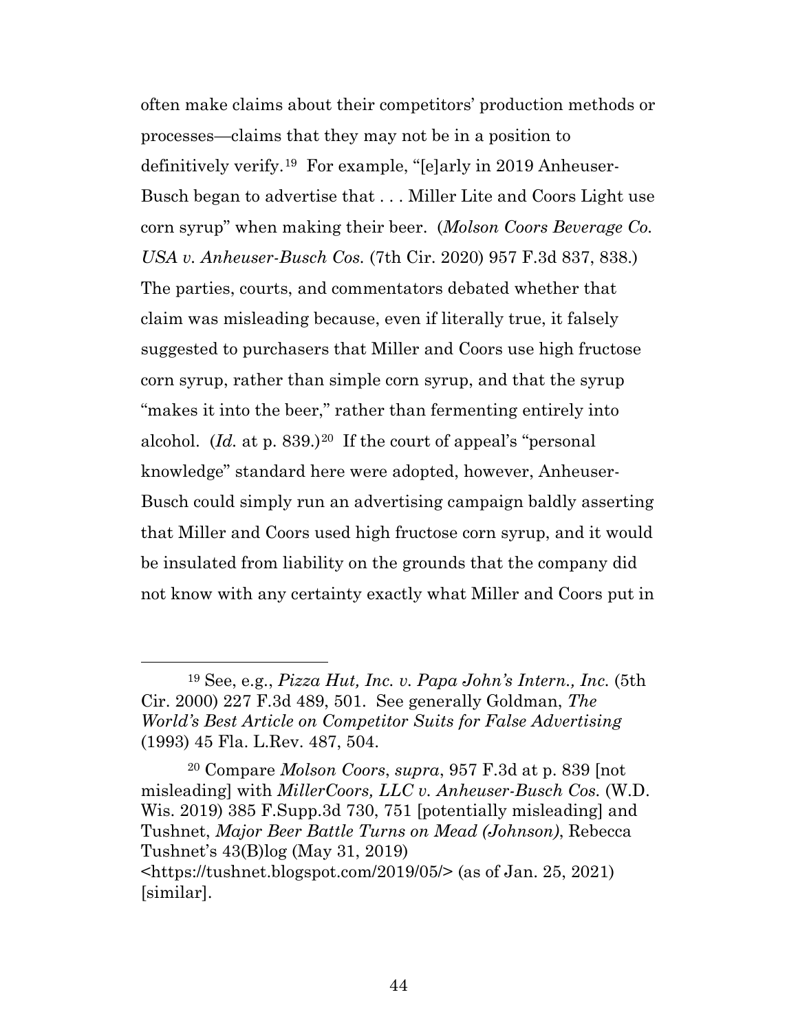often make claims about their competitors' production methods or processes—claims that they may not be in a position to definitively verify.[19] For example, "[e]arly in 2019 Anheuser-Busch began to advertise that . . . Miller Lite and Coors Light use corn syrup" when making their beer. (*Molson Coors Beverage Co. USA v. Anheuser-Busch Cos.* (7th Cir. 2020) 957 F.3d 837, 838.) The parties, courts, and commentators debated whether that claim was misleading because, even if literally true, it falsely suggested to purchasers that Miller and Coors use high fructose corn syrup, rather than simple corn syrup, and that the syrup "makes it into the beer," rather than fermenting entirely into alcohol. (*Id.* at p. 839.)[20] If the court of appeal's "personal knowledge" standard here were adopted, however, Anheuser-Busch could simply run an advertising campaign baldly asserting that Miller and Coors used high fructose corn syrup, and it would be insulated from liability on the grounds that the company did not know with any certainty exactly what Miller and Coors put in

---

[19] See, e.g., *Pizza Hut, Inc. v. Papa John's Intern., Inc.* (5th Cir. 2000) 227 F.3d 489, 501. See generally Goldman, *The World's Best Article on Competitor Suits for False Advertising* (1993) 45 Fla. L.Rev. 487, 504.

[20] Compare *Molson Coors*, *supra*, 957 F.3d at p. 839 [not misleading] with *MillerCoors, LLC v. Anheuser-Busch Cos.* (W.D. Wis. 2019) 385 F.Supp.3d 730, 751 [potentially misleading] and Tushnet, *Major Beer Battle Turns on Mead (Johnson)*, Rebecca Tushnet's 43(B)log (May 31, 2019) <https://tushnet.blogspot.com/2019/05/> (as of Jan. 25, 2021) [similar].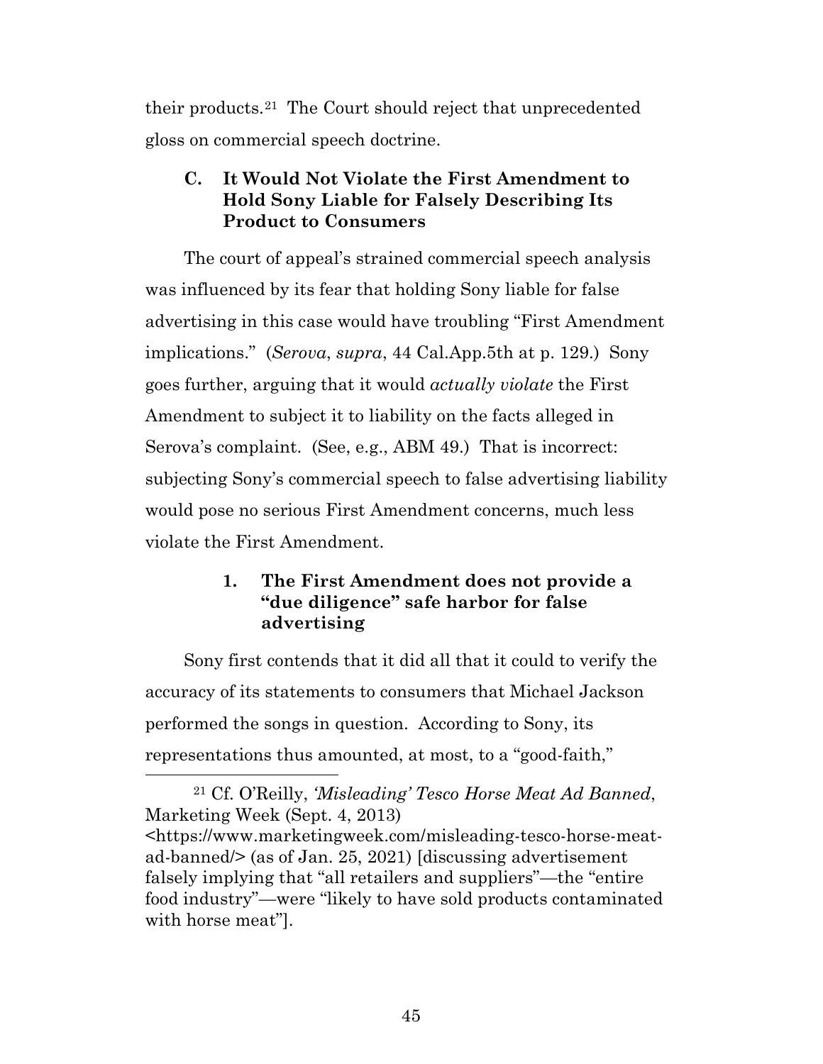their products.[21] The Court should reject that unprecedented gloss on commercial speech doctrine.

### C. It Would Not Violate the First Amendment to Hold Sony Liable for Falsely Describing Its Product to Consumers

The court of appeal's strained commercial speech analysis was influenced by its fear that holding Sony liable for false advertising in this case would have troubling "First Amendment implications." (*Serova*, *supra*, 44 Cal.App.5th at p. 129.) Sony goes further, arguing that it would *actually violate* the First Amendment to subject it to liability on the facts alleged in Serova's complaint. (See, e.g., ABM 49.) That is incorrect: subjecting Sony's commercial speech to false advertising liability would pose no serious First Amendment concerns, much less violate the First Amendment.

#### 1. The First Amendment does not provide a "due diligence" safe harbor for false advertising

Sony first contends that it did all that it could to verify the accuracy of its statements to consumers that Michael Jackson performed the songs in question. According to Sony, its representations thus amounted, at most, to a "good-faith,"

---

[21] Cf. O'Reilly, *'Misleading' Tesco Horse Meat Ad Banned*, Marketing Week (Sept. 4, 2013) <https://www.marketingweek.com/misleading-tesco-horse-meat-ad-banned/> (as of Jan. 25, 2021) [discussing advertisement falsely implying that "all retailers and suppliers"—the "entire food industry"—were "likely to have sold products contaminated with horse meat"].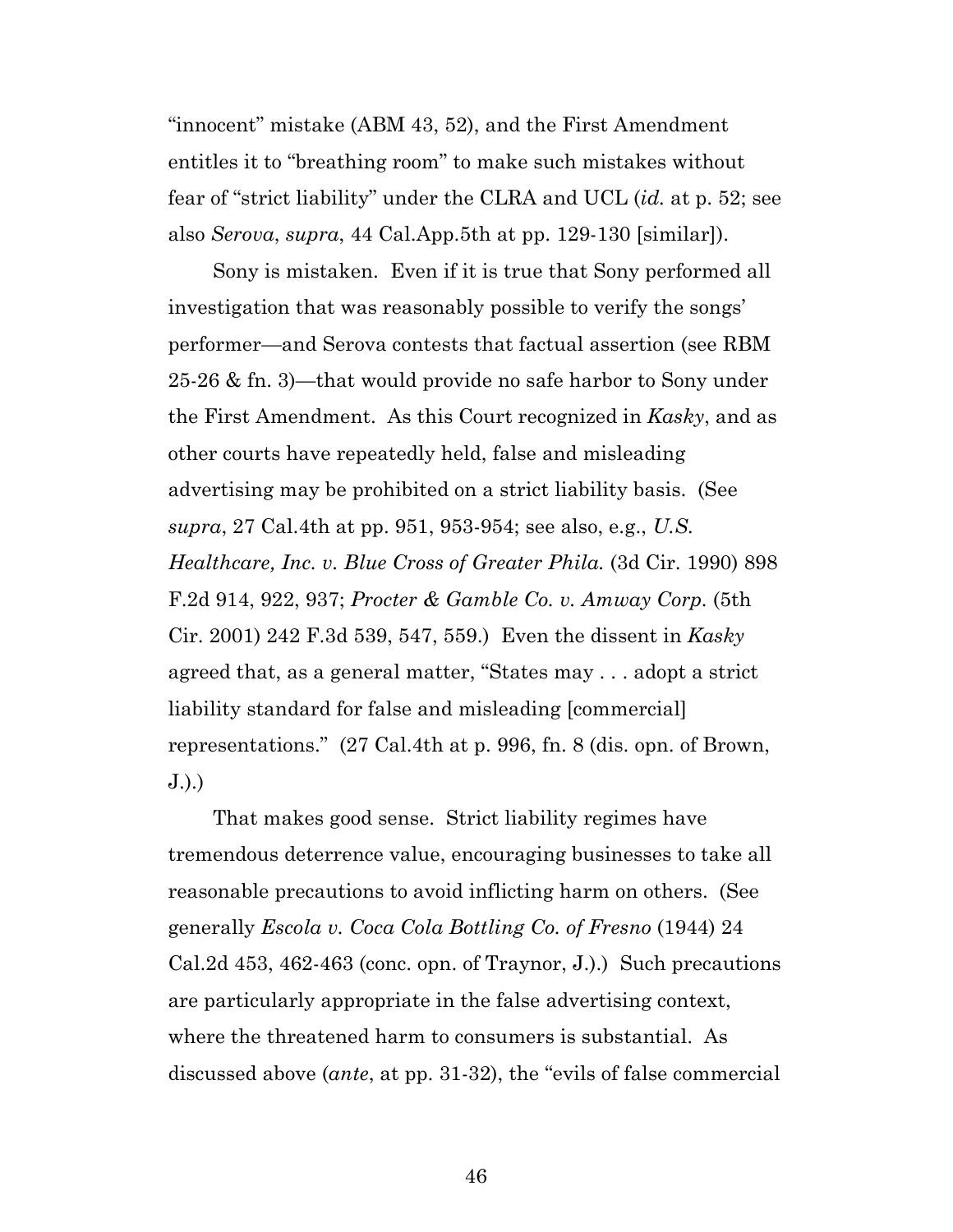"innocent" mistake (ABM 43, 52), and the First Amendment entitles it to "breathing room" to make such mistakes without fear of "strict liability" under the CLRA and UCL (*id.* at p. 52; see also *Serova*, *supra*, 44 Cal.App.5th at pp. 129-130 [similar]).

Sony is mistaken. Even if it is true that Sony performed all investigation that was reasonably possible to verify the songs' performer—and Serova contests that factual assertion (see RBM 25-26 & fn. 3)—that would provide no safe harbor to Sony under the First Amendment. As this Court recognized in *Kasky*, and as other courts have repeatedly held, false and misleading advertising may be prohibited on a strict liability basis. (See *supra*, 27 Cal.4th at pp. 951, 953-954; see also, e.g., *U.S. Healthcare, Inc. v. Blue Cross of Greater Phila.* (3d Cir. 1990) 898 F.2d 914, 922, 937; *Procter & Gamble Co. v. Amway Corp.* (5th Cir. 2001) 242 F.3d 539, 547, 559.) Even the dissent in *Kasky* agreed that, as a general matter, "States may . . . adopt a strict liability standard for false and misleading [commercial] representations." (27 Cal.4th at p. 996, fn. 8 (dis. opn. of Brown, J.).)

That makes good sense. Strict liability regimes have tremendous deterrence value, encouraging businesses to take all reasonable precautions to avoid inflicting harm on others. (See generally *Escola v. Coca Cola Bottling Co. of Fresno* (1944) 24 Cal.2d 453, 462-463 (conc. opn. of Traynor, J.).) Such precautions are particularly appropriate in the false advertising context, where the threatened harm to consumers is substantial. As discussed above (*ante*, at pp. 31-32), the "evils of false commercial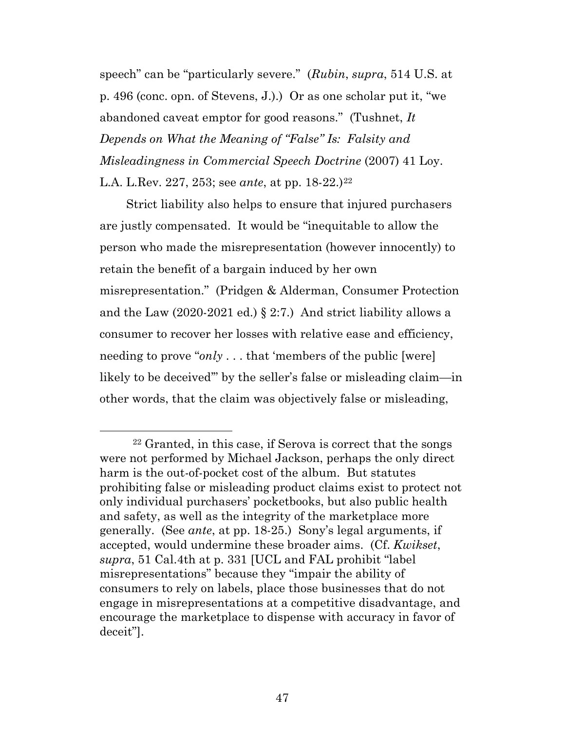speech" can be "particularly severe." (*Rubin*, *supra*, 514 U.S. at p. 496 (conc. opn. of Stevens, J.).) Or as one scholar put it, "we abandoned caveat emptor for good reasons." (Tushnet, *It Depends on What the Meaning of "False" Is: Falsity and Misleadingness in Commercial Speech Doctrine* (2007) 41 Loy. L.A. L.Rev. 227, 253; see *ante*, at pp. 18-22.)[22]

Strict liability also helps to ensure that injured purchasers are justly compensated. It would be "inequitable to allow the person who made the misrepresentation (however innocently) to retain the benefit of a bargain induced by her own misrepresentation." (Pridgen & Alderman, Consumer Protection and the Law (2020-2021 ed.) § 2:7.) And strict liability allows a consumer to recover her losses with relative ease and efficiency, needing to prove "*only* . . . that 'members of the public [were] likely to be deceived'" by the seller's false or misleading claim—in other words, that the claim was objectively false or misleading,

---

[22] Granted, in this case, if Serova is correct that the songs were not performed by Michael Jackson, perhaps the only direct harm is the out-of-pocket cost of the album. But statutes prohibiting false or misleading product claims exist to protect not only individual purchasers' pocketbooks, but also public health and safety, as well as the integrity of the marketplace more generally. (See *ante*, at pp. 18-25.) Sony's legal arguments, if accepted, would undermine these broader aims. (Cf. *Kwikset*, *supra*, 51 Cal.4th at p. 331 [UCL and FAL prohibit "label misrepresentations" because they "impair the ability of consumers to rely on labels, place those businesses that do not engage in misrepresentations at a competitive disadvantage, and encourage the marketplace to dispense with accuracy in favor of deceit"].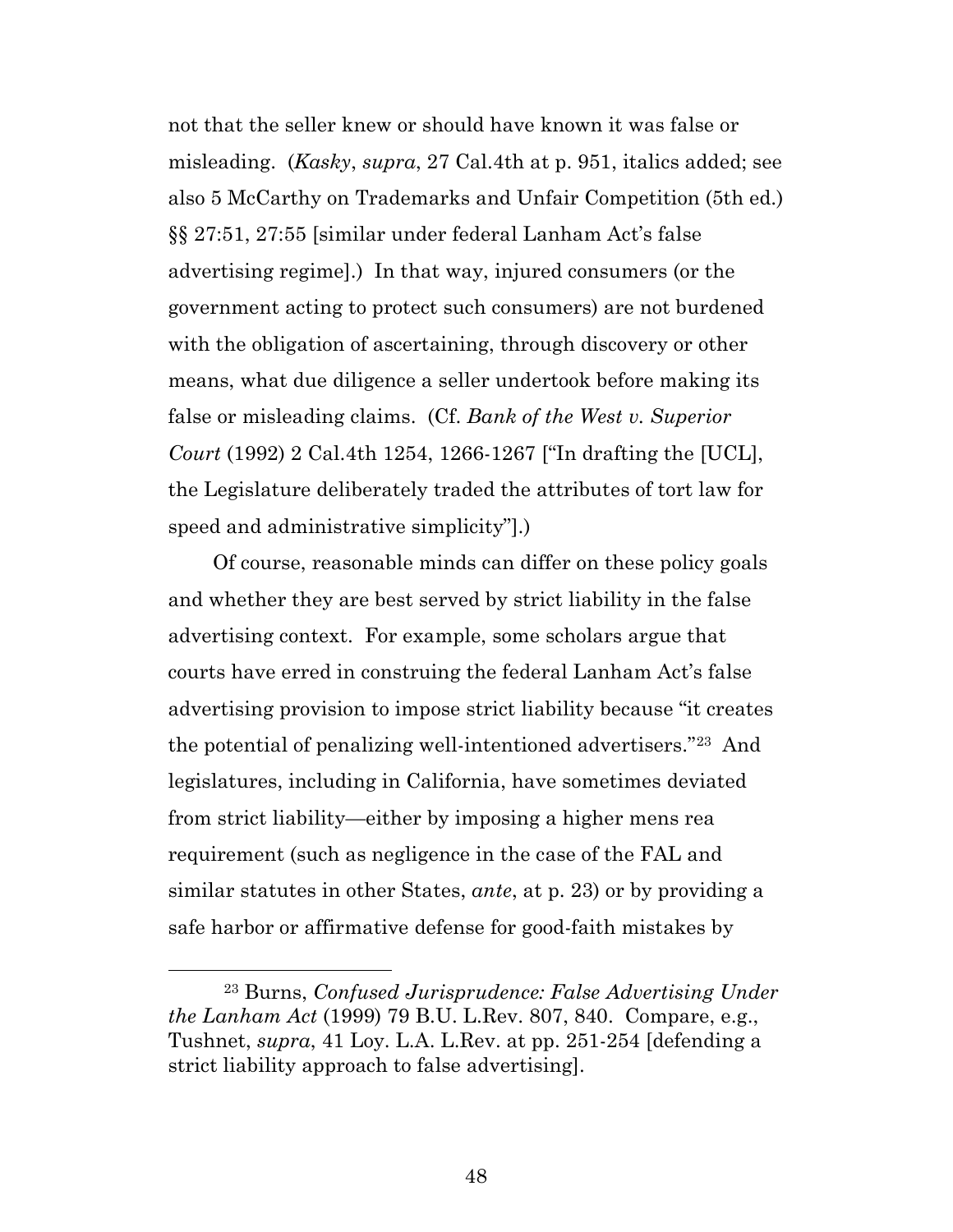not that the seller knew or should have known it was false or misleading. (*Kasky*, *supra*, 27 Cal.4th at p. 951, italics added; see also 5 McCarthy on Trademarks and Unfair Competition (5th ed.) §§ 27:51, 27:55 [similar under federal Lanham Act's false advertising regime].) In that way, injured consumers (or the government acting to protect such consumers) are not burdened with the obligation of ascertaining, through discovery or other means, what due diligence a seller undertook before making its false or misleading claims. (Cf. *Bank of the West v. Superior Court* (1992) 2 Cal.4th 1254, 1266-1267 ["In drafting the [UCL], the Legislature deliberately traded the attributes of tort law for speed and administrative simplicity"].)

Of course, reasonable minds can differ on these policy goals and whether they are best served by strict liability in the false advertising context. For example, some scholars argue that courts have erred in construing the federal Lanham Act's false advertising provision to impose strict liability because "it creates the potential of penalizing well-intentioned advertisers."[23] And legislatures, including in California, have sometimes deviated from strict liability—either by imposing a higher mens rea requirement (such as negligence in the case of the FAL and similar statutes in other States, *ante*, at p. 23) or by providing a safe harbor or affirmative defense for good-faith mistakes by

---

[23] Burns, *Confused Jurisprudence: False Advertising Under the Lanham Act* (1999) 79 B.U. L.Rev. 807, 840. Compare, e.g., Tushnet, *supra*, 41 Loy. L.A. L.Rev. at pp. 251-254 [defending a strict liability approach to false advertising].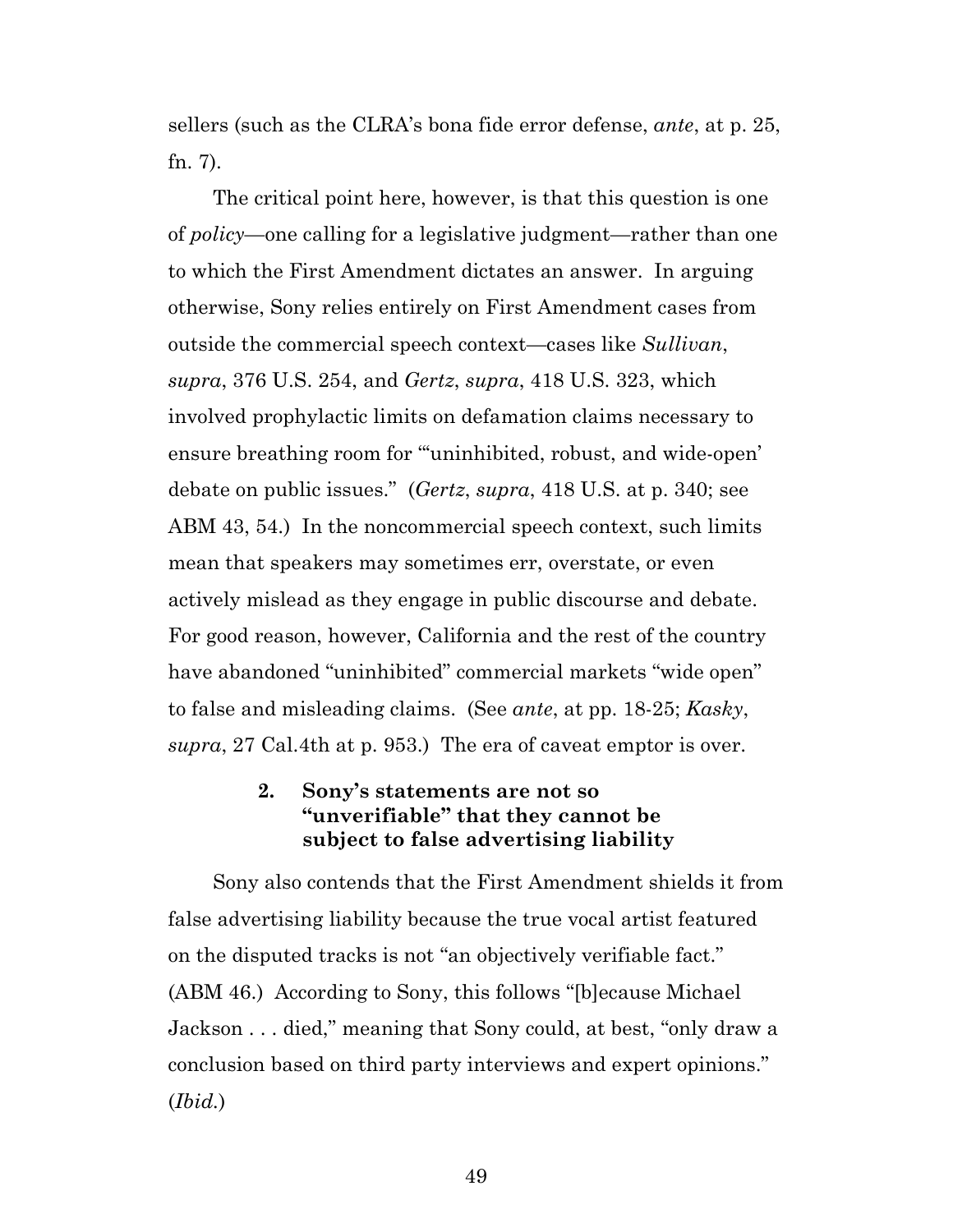sellers (such as the CLRA's bona fide error defense, *ante*, at p. 25, fn. 7).

The critical point here, however, is that this question is one of *policy*—one calling for a legislative judgment—rather than one to which the First Amendment dictates an answer. In arguing otherwise, Sony relies entirely on First Amendment cases from outside the commercial speech context—cases like *Sullivan*, *supra*, 376 U.S. 254, and *Gertz*, *supra*, 418 U.S. 323, which involved prophylactic limits on defamation claims necessary to ensure breathing room for "'uninhibited, robust, and wide-open' debate on public issues." (*Gertz*, *supra*, 418 U.S. at p. 340; see ABM 43, 54.) In the noncommercial speech context, such limits mean that speakers may sometimes err, overstate, or even actively mislead as they engage in public discourse and debate. For good reason, however, California and the rest of the country have abandoned "uninhibited" commercial markets "wide open" to false and misleading claims. (See *ante*, at pp. 18-25; *Kasky*, *supra*, 27 Cal.4th at p. 953.) The era of caveat emptor is over.

#### 2. Sony's statements are not so "unverifiable" that they cannot be subject to false advertising liability

Sony also contends that the First Amendment shields it from false advertising liability because the true vocal artist featured on the disputed tracks is not "an objectively verifiable fact." (ABM 46.) According to Sony, this follows "[b]ecause Michael Jackson . . . died," meaning that Sony could, at best, "only draw a conclusion based on third party interviews and expert opinions." (*Ibid.*)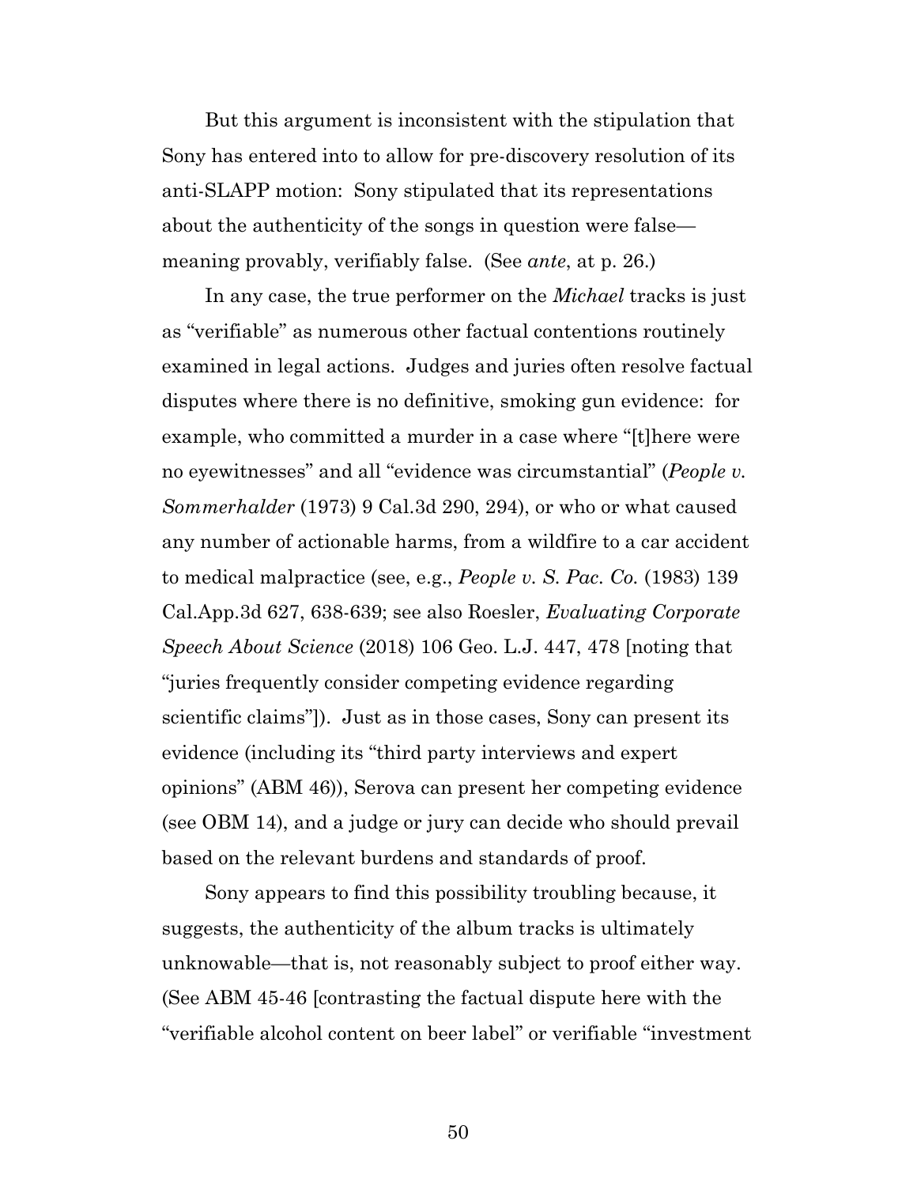But this argument is inconsistent with the stipulation that Sony has entered into to allow for pre-discovery resolution of its anti-SLAPP motion: Sony stipulated that its representations about the authenticity of the songs in question were false—meaning provably, verifiably false. (See *ante*, at p. 26.)

In any case, the true performer on the *Michael* tracks is just as "verifiable" as numerous other factual contentions routinely examined in legal actions. Judges and juries often resolve factual disputes where there is no definitive, smoking gun evidence: for example, who committed a murder in a case where "[t]here were no eyewitnesses" and all "evidence was circumstantial" (*People v. Sommerhalder* (1973) 9 Cal.3d 290, 294), or who or what caused any number of actionable harms, from a wildfire to a car accident to medical malpractice (see, e.g., *People v. S. Pac. Co.* (1983) 139 Cal.App.3d 627, 638-639; see also Roesler, *Evaluating Corporate Speech About Science* (2018) 106 Geo. L.J. 447, 478 [noting that "juries frequently consider competing evidence regarding scientific claims"]). Just as in those cases, Sony can present its evidence (including its "third party interviews and expert opinions" (ABM 46)), Serova can present her competing evidence (see OBM 14), and a judge or jury can decide who should prevail based on the relevant burdens and standards of proof.

Sony appears to find this possibility troubling because, it suggests, the authenticity of the album tracks is ultimately unknowable—that is, not reasonably subject to proof either way. (See ABM 45-46 [contrasting the factual dispute here with the "verifiable alcohol content on beer label" or verifiable "investment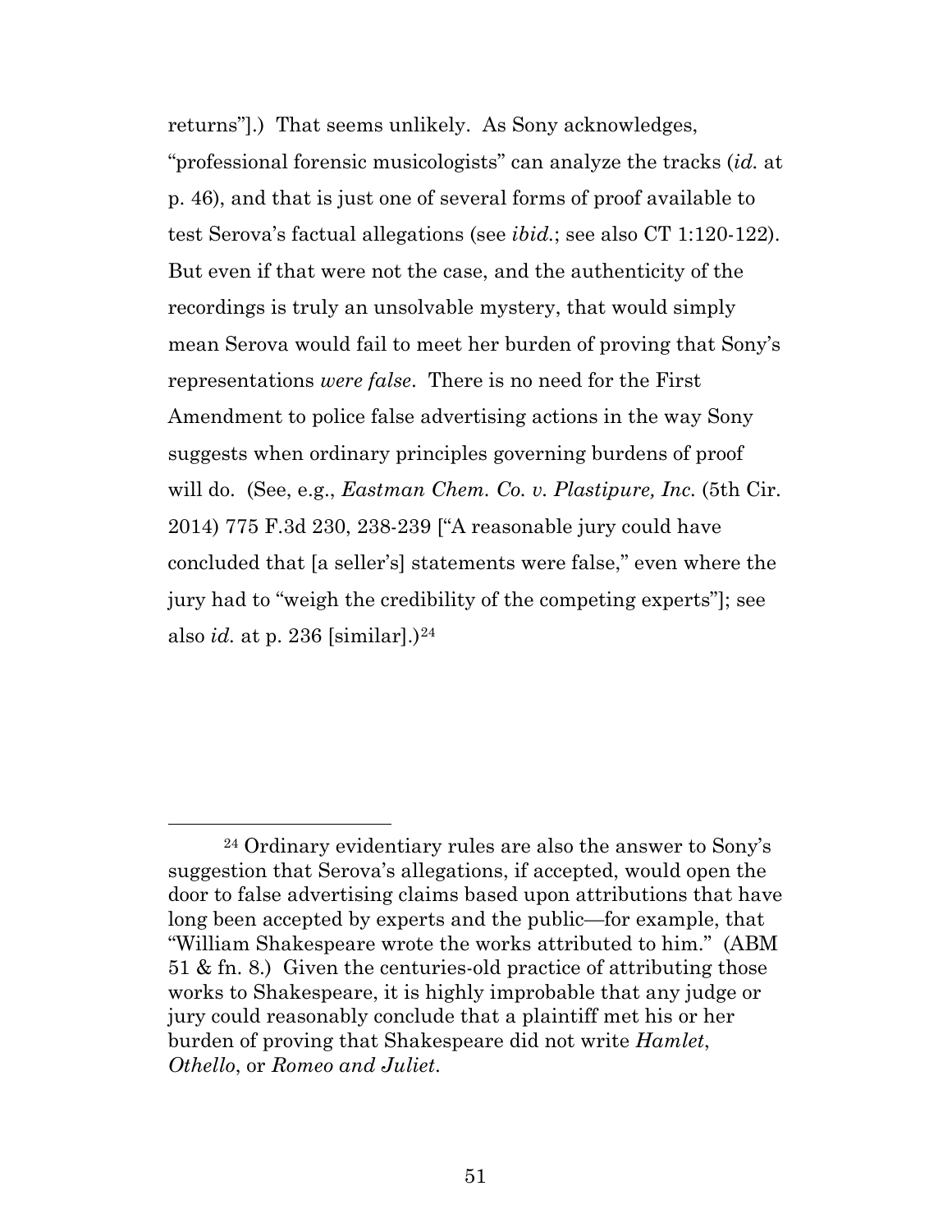returns"].) That seems unlikely. As Sony acknowledges, "professional forensic musicologists" can analyze the tracks (*id.* at p. 46), and that is just one of several forms of proof available to test Serova's factual allegations (see *ibid.*; see also CT 1:120-122). But even if that were not the case, and the authenticity of the recordings is truly an unsolvable mystery, that would simply mean Serova would fail to meet her burden of proving that Sony's representations *were false*. There is no need for the First Amendment to police false advertising actions in the way Sony suggests when ordinary principles governing burdens of proof will do. (See, e.g., *Eastman Chem. Co. v. Plastipure, Inc.* (5th Cir. 2014) 775 F.3d 230, 238-239 ["A reasonable jury could have concluded that [a seller's] statements were false," even where the jury had to "weigh the credibility of the competing experts"]; see also *id.* at p. 236 [similar].)[24]

---

[24] Ordinary evidentiary rules are also the answer to Sony's suggestion that Serova's allegations, if accepted, would open the door to false advertising claims based upon attributions that have long been accepted by experts and the public—for example, that "William Shakespeare wrote the works attributed to him." (ABM 51 & fn. 8.) Given the centuries-old practice of attributing those works to Shakespeare, it is highly improbable that any judge or jury could reasonably conclude that a plaintiff met his or her burden of proving that Shakespeare did not write *Hamlet*, *Othello*, or *Romeo and Juliet*.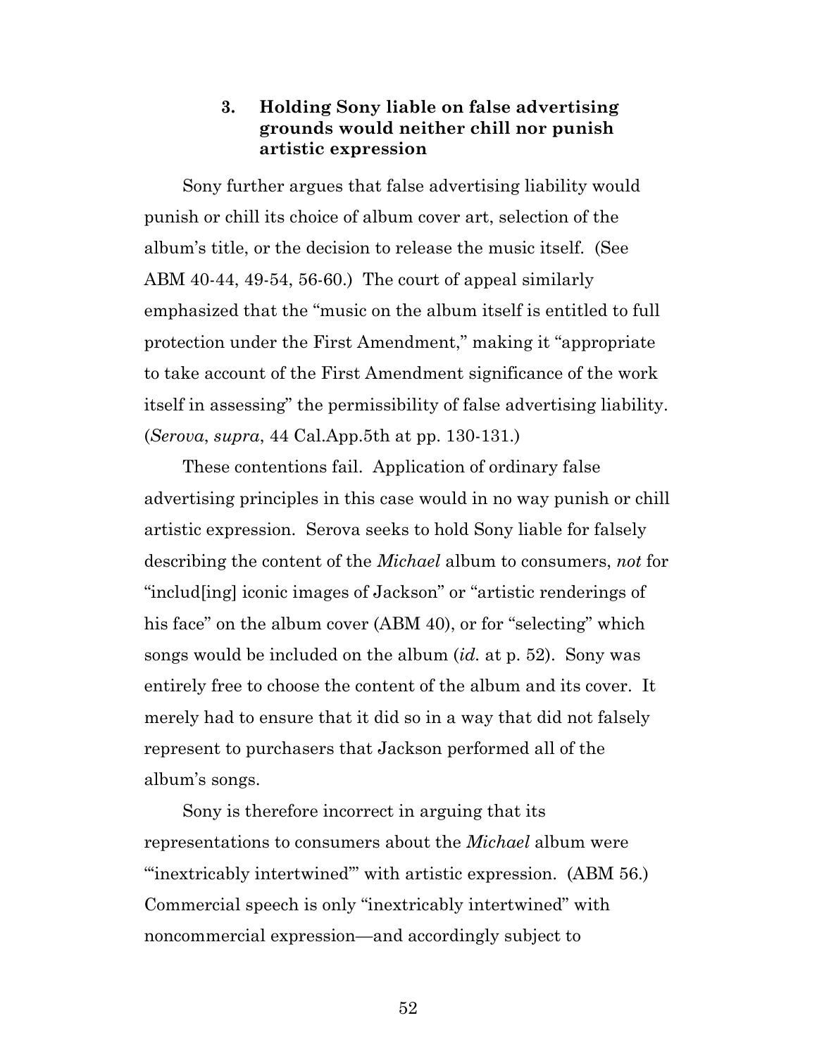### 3. Holding Sony liable on false advertising grounds would neither chill nor punish artistic expression

Sony further argues that false advertising liability would punish or chill its choice of album cover art, selection of the album's title, or the decision to release the music itself. (See ABM 40-44, 49-54, 56-60.) The court of appeal similarly emphasized that the "music on the album itself is entitled to full protection under the First Amendment," making it "appropriate to take account of the First Amendment significance of the work itself in assessing" the permissibility of false advertising liability. (*Serova*, *supra*, 44 Cal.App.5th at pp. 130-131.)

These contentions fail. Application of ordinary false advertising principles in this case would in no way punish or chill artistic expression. Serova seeks to hold Sony liable for falsely describing the content of the *Michael* album to consumers, *not* for "includ[ing] iconic images of Jackson" or "artistic renderings of his face" on the album cover (ABM 40), or for "selecting" which songs would be included on the album (*id.* at p. 52). Sony was entirely free to choose the content of the album and its cover. It merely had to ensure that it did so in a way that did not falsely represent to purchasers that Jackson performed all of the album's songs.

Sony is therefore incorrect in arguing that its representations to consumers about the *Michael* album were "'inextricably intertwined'" with artistic expression. (ABM 56.) Commercial speech is only "inextricably intertwined" with noncommercial expression—and accordingly subject to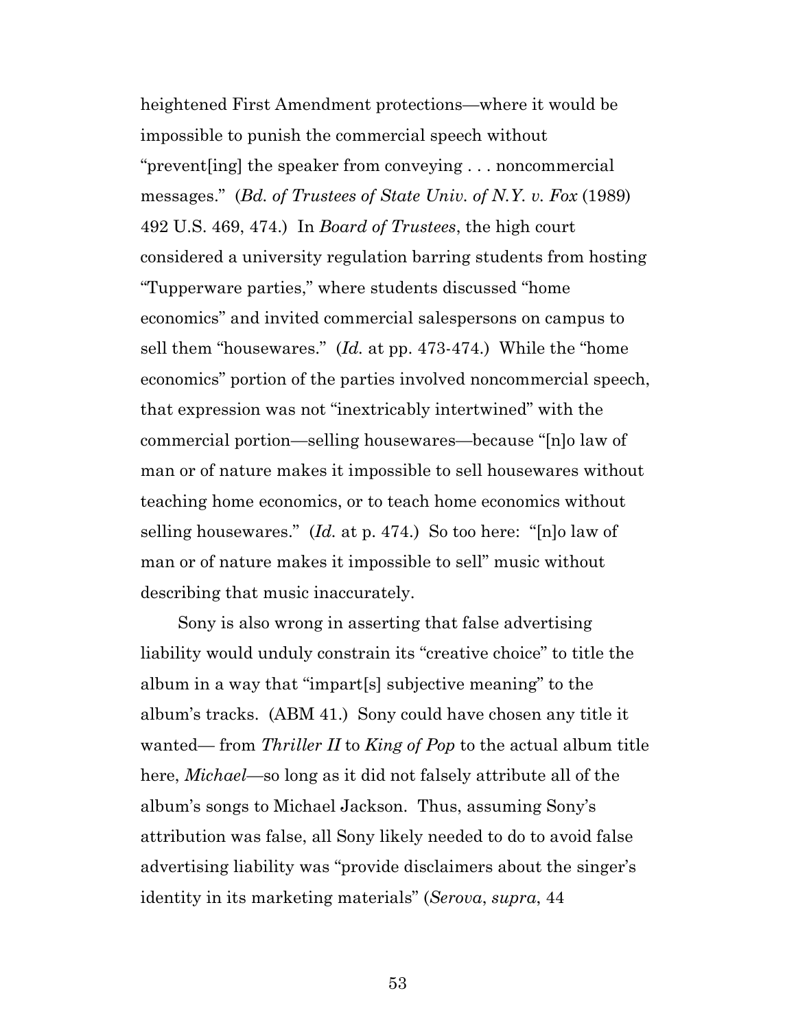heightened First Amendment protections—where it would be impossible to punish the commercial speech without "prevent[ing] the speaker from conveying . . . noncommercial messages." (*Bd. of Trustees of State Univ. of N.Y. v. Fox* (1989) 492 U.S. 469, 474.) In *Board of Trustees*, the high court considered a university regulation barring students from hosting "Tupperware parties," where students discussed "home economics" and invited commercial salespersons on campus to sell them "housewares." (*Id.* at pp. 473-474.) While the "home economics" portion of the parties involved noncommercial speech, that expression was not "inextricably intertwined" with the commercial portion—selling housewares—because "[n]o law of man or of nature makes it impossible to sell housewares without teaching home economics, or to teach home economics without selling housewares." (*Id.* at p. 474.) So too here: "[n]o law of man or of nature makes it impossible to sell" music without describing that music inaccurately.

Sony is also wrong in asserting that false advertising liability would unduly constrain its "creative choice" to title the album in a way that "impart[s] subjective meaning" to the album's tracks. (ABM 41.) Sony could have chosen any title it wanted— from *Thriller II* to *King of Pop* to the actual album title here, *Michael*—so long as it did not falsely attribute all of the album's songs to Michael Jackson. Thus, assuming Sony's attribution was false, all Sony likely needed to do to avoid false advertising liability was "provide disclaimers about the singer's identity in its marketing materials" (*Serova*, *supra*, 44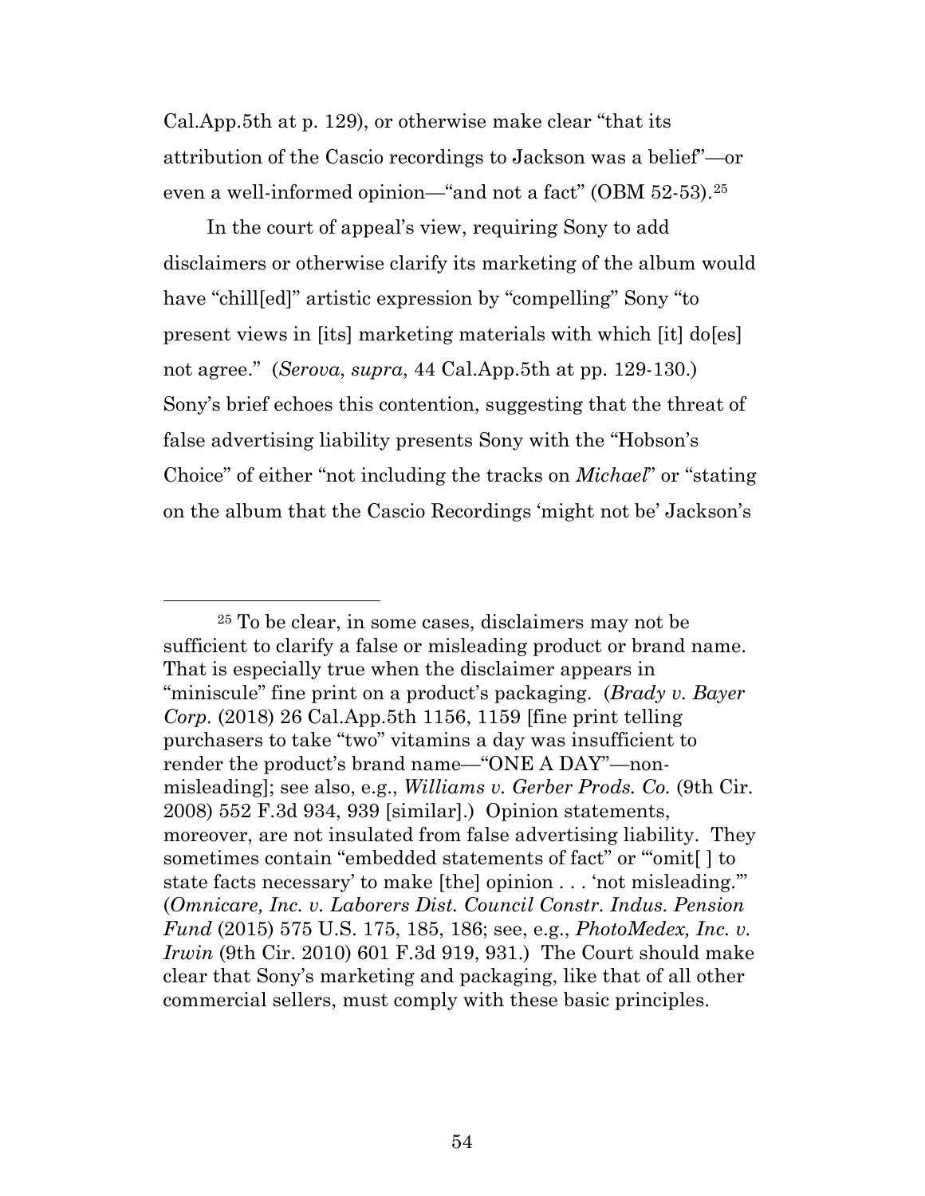Cal.App.5th at p. 129), or otherwise make clear "that its attribution of the Cascio recordings to Jackson was a belief"—or even a well-informed opinion—"and not a fact" (OBM 52-53).[25]

In the court of appeal's view, requiring Sony to add disclaimers or otherwise clarify its marketing of the album would have "chill[ed]" artistic expression by "compelling" Sony "to present views in [its] marketing materials with which [it] do[es] not agree." (*Serova*, *supra*, 44 Cal.App.5th at pp. 129-130.) Sony's brief echoes this contention, suggesting that the threat of false advertising liability presents Sony with the "Hobson's Choice" of either "not including the tracks on *Michael*" or "stating on the album that the Cascio Recordings 'might not be' Jackson's

---

[25] To be clear, in some cases, disclaimers may not be sufficient to clarify a false or misleading product or brand name. That is especially true when the disclaimer appears in "miniscule" fine print on a product's packaging. (*Brady v. Bayer Corp.* (2018) 26 Cal.App.5th 1156, 1159 [fine print telling purchasers to take "two" vitamins a day was insufficient to render the product's brand name—"ONE A DAY"—non-misleading]; see also, e.g., *Williams v. Gerber Prods. Co.* (9th Cir. 2008) 552 F.3d 934, 939 [similar].) Opinion statements, moreover, are not insulated from false advertising liability. They sometimes contain "embedded statements of fact" or "'omit[ ] to state facts necessary' to make [the] opinion . . . 'not misleading.'" (*Omnicare, Inc. v. Laborers Dist. Council Constr. Indus. Pension Fund* (2015) 575 U.S. 175, 185, 186; see, e.g., *PhotoMedex, Inc. v. Irwin* (9th Cir. 2010) 601 F.3d 919, 931.) The Court should make clear that Sony's marketing and packaging, like that of all other commercial sellers, must comply with these basic principles.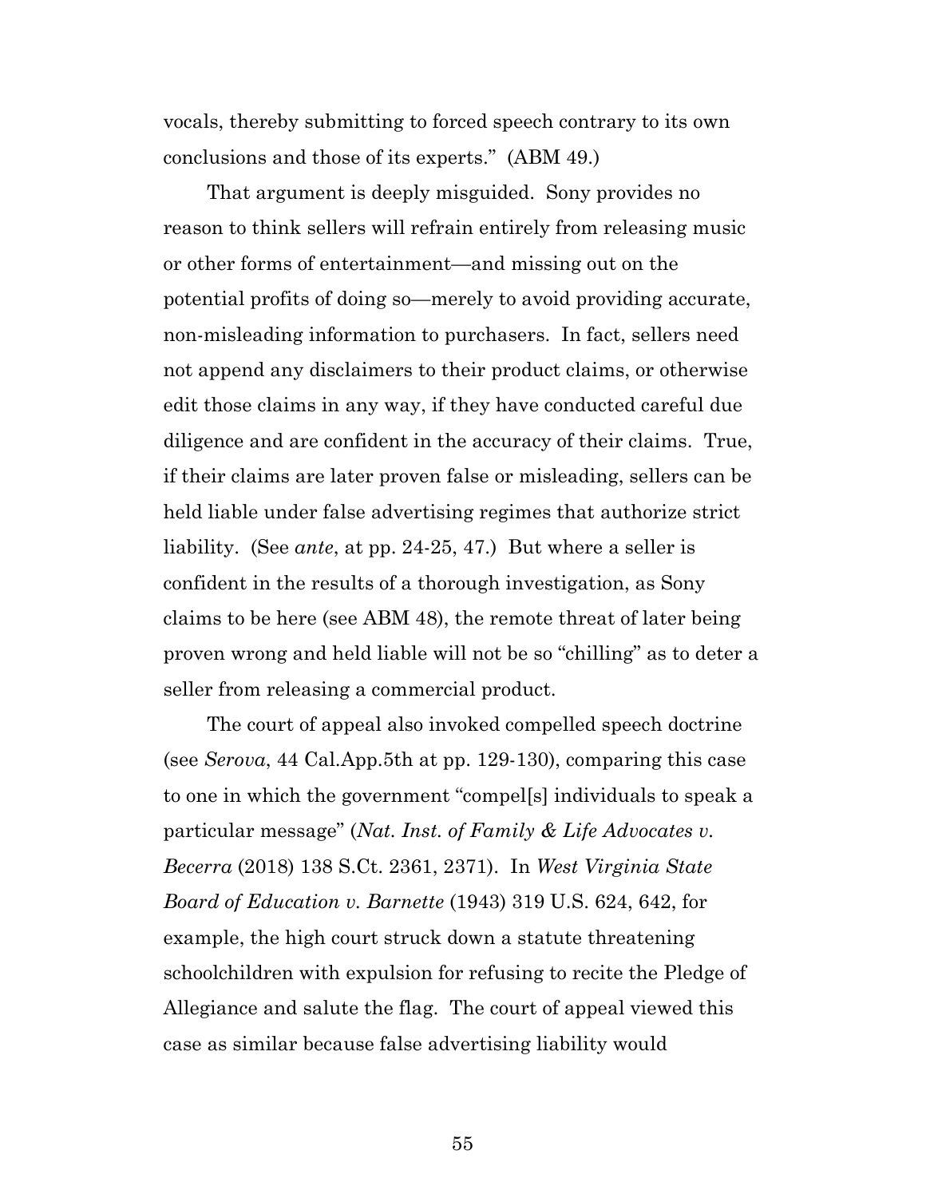vocals, thereby submitting to forced speech contrary to its own conclusions and those of its experts." (ABM 49.)

That argument is deeply misguided. Sony provides no reason to think sellers will refrain entirely from releasing music or other forms of entertainment—and missing out on the potential profits of doing so—merely to avoid providing accurate, non-misleading information to purchasers. In fact, sellers need not append any disclaimers to their product claims, or otherwise edit those claims in any way, if they have conducted careful due diligence and are confident in the accuracy of their claims. True, if their claims are later proven false or misleading, sellers can be held liable under false advertising regimes that authorize strict liability. (See *ante*, at pp. 24-25, 47.) But where a seller is confident in the results of a thorough investigation, as Sony claims to be here (see ABM 48), the remote threat of later being proven wrong and held liable will not be so "chilling" as to deter a seller from releasing a commercial product.

The court of appeal also invoked compelled speech doctrine (see *Serova*, 44 Cal.App.5th at pp. 129-130), comparing this case to one in which the government "compel[s] individuals to speak a particular message" (*Nat. Inst. of Family & Life Advocates v. Becerra* (2018) 138 S.Ct. 2361, 2371). In *West Virginia State Board of Education v. Barnette* (1943) 319 U.S. 624, 642, for example, the high court struck down a statute threatening schoolchildren with expulsion for refusing to recite the Pledge of Allegiance and salute the flag. The court of appeal viewed this case as similar because false advertising liability would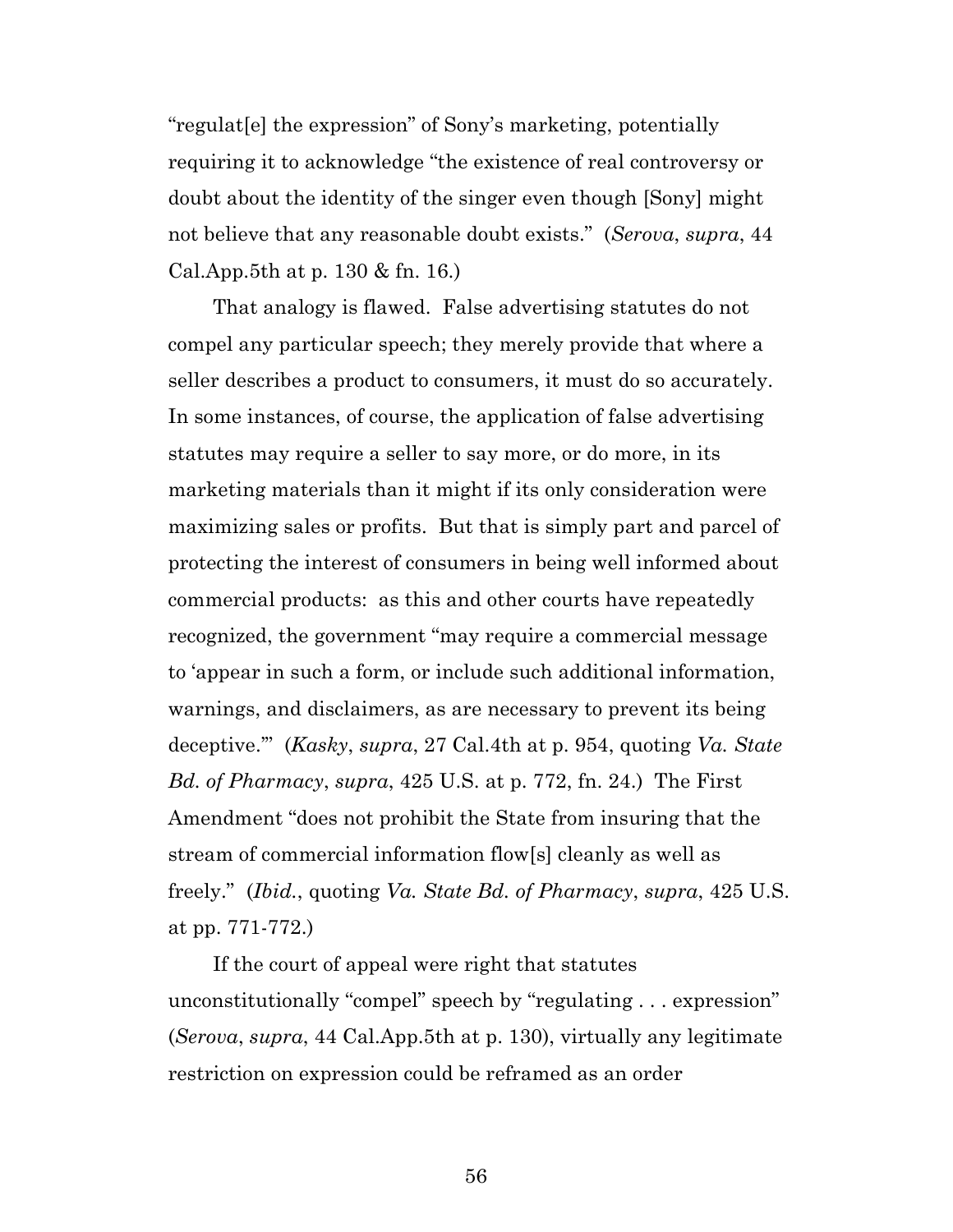"regulat[e] the expression" of Sony's marketing, potentially requiring it to acknowledge "the existence of real controversy or doubt about the identity of the singer even though [Sony] might not believe that any reasonable doubt exists." (*Serova*, *supra*, 44 Cal.App.5th at p. 130 & fn. 16.)

That analogy is flawed. False advertising statutes do not compel any particular speech; they merely provide that where a seller describes a product to consumers, it must do so accurately. In some instances, of course, the application of false advertising statutes may require a seller to say more, or do more, in its marketing materials than it might if its only consideration were maximizing sales or profits. But that is simply part and parcel of protecting the interest of consumers in being well informed about commercial products: as this and other courts have repeatedly recognized, the government "may require a commercial message to 'appear in such a form, or include such additional information, warnings, and disclaimers, as are necessary to prevent its being deceptive.'" (*Kasky*, *supra*, 27 Cal.4th at p. 954, quoting *Va. State Bd. of Pharmacy*, *supra*, 425 U.S. at p. 772, fn. 24.) The First Amendment "does not prohibit the State from insuring that the stream of commercial information flow[s] cleanly as well as freely." (*Ibid.*, quoting *Va. State Bd. of Pharmacy*, *supra*, 425 U.S. at pp. 771-772.)

If the court of appeal were right that statutes unconstitutionally "compel" speech by "regulating . . . expression" (*Serova*, *supra*, 44 Cal.App.5th at p. 130), virtually any legitimate restriction on expression could be reframed as an order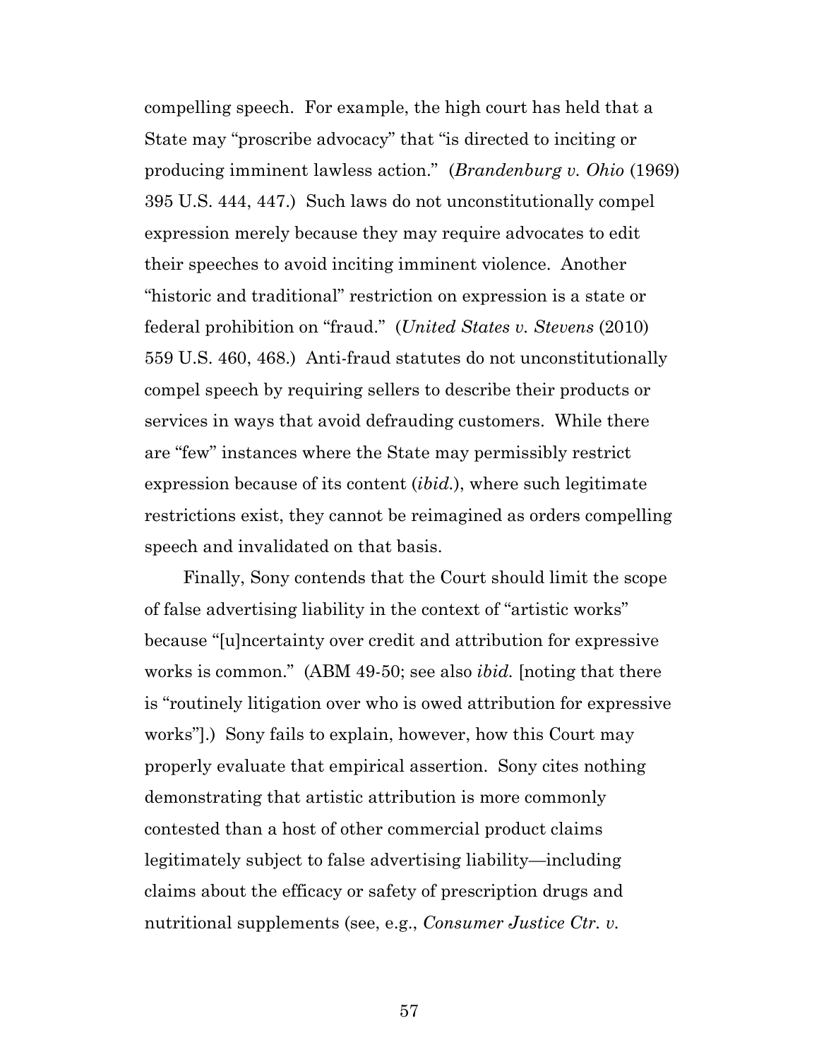compelling speech. For example, the high court has held that a State may "proscribe advocacy" that "is directed to inciting or producing imminent lawless action." (*Brandenburg v. Ohio* (1969) 395 U.S. 444, 447.) Such laws do not unconstitutionally compel expression merely because they may require advocates to edit their speeches to avoid inciting imminent violence. Another "historic and traditional" restriction on expression is a state or federal prohibition on "fraud." (*United States v. Stevens* (2010) 559 U.S. 460, 468.) Anti-fraud statutes do not unconstitutionally compel speech by requiring sellers to describe their products or services in ways that avoid defrauding customers. While there are "few" instances where the State may permissibly restrict expression because of its content (*ibid.*), where such legitimate restrictions exist, they cannot be reimagined as orders compelling speech and invalidated on that basis.

Finally, Sony contends that the Court should limit the scope of false advertising liability in the context of "artistic works" because "[u]ncertainty over credit and attribution for expressive works is common." (ABM 49-50; see also *ibid.* [noting that there is "routinely litigation over who is owed attribution for expressive works"].) Sony fails to explain, however, how this Court may properly evaluate that empirical assertion. Sony cites nothing demonstrating that artistic attribution is more commonly contested than a host of other commercial product claims legitimately subject to false advertising liability—including claims about the efficacy or safety of prescription drugs and nutritional supplements (see, e.g., *Consumer Justice Ctr. v.*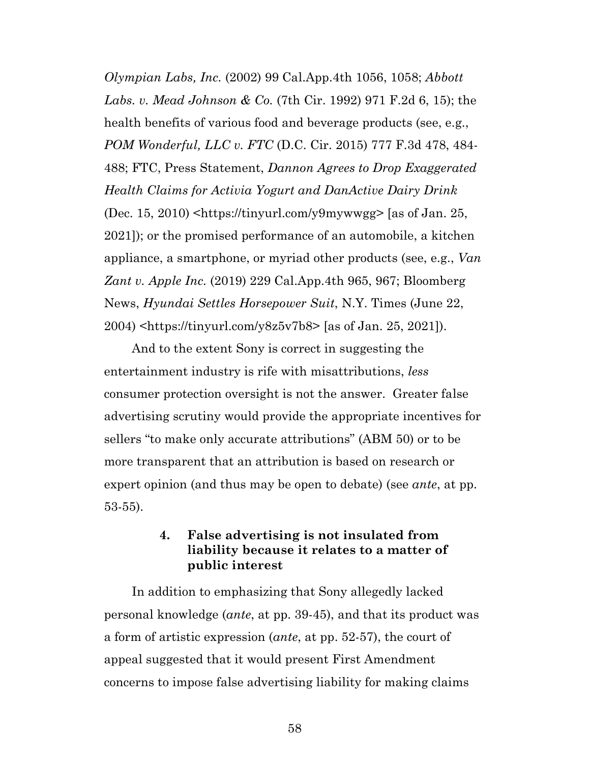*Olympian Labs, Inc.* (2002) 99 Cal.App.4th 1056, 1058; *Abbott Labs. v. Mead Johnson & Co.* (7th Cir. 1992) 971 F.2d 6, 15); the health benefits of various food and beverage products (see, e.g., *POM Wonderful, LLC v. FTC* (D.C. Cir. 2015) 777 F.3d 478, 484-488; FTC, Press Statement, *Dannon Agrees to Drop Exaggerated Health Claims for Activia Yogurt and DanActive Dairy Drink* (Dec. 15, 2010) <https://tinyurl.com/y9mywwgg> [as of Jan. 25, 2021]); or the promised performance of an automobile, a kitchen appliance, a smartphone, or myriad other products (see, e.g., *Van Zant v. Apple Inc.* (2019) 229 Cal.App.4th 965, 967; Bloomberg News, *Hyundai Settles Horsepower Suit*, N.Y. Times (June 22, 2004) <https://tinyurl.com/y8z5v7b8> [as of Jan. 25, 2021]).

And to the extent Sony is correct in suggesting the entertainment industry is rife with misattributions, *less* consumer protection oversight is not the answer. Greater false advertising scrutiny would provide the appropriate incentives for sellers "to make only accurate attributions" (ABM 50) or to be more transparent that an attribution is based on research or expert opinion (and thus may be open to debate) (see *ante*, at pp. 53-55).

### 4. False advertising is not insulated from liability because it relates to a matter of public interest

In addition to emphasizing that Sony allegedly lacked personal knowledge (*ante*, at pp. 39-45), and that its product was a form of artistic expression (*ante*, at pp. 52-57), the court of appeal suggested that it would present First Amendment concerns to impose false advertising liability for making claims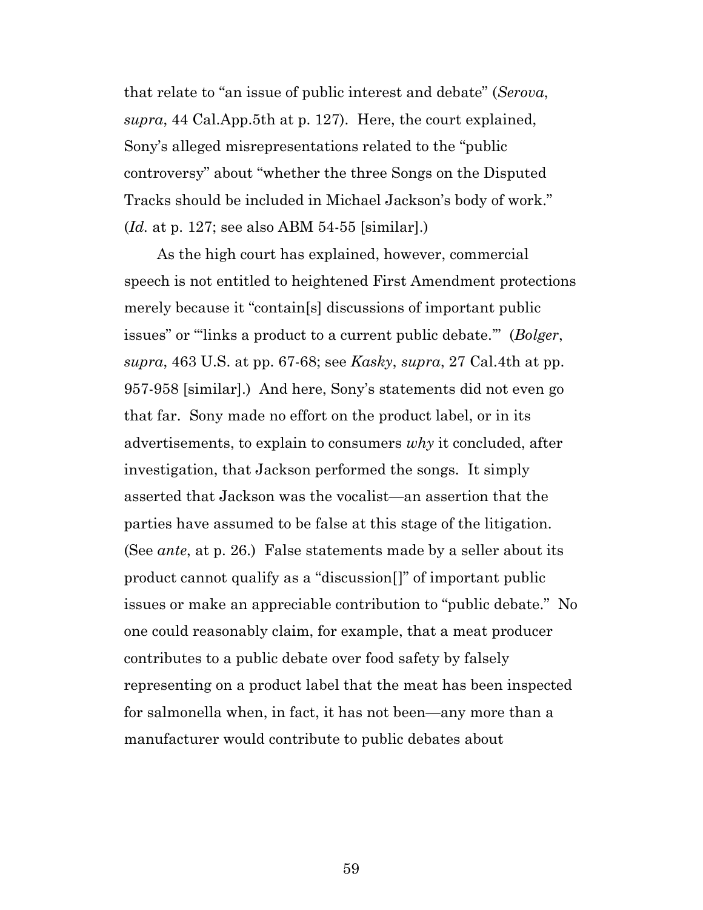that relate to "an issue of public interest and debate" (*Serova*, *supra*, 44 Cal.App.5th at p. 127). Here, the court explained, Sony's alleged misrepresentations related to the "public controversy" about "whether the three Songs on the Disputed Tracks should be included in Michael Jackson's body of work." (*Id.* at p. 127; see also ABM 54-55 [similar].)

As the high court has explained, however, commercial speech is not entitled to heightened First Amendment protections merely because it "contain[s] discussions of important public issues" or "'links a product to a current public debate.'" (*Bolger*, *supra*, 463 U.S. at pp. 67-68; see *Kasky*, *supra*, 27 Cal.4th at pp. 957-958 [similar].) And here, Sony's statements did not even go that far. Sony made no effort on the product label, or in its advertisements, to explain to consumers *why* it concluded, after investigation, that Jackson performed the songs. It simply asserted that Jackson was the vocalist—an assertion that the parties have assumed to be false at this stage of the litigation. (See *ante*, at p. 26.) False statements made by a seller about its product cannot qualify as a "discussion[]" of important public issues or make an appreciable contribution to "public debate." No one could reasonably claim, for example, that a meat producer contributes to a public debate over food safety by falsely representing on a product label that the meat has been inspected for salmonella when, in fact, it has not been—any more than a manufacturer would contribute to public debates about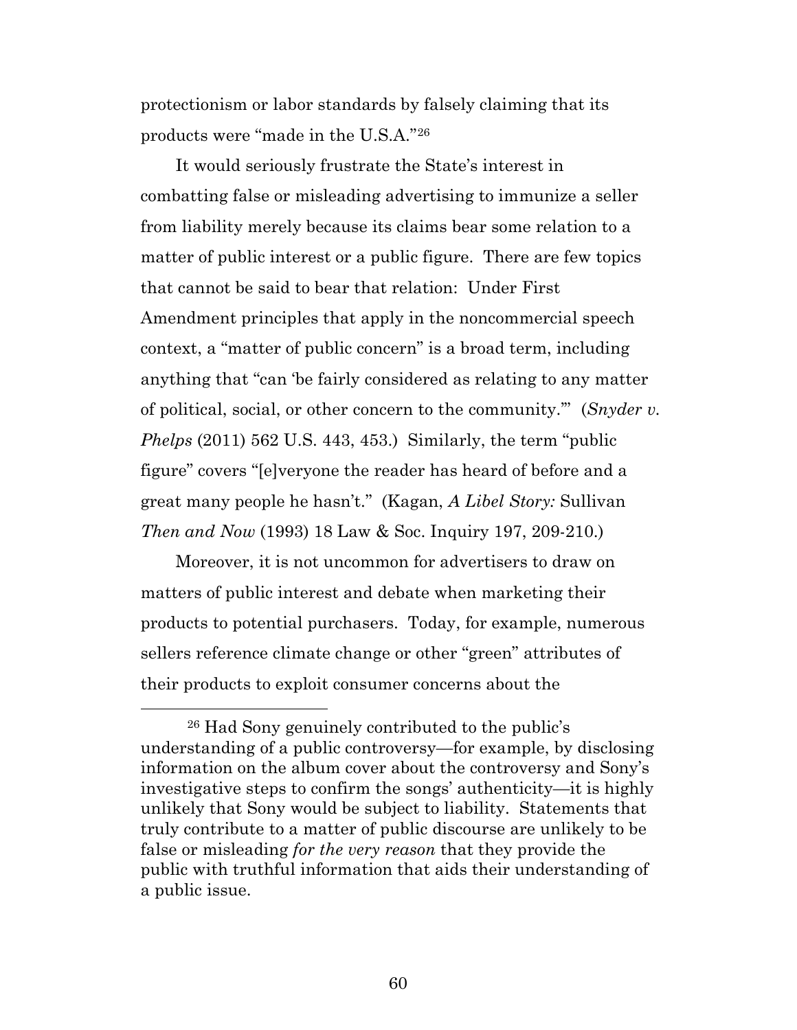protectionism or labor standards by falsely claiming that its products were "made in the U.S.A."[26]

It would seriously frustrate the State's interest in combatting false or misleading advertising to immunize a seller from liability merely because its claims bear some relation to a matter of public interest or a public figure. There are few topics that cannot be said to bear that relation: Under First Amendment principles that apply in the noncommercial speech context, a "matter of public concern" is a broad term, including anything that "can 'be fairly considered as relating to any matter of political, social, or other concern to the community.'" (*Snyder v. Phelps* (2011) 562 U.S. 443, 453.) Similarly, the term "public figure" covers "[e]veryone the reader has heard of before and a great many people he hasn't." (Kagan, *A Libel Story:* Sullivan *Then and Now* (1993) 18 Law & Soc. Inquiry 197, 209-210.)

Moreover, it is not uncommon for advertisers to draw on matters of public interest and debate when marketing their products to potential purchasers. Today, for example, numerous sellers reference climate change or other "green" attributes of their products to exploit consumer concerns about the

---

[26] Had Sony genuinely contributed to the public's understanding of a public controversy—for example, by disclosing information on the album cover about the controversy and Sony's investigative steps to confirm the songs' authenticity—it is highly unlikely that Sony would be subject to liability. Statements that truly contribute to a matter of public discourse are unlikely to be false or misleading *for the very reason* that they provide the public with truthful information that aids their understanding of a public issue.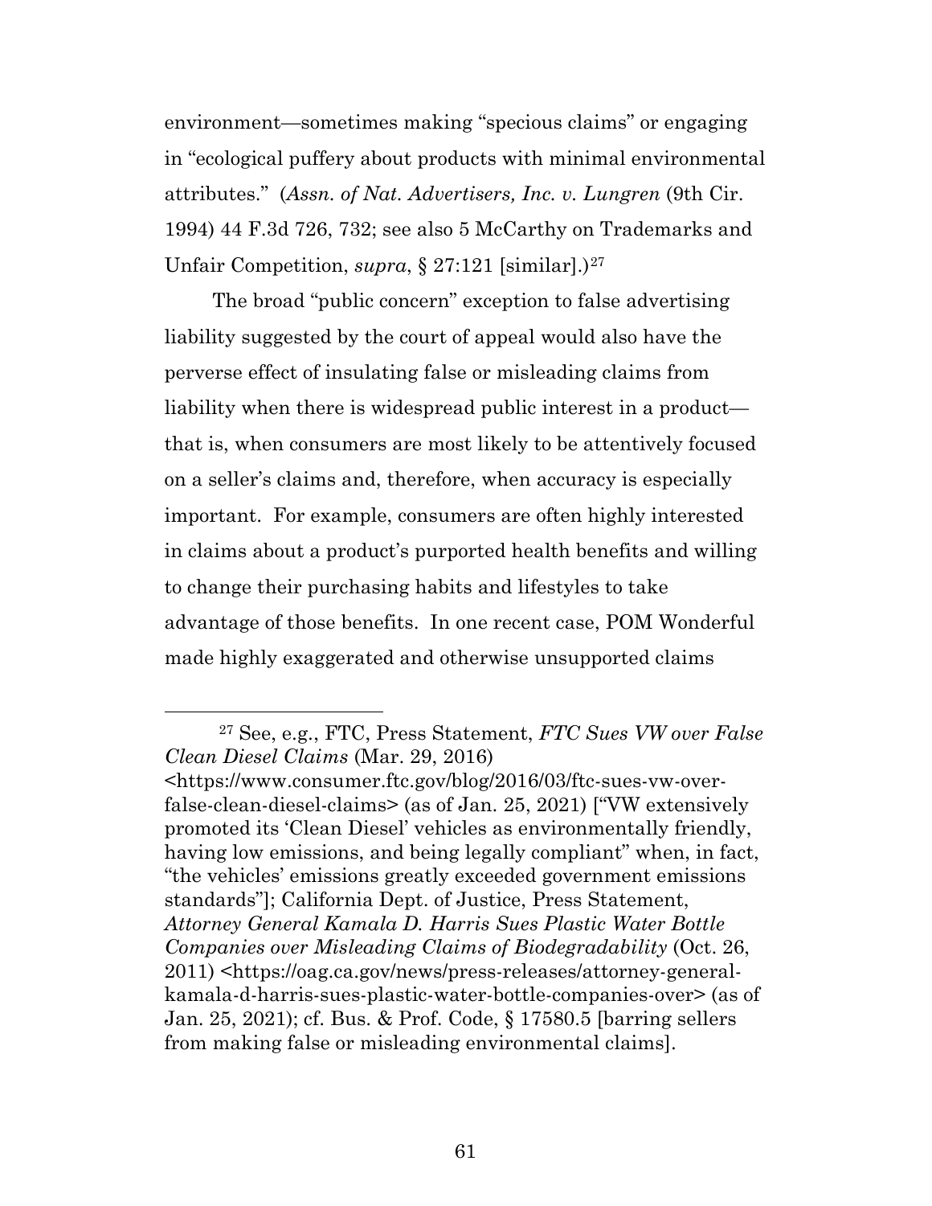environment—sometimes making "specious claims" or engaging in "ecological puffery about products with minimal environmental attributes." (*Assn. of Nat. Advertisers, Inc. v. Lungren* (9th Cir. 1994) 44 F.3d 726, 732; see also 5 McCarthy on Trademarks and Unfair Competition, *supra*, § 27:121 [similar].)[27]

The broad "public concern" exception to false advertising liability suggested by the court of appeal would also have the perverse effect of insulating false or misleading claims from liability when there is widespread public interest in a product—that is, when consumers are most likely to be attentively focused on a seller's claims and, therefore, when accuracy is especially important. For example, consumers are often highly interested in claims about a product's purported health benefits and willing to change their purchasing habits and lifestyles to take advantage of those benefits. In one recent case, POM Wonderful made highly exaggerated and otherwise unsupported claims

---

[27] See, e.g., FTC, Press Statement, *FTC Sues VW over False Clean Diesel Claims* (Mar. 29, 2016) <https://www.consumer.ftc.gov/blog/2016/03/ftc-sues-vw-over-false-clean-diesel-claims> (as of Jan. 25, 2021) ["VW extensively promoted its 'Clean Diesel' vehicles as environmentally friendly, having low emissions, and being legally compliant" when, in fact, "the vehicles' emissions greatly exceeded government emissions standards"]; California Dept. of Justice, Press Statement, *Attorney General Kamala D. Harris Sues Plastic Water Bottle Companies over Misleading Claims of Biodegradability* (Oct. 26, 2011) <https://oag.ca.gov/news/press-releases/attorney-general-kamala-d-harris-sues-plastic-water-bottle-companies-over> (as of Jan. 25, 2021); cf. Bus. & Prof. Code, § 17580.5 [barring sellers from making false or misleading environmental claims].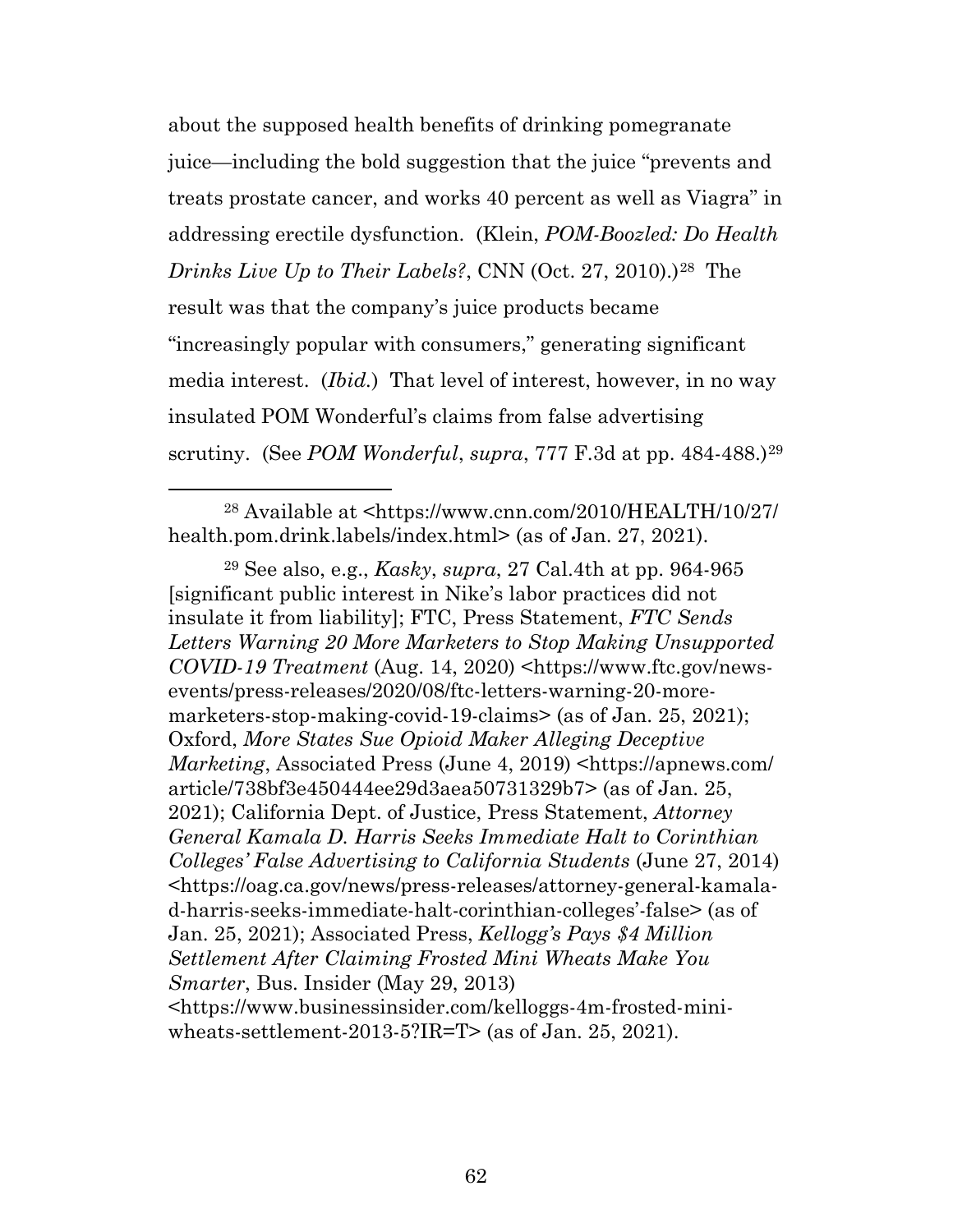about the supposed health benefits of drinking pomegranate juice—including the bold suggestion that the juice "prevents and treats prostate cancer, and works 40 percent as well as Viagra" in addressing erectile dysfunction. (Klein, *POM-Boozled: Do Health Drinks Live Up to Their Labels?*, CNN (Oct. 27, 2010).)[28] The result was that the company's juice products became "increasingly popular with consumers," generating significant media interest. (*Ibid.*) That level of interest, however, in no way insulated POM Wonderful's claims from false advertising scrutiny. (See *POM Wonderful*, *supra*, 777 F.3d at pp. 484-488.)[29]

[28] Available at <https://www.cnn.com/2010/HEALTH/10/27/health.pom.drink.labels/index.html> (as of Jan. 27, 2021).

[29] See also, e.g., *Kasky*, *supra*, 27 Cal.4th at pp. 964-965 [significant public interest in Nike's labor practices did not insulate it from liability]; FTC, Press Statement, *FTC Sends Letters Warning 20 More Marketers to Stop Making Unsupported COVID-19 Treatment* (Aug. 14, 2020) <https://www.ftc.gov/news-events/press-releases/2020/08/ftc-letters-warning-20-more-marketers-stop-making-covid-19-claims> (as of Jan. 25, 2021); Oxford, *More States Sue Opioid Maker Alleging Deceptive Marketing*, Associated Press (June 4, 2019) <https://apnews.com/article/738bf3e450444ee29d3aea50731329b7> (as of Jan. 25, 2021); California Dept. of Justice, Press Statement, *Attorney General Kamala D. Harris Seeks Immediate Halt to Corinthian Colleges' False Advertising to California Students* (June 27, 2014) <https://oag.ca.gov/news/press-releases/attorney-general-kamala-d-harris-seeks-immediate-halt-corinthian-colleges'-false> (as of Jan. 25, 2021); Associated Press, *Kellogg's Pays $4 Million Settlement After Claiming Frosted Mini Wheats Make You Smarter*, Bus. Insider (May 29, 2013) <https://www.businessinsider.com/kelloggs-4m-frosted-mini-wheats-settlement-2013-5?IR=T> (as of Jan. 25, 2021).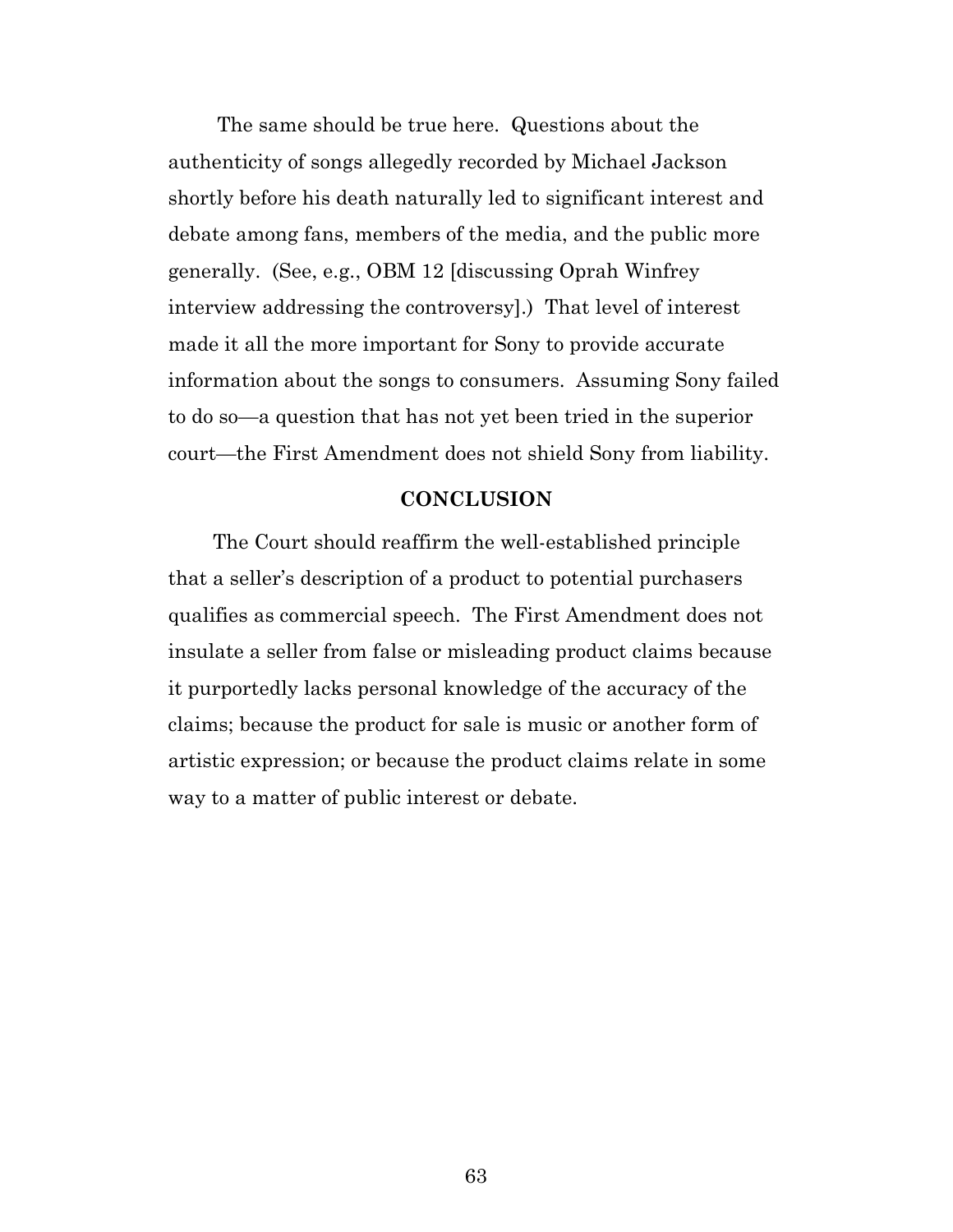The same should be true here. Questions about the authenticity of songs allegedly recorded by Michael Jackson shortly before his death naturally led to significant interest and debate among fans, members of the media, and the public more generally. (See, e.g., OBM 12 [discussing Oprah Winfrey interview addressing the controversy].) That level of interest made it all the more important for Sony to provide accurate information about the songs to consumers. Assuming Sony failed to do so—a question that has not yet been tried in the superior court—the First Amendment does not shield Sony from liability.

## CONCLUSION

The Court should reaffirm the well-established principle that a seller's description of a product to potential purchasers qualifies as commercial speech. The First Amendment does not insulate a seller from false or misleading product claims because it purportedly lacks personal knowledge of the accuracy of the claims; because the product for sale is music or another form of artistic expression; or because the product claims relate in some way to a matter of public interest or debate.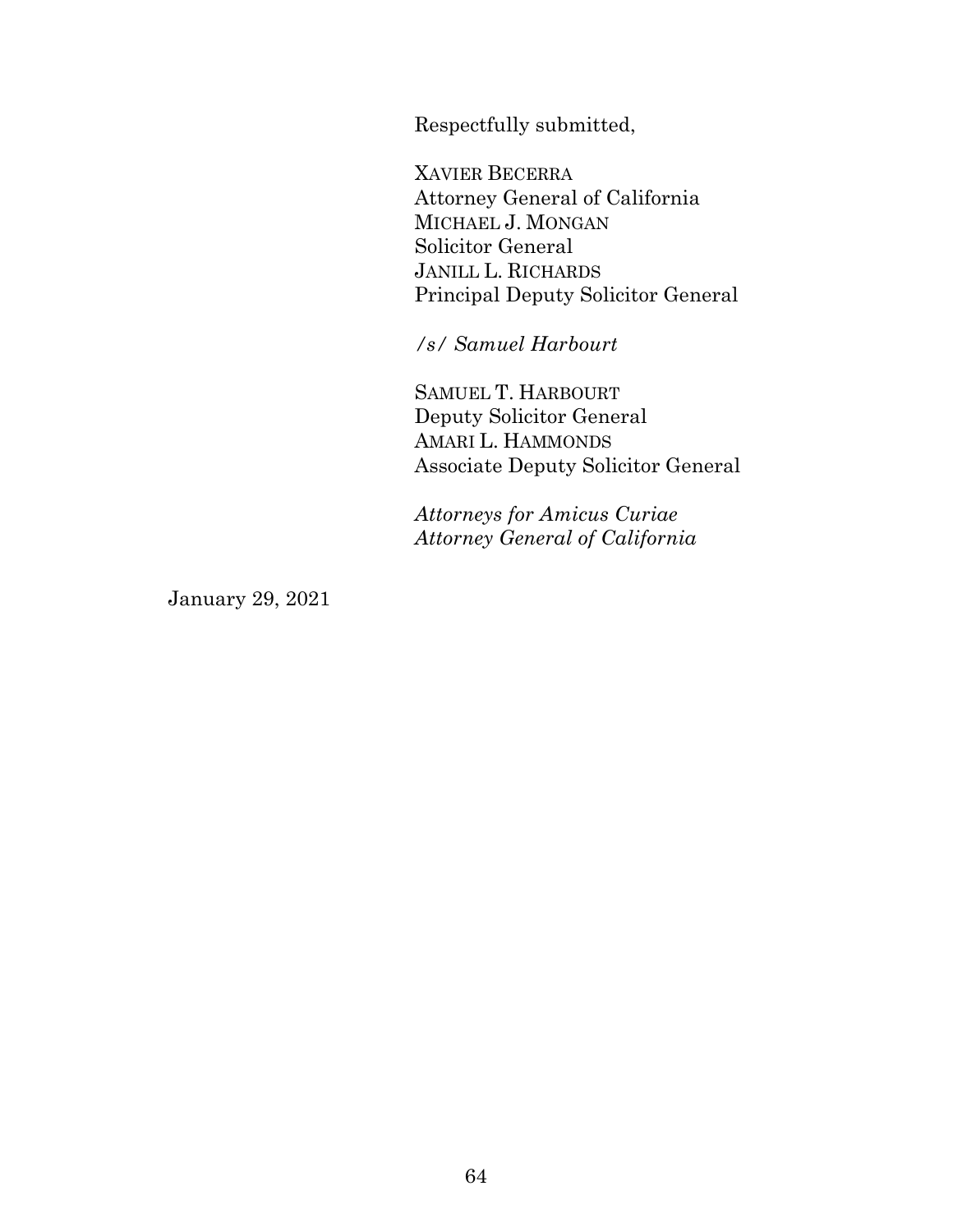Respectfully submitted,

XAVIER BECERRA
Attorney General of California
MICHAEL J. MONGAN
Solicitor General
JANILL L. RICHARDS
Principal Deputy Solicitor General

*/s/ Samuel Harbourt*

SAMUEL T. HARBOURT
Deputy Solicitor General
AMARI L. HAMMONDS
Associate Deputy Solicitor General

*Attorneys for Amicus Curiae*
*Attorney General of California*

January 29, 2021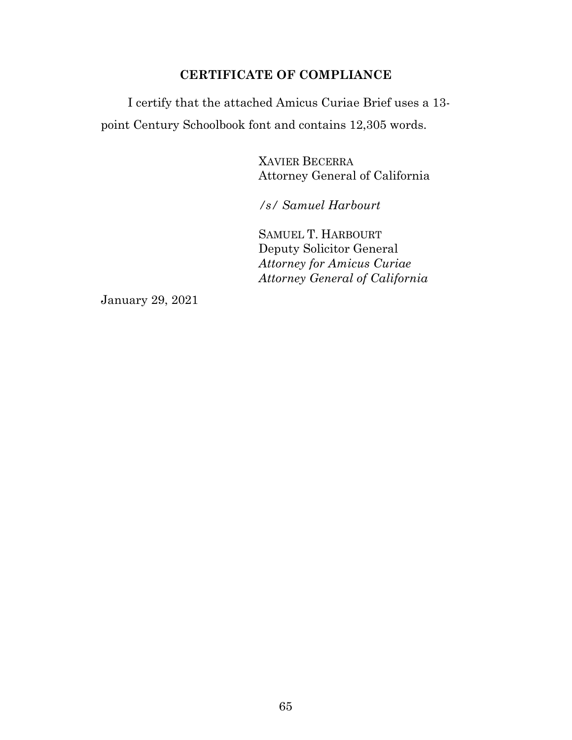**CERTIFICATE OF COMPLIANCE**

I certify that the attached Amicus Curiae Brief uses a 13-point Century Schoolbook font and contains 12,305 words.

XAVIER BECERRA
Attorney General of California

*/s/ Samuel Harbourt*

SAMUEL T. HARBOURT
Deputy Solicitor General
*Attorney for Amicus Curiae*
*Attorney General of California*

January 29, 2021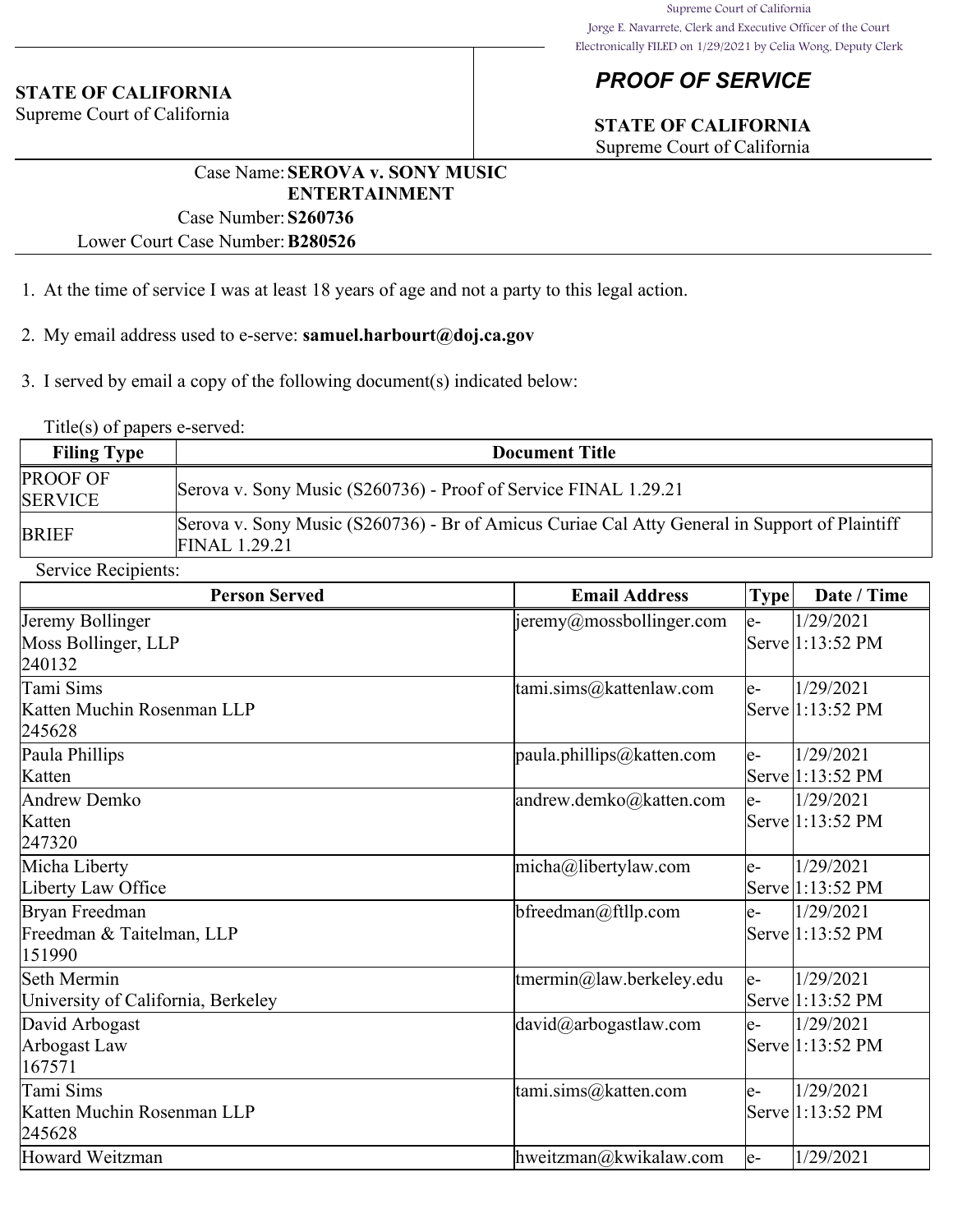Supreme Court of California
Jorge E. Navarrete, Clerk and Executive Officer of the Court
Electronically FILED on 1/29/2021 by Celia Wong, Deputy Clerk

**STATE OF CALIFORNIA**
Supreme Court of California

## *PROOF OF SERVICE*

**STATE OF CALIFORNIA**
Supreme Court of California

Case Name: **SEROVA v. SONY MUSIC ENTERTAINMENT**
Case Number: **S260736**
Lower Court Case Number: **B280526**

1. At the time of service I was at least 18 years of age and not a party to this legal action.

2. My email address used to e-serve: **samuel.harbourt@doj.ca.gov**

3. I served by email a copy of the following document(s) indicated below:

Title(s) of papers e-served:

| Filing Type | Document Title |
|---|---|
| PROOF OF SERVICE | Serova v. Sony Music (S260736) - Proof of Service FINAL 1.29.21 |
| BRIEF | Serova v. Sony Music (S260736) - Br of Amicus Curiae Cal Atty General in Support of Plaintiff FINAL 1.29.21 |

Service Recipients:

| Person Served | Email Address | Type | Date / Time |
|---|---|---|---|
| Jeremy Bollinger<br>Moss Bollinger, LLP<br>240132 | jeremy@mossbollinger.com | e-Serve | 1/29/2021 1:13:52 PM |
| Tami Sims<br>Katten Muchin Rosenman LLP<br>245628 | tami.sims@kattenlaw.com | e-Serve | 1/29/2021 1:13:52 PM |
| Paula Phillips<br>Katten | paula.phillips@katten.com | e-Serve | 1/29/2021 1:13:52 PM |
| Andrew Demko<br>Katten<br>247320 | andrew.demko@katten.com | e-Serve | 1/29/2021 1:13:52 PM |
| Micha Liberty<br>Liberty Law Office | micha@libertylaw.com | e-Serve | 1/29/2021 1:13:52 PM |
| Bryan Freedman<br>Freedman & Taitelman, LLP<br>151990 | bfreedman@ftllp.com | e-Serve | 1/29/2021 1:13:52 PM |
| Seth Mermin<br>University of California, Berkeley | tmermin@law.berkeley.edu | e-Serve | 1/29/2021 1:13:52 PM |
| David Arbogast<br>Arbogast Law<br>167571 | david@arbogastlaw.com | e-Serve | 1/29/2021 1:13:52 PM |
| Tami Sims<br>Katten Muchin Rosenman LLP<br>245628 | tami.sims@katten.com | e-Serve | 1/29/2021 1:13:52 PM |
| Howard Weitzman | hweitzman@kwikalaw.com | e- | 1/29/2021 |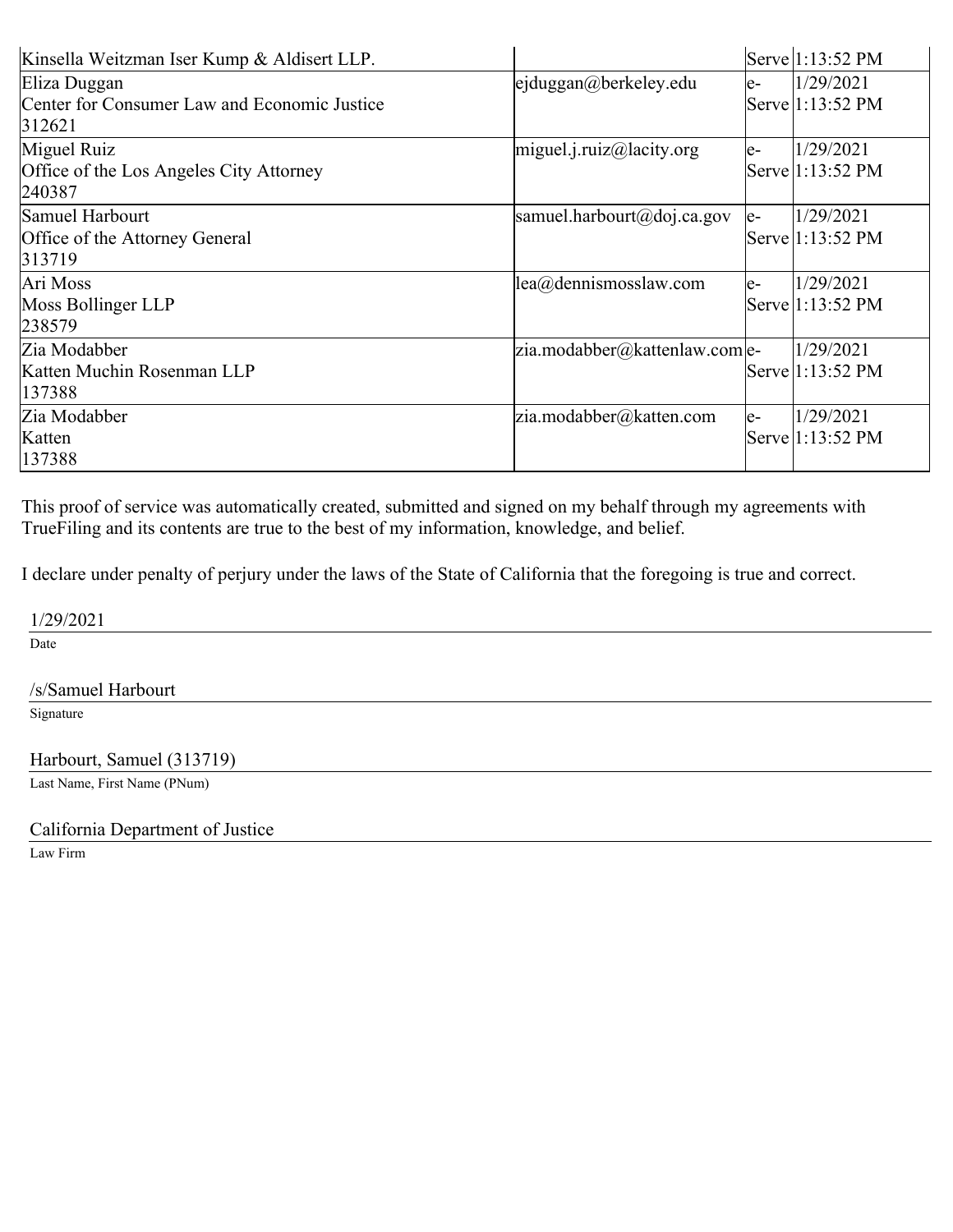| | | | |
|---|---|---|---|
| Kinsella Weitzman Iser Kump & Aldisert LLP. | | | Serve 1:13:52 PM |
| Eliza Duggan<br>Center for Consumer Law and Economic Justice<br>312621 | ejduggan@berkeley.edu | e-Serve | 1/29/2021<br>1:13:52 PM |
| Miguel Ruiz<br>Office of the Los Angeles City Attorney<br>240387 | miguel.j.ruiz@lacity.org | e-Serve | 1/29/2021<br>1:13:52 PM |
| Samuel Harbourt<br>Office of the Attorney General<br>313719 | samuel.harbourt@doj.ca.gov | e-Serve | 1/29/2021<br>1:13:52 PM |
| Ari Moss<br>Moss Bollinger LLP<br>238579 | lea@dennismosslaw.com | e-Serve | 1/29/2021<br>1:13:52 PM |
| Zia Modabber<br>Katten Muchin Rosenman LLP<br>137388 | zia.modabber@kattenlaw.com | e-Serve | 1/29/2021<br>1:13:52 PM |
| Zia Modabber<br>Katten<br>137388 | zia.modabber@katten.com | e-Serve | 1/29/2021<br>1:13:52 PM |

This proof of service was automatically created, submitted and signed on my behalf through my agreements with TrueFiling and its contents are true to the best of my information, knowledge, and belief.

I declare under penalty of perjury under the laws of the State of California that the foregoing is true and correct.

1/29/2021

Date

/s/Samuel Harbourt

Signature

Harbourt, Samuel (313719)

Last Name, First Name (PNum)

California Department of Justice

Law Firm